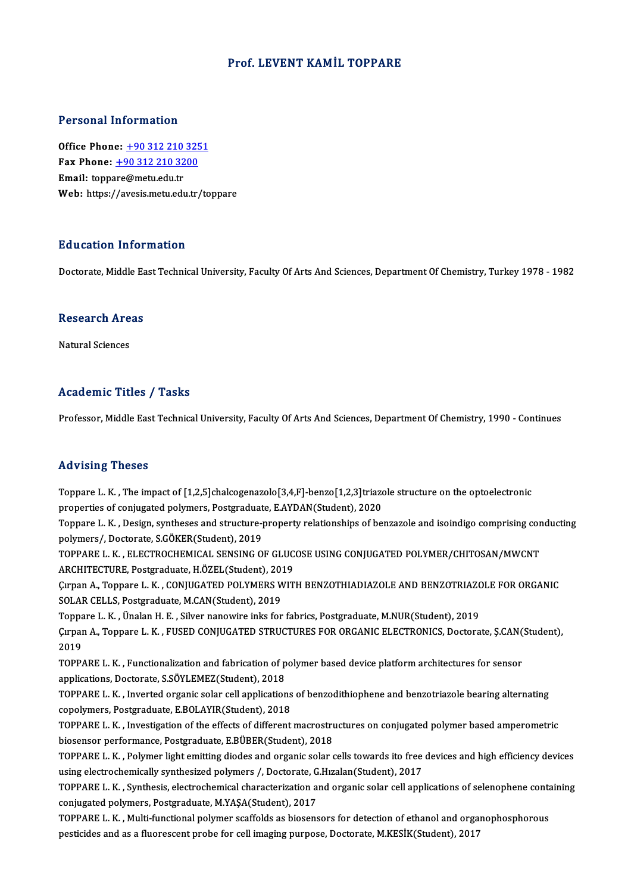# Prof. LEVENT KAMİL TOPPARE

## Personal Information

**Office Phone:** +90 312 210 3251
**Fax Phone:** +90 312 210 3200
**Email:** toppare@metu.edu.tr
**Web:** https://avesis.metu.edu.tr/toppare

## Education Information

Doctorate, Middle East Technical University, Faculty Of Arts And Sciences, Department Of Chemistry, Turkey 1978 - 1982

## Research Areas

Natural Sciences

## Academic Titles / Tasks

Professor, Middle East Technical University, Faculty Of Arts And Sciences, Department Of Chemistry, 1990 - Continues

## Advising Theses

Toppare L. K. , The impact of [1,2,5]chalcogenazolo[3,4,F]-benzo[1,2,3]triazole structure on the optoelectronic properties of conjugated polymers, Postgraduate, E.AYDAN(Student), 2020

Toppare L. K. , Design, syntheses and structure-property relationships of benzazole and isoindigo comprising conducting polymers/, Doctorate, S.GÖKER(Student), 2019

TOPPARE L. K. , ELECTROCHEMICAL SENSING OF GLUCOSE USING CONJUGATED POLYMER/CHITOSAN/MWCNT ARCHITECTURE, Postgraduate, H.ÖZEL(Student), 2019

Çırpan A., Toppare L. K. , CONJUGATED POLYMERS WITH BENZOTHIADIAZOLE AND BENZOTRIAZOLE FOR ORGANIC SOLAR CELLS, Postgraduate, M.CAN(Student), 2019

Toppare L. K. , Ünalan H. E. , Silver nanowire inks for fabrics, Postgraduate, M.NUR(Student), 2019

Çırpan A., Toppare L. K. , FUSED CONJUGATED STRUCTURES FOR ORGANIC ELECTRONICS, Doctorate, Ş.CAN(Student), 2019

TOPPARE L. K. , Functionalization and fabrication of polymer based device platform architectures for sensor applications, Doctorate, S.SÖYLEMEZ(Student), 2018

TOPPARE L. K. , Inverted organic solar cell applications of benzodithiophene and benzotriazole bearing alternating copolymers, Postgraduate, E.BOLAYIR(Student), 2018

TOPPARE L. K. , Investigation of the effects of different macrostructures on conjugated polymer based amperometric biosensor performance, Postgraduate, E.BÜBER(Student), 2018

TOPPARE L. K. , Polymer light emitting diodes and organic solar cells towards ito free devices and high efficiency devices using electrochemically synthesized polymers /, Doctorate, G.Hızalan(Student), 2017

TOPPARE L. K. , Synthesis, electrochemical characterization and organic solar cell applications of selenophene containing conjugated polymers, Postgraduate, M.YAŞA(Student), 2017

TOPPARE L. K. , Multi-functional polymer scaffolds as biosensors for detection of ethanol and organophosphorous pesticides and as a fluorescent probe for cell imaging purpose, Doctorate, M.KESİK(Student), 2017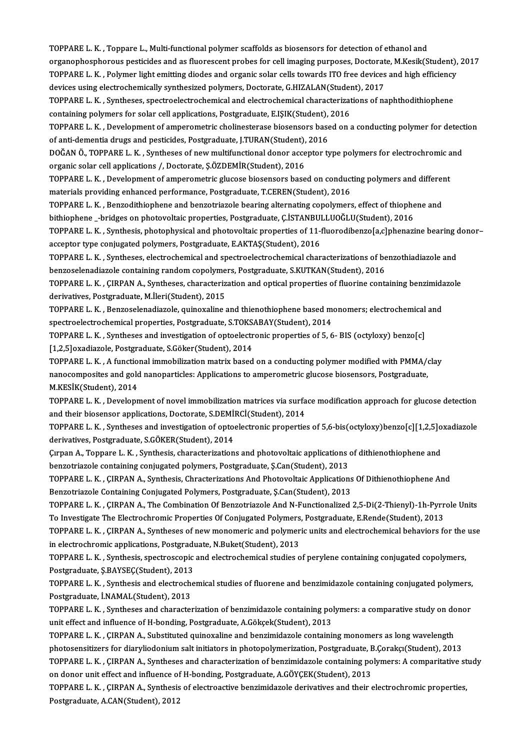TOPPARE L. K. , Toppare L., Multi-functional polymer scaffolds as biosensors for detection of ethanol and organophosphorous pesticides and as fluorescent probes for cell imaging purposes, Doctorate, M.Kesik(Student), 2017

TOPPARE L. K. , Polymer light emitting diodes and organic solar cells towards ITO free devices and high efficiency devices using electrochemically synthesized polymers, Doctorate, G.HIZALAN(Student), 2017

TOPPARE L. K. , Syntheses, spectroelectrochemical and electrochemical characterizations of naphthodithiophene containing polymers for solar cell applications, Postgraduate, E.IŞIK(Student), 2016

TOPPARE L. K. , Development of amperometric cholinesterase biosensors based on a conducting polymer for detection of anti-dementia drugs and pesticides, Postgraduate, J.TURAN(Student), 2016

DOĞAN Ö., TOPPARE L. K. , Syntheses of new multifunctional donor acceptor type polymers for electrochromic and organic solar cell applications /, Doctorate, Ş.ÖZDEMİR(Student), 2016

TOPPARE L. K. , Development of amperometric glucose biosensors based on conducting polymers and different materials providing enhanced performance, Postgraduate, T.CEREN(Student), 2016

TOPPARE L. K. , Benzodithiophene and benzotriazole bearing alternating copolymers, effect of thiophene and bithiophene _-bridges on photovoltaic properties, Postgraduate, Ç.İSTANBULLUOĞLU(Student), 2016

TOPPARE L. K. , Synthesis, photophysical and photovoltaic properties of 11-fluorodibenzo[a,c]phenazine bearing donor–acceptor type conjugated polymers, Postgraduate, E.AKTAŞ(Student), 2016

TOPPARE L. K. , Syntheses, electrochemical and spectroelectrochemical characterizations of benzothiadiazole and benzoselenadiazole containing random copolymers, Postgraduate, S.KUTKAN(Student), 2016

TOPPARE L. K. , ÇIRPAN A., Syntheses, characterization and optical properties of fluorine containing benzimidazole derivatives, Postgraduate, M.İleri(Student), 2015

TOPPARE L. K. , Benzoselenadiazole, quinoxaline and thienothiophene based monomers; electrochemical and spectroelectrochemical properties, Postgraduate, S.TOKSABAY(Student), 2014

TOPPARE L. K. , Syntheses and investigation of optoelectronic properties of 5, 6- BIS (octyloxy) benzo[c] [1,2,5]oxadiazole, Postgraduate, S.Göker(Student), 2014

TOPPARE L. K. , A functional immobilization matrix based on a conducting polymer modified with PMMA/clay nanocomposites and gold nanoparticles: Applications to amperometric glucose biosensors, Postgraduate, M.KESİK(Student), 2014

TOPPARE L. K. , Development of novel immobilization matrices via surface modification approach for glucose detection and their biosensor applications, Doctorate, S.DEMİRCİ(Student), 2014

TOPPARE L. K. , Syntheses and investigation of optoelectronic properties of 5,6-bis(octyloxy)benzo[c][1,2,5]oxadiazole derivatives, Postgraduate, S.GÖKER(Student), 2014

Çırpan A., Toppare L. K. , Synthesis, characterizations and photovoltaic applications of dithienothiophene and benzotriazole containing conjugated polymers, Postgraduate, Ş.Can(Student), 2013

TOPPARE L. K. , ÇIRPAN A., Synthesis, Chracterizations And Photovoltaic Applications Of Dithienothiophene And Benzotriazole Containing Conjugated Polymers, Postgraduate, Ş.Can(Student), 2013

TOPPARE L. K. , ÇIRPAN A., The Combination Of Benzotriazole And N-Functionalized 2,5-Di(2-Thienyl)-1h-Pyrrole Units To Investigate The Electrochromic Properties Of Conjugated Polymers, Postgraduate, E.Rende(Student), 2013

TOPPARE L. K. , ÇIRPAN A., Syntheses of new monomeric and polymeric units and electrochemical behaviors for the use in electrochromic applications, Postgraduate, N.Buket(Student), 2013

TOPPARE L. K. , Synthesis, spectroscopic and electrochemical studies of perylene containing conjugated copolymers, Postgraduate, Ş.BAYSEÇ(Student), 2013

TOPPARE L. K. , Synthesis and electrochemical studies of fluorene and benzimidazole containing conjugated polymers, Postgraduate, İ.NAMAL(Student), 2013

TOPPARE L. K. , Syntheses and characterization of benzimidazole containing polymers: a comparative study on donor unit effect and influence of H-bonding, Postgraduate, A.Gökçek(Student), 2013

TOPPARE L. K. , ÇIRPAN A., Substituted quinoxaline and benzimidazole containing monomers as long wavelength photosensitizers for diaryliodonium salt initiators in photopolymerization, Postgraduate, B.Çorakçı(Student), 2013

TOPPARE L. K. , ÇIRPAN A., Syntheses and characterization of benzimidazole containing polymers: A comparitative study on donor unit effect and influence of H-bonding, Postgraduate, A.GÖYÇEK(Student), 2013

TOPPARE L. K. , ÇIRPAN A., Synthesis of electroactive benzimidazole derivatives and their electrochromic properties, Postgraduate, A.CAN(Student), 2012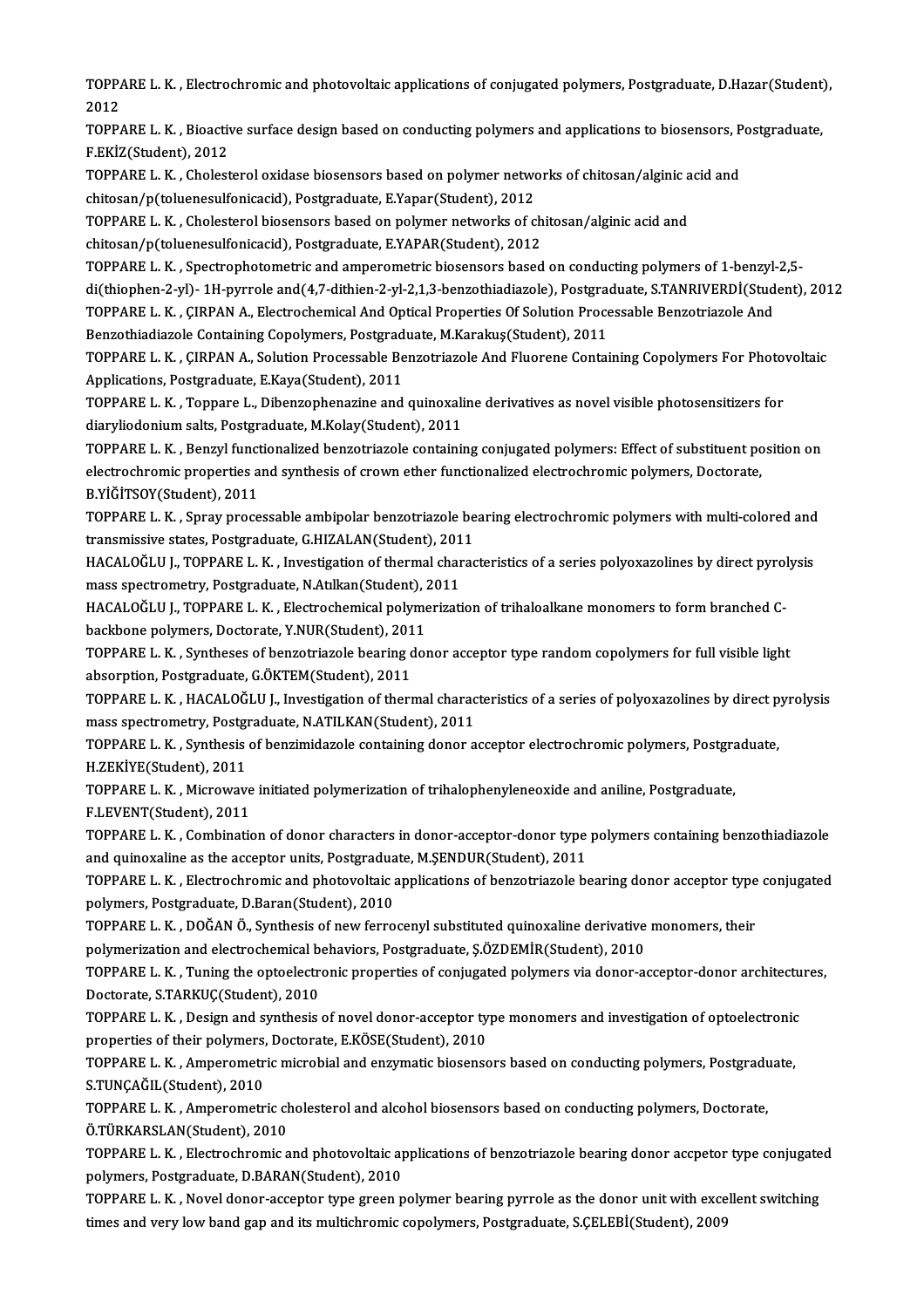TOPPARE L. K. , Electrochromic and photovoltaic applications of conjugated polymers, Postgraduate, D.Hazar(Student), 2012

TOPPARE L. K. , Bioactive surface design based on conducting polymers and applications to biosensors, Postgraduate, F.EKİZ(Student), 2012

TOPPARE L. K. , Cholesterol oxidase biosensors based on polymer networks of chitosan/alginic acid and chitosan/p(toluenesulfonicacid), Postgraduate, E.Yapar(Student), 2012

TOPPARE L. K. , Cholesterol biosensors based on polymer networks of chitosan/alginic acid and chitosan/p(toluenesulfonicacid), Postgraduate, E.YAPAR(Student), 2012

TOPPARE L. K. , Spectrophotometric and amperometric biosensors based on conducting polymers of 1-benzyl-2,5-di(thiophen-2-yl)- 1H-pyrrole and(4,7-dithien-2-yl-2,1,3-benzothiadiazole), Postgraduate, S.TANRIVERDİ(Student), 2012

TOPPARE L. K. , ÇIRPAN A., Electrochemical And Optical Properties Of Solution Processable Benzotriazole And Benzothiadiazole Containing Copolymers, Postgraduate, M.Karakuş(Student), 2011

TOPPARE L. K. , ÇIRPAN A., Solution Processable Benzotriazole And Fluorene Containing Copolymers For Photovoltaic Applications, Postgraduate, E.Kaya(Student), 2011

TOPPARE L. K. , Toppare L., Dibenzophenazine and quinoxaline derivatives as novel visible photosensitizers for diaryliodonium salts, Postgraduate, M.Kolay(Student), 2011

TOPPARE L. K. , Benzyl functionalized benzotriazole containing conjugated polymers: Effect of substituent position on electrochromic properties and synthesis of crown ether functionalized electrochromic polymers, Doctorate, B.YİĞİTSOY(Student), 2011

TOPPARE L. K. , Spray processable ambipolar benzotriazole bearing electrochromic polymers with multi-colored and transmissive states, Postgraduate, G.HIZALAN(Student), 2011

HACALOĞLU J., TOPPARE L. K. , Investigation of thermal characteristics of a series polyoxazolines by direct pyrolysis mass spectrometry, Postgraduate, N.Atılkan(Student), 2011

HACALOĞLU J., TOPPARE L. K. , Electrochemical polymerization of trihaloalkane monomers to form branched C-backbone polymers, Doctorate, Y.NUR(Student), 2011

TOPPARE L. K. , Syntheses of benzotriazole bearing donor acceptor type random copolymers for full visible light absorption, Postgraduate, G.ÖKTEM(Student), 2011

TOPPARE L. K. , HACALOĞLU J., Investigation of thermal characteristics of a series of polyoxazolines by direct pyrolysis mass spectrometry, Postgraduate, N.ATILKAN(Student), 2011

TOPPARE L. K. , Synthesis of benzimidazole containing donor acceptor electrochromic polymers, Postgraduate, H.ZEKİYE(Student), 2011

TOPPARE L. K. , Microwave initiated polymerization of trihalophenyleneoxide and aniline, Postgraduate, F.LEVENT(Student), 2011

TOPPARE L. K. , Combination of donor characters in donor-acceptor-donor type polymers containing benzothiadiazole and quinoxaline as the acceptor units, Postgraduate, M.ŞENDUR(Student), 2011

TOPPARE L. K. , Electrochromic and photovoltaic applications of benzotriazole bearing donor acceptor type conjugated polymers, Postgraduate, D.Baran(Student), 2010

TOPPARE L. K. , DOĞAN Ö., Synthesis of new ferrocenyl substituted quinoxaline derivative monomers, their polymerization and electrochemical behaviors, Postgraduate, Ş.ÖZDEMİR(Student), 2010

TOPPARE L. K. , Tuning the optoelectronic properties of conjugated polymers via donor-acceptor-donor architectures, Doctorate, S.TARKUÇ(Student), 2010

TOPPARE L. K. , Design and synthesis of novel donor-acceptor type monomers and investigation of optoelectronic properties of their polymers, Doctorate, E.KÖSE(Student), 2010

TOPPARE L. K. , Amperometric microbial and enzymatic biosensors based on conducting polymers, Postgraduate, S.TUNÇAĞIL(Student), 2010

TOPPARE L. K. , Amperometric cholesterol and alcohol biosensors based on conducting polymers, Doctorate, Ö.TÜRKARSLAN(Student), 2010

TOPPARE L. K. , Electrochromic and photovoltaic applications of benzotriazole bearing donor accpetor type conjugated polymers, Postgraduate, D.BARAN(Student), 2010

TOPPARE L. K. , Novel donor-acceptor type green polymer bearing pyrrole as the donor unit with excellent switching times and very low band gap and its multichromic copolymers, Postgraduate, S.ÇELEBİ(Student), 2009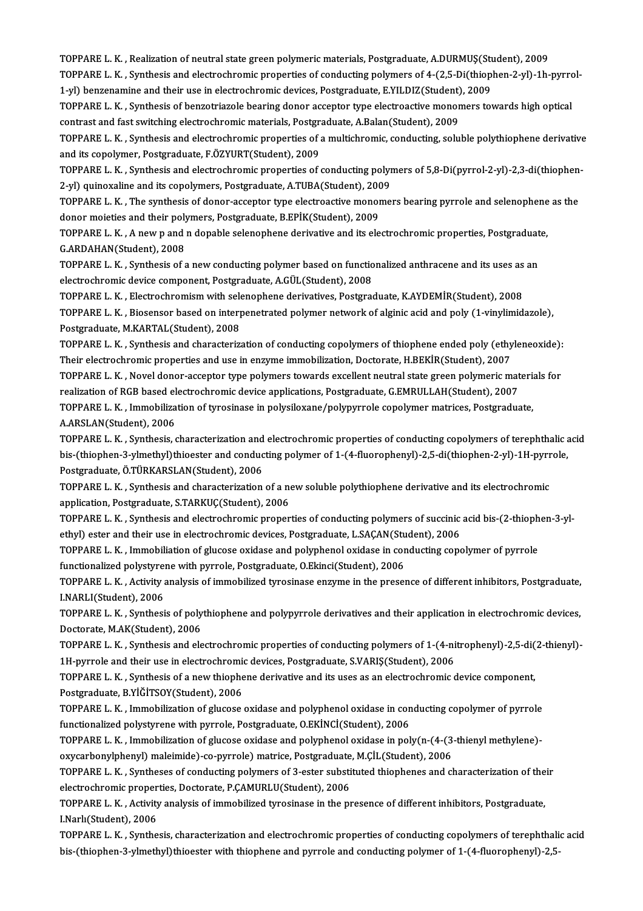TOPPARE L. K. , Realization of neutral state green polymeric materials, Postgraduate, A.DURMUŞ(Student), 2009

TOPPARE L. K. , Synthesis and electrochromic properties of conducting polymers of 4-(2,5-Di(thiophen-2-yl)-1h-pyrrol-1-yl) benzenamine and their use in electrochromic devices, Postgraduate, E.YILDIZ(Student), 2009

TOPPARE L. K. , Synthesis of benzotriazole bearing donor acceptor type electroactive monomers towards high optical contrast and fast switching electrochromic materials, Postgraduate, A.Balan(Student), 2009

TOPPARE L. K. , Synthesis and electrochromic properties of a multichromic, conducting, soluble polythiophene derivative and its copolymer, Postgraduate, F.ÖZYURT(Student), 2009

TOPPARE L. K. , Synthesis and electrochromic properties of conducting polymers of 5,8-Di(pyrrol-2-yl)-2,3-di(thiophen-2-yl) quinoxaline and its copolymers, Postgraduate, A.TUBA(Student), 2009

TOPPARE L. K. , The synthesis of donor-acceptor type electroactive monomers bearing pyrrole and selenophene as the donor moieties and their polymers, Postgraduate, B.EPİK(Student), 2009

TOPPARE L. K. , A new p and n dopable selenophene derivative and its electrochromic properties, Postgraduate, G.ARDAHAN(Student), 2008

TOPPARE L. K. , Synthesis of a new conducting polymer based on functionalized anthracene and its uses as an electrochromic device component, Postgraduate, A.GÜL(Student), 2008

TOPPARE L. K. , Electrochromism with selenophene derivatives, Postgraduate, K.AYDEMİR(Student), 2008

TOPPARE L. K. , Biosensor based on interpenetrated polymer network of alginic acid and poly (1-vinylimidazole), Postgraduate, M.KARTAL(Student), 2008

TOPPARE L. K. , Synthesis and characterization of conducting copolymers of thiophene ended poly (ethyleneoxide): Their electrochromic properties and use in enzyme immobilization, Doctorate, H.BEKİR(Student), 2007

TOPPARE L. K. , Novel donor-acceptor type polymers towards excellent neutral state green polymeric materials for realization of RGB based electrochromic device applications, Postgraduate, G.EMRULLAH(Student), 2007

TOPPARE L. K. , Immobilization of tyrosinase in polysiloxane/polypyrrole copolymer matrices, Postgraduate, A.ARSLAN(Student), 2006

TOPPARE L. K. , Synthesis, characterization and electrochromic properties of conducting copolymers of terephthalic acid bis-(thiophen-3-ylmethyl)thioester and conducting polymer of 1-(4-fluorophenyl)-2,5-di(thiophen-2-yl)-1H-pyrrole, Postgraduate, Ö.TÜRKARSLAN(Student), 2006

TOPPARE L. K. , Synthesis and characterization of a new soluble polythiophene derivative and its electrochromic application, Postgraduate, S.TARKUÇ(Student), 2006

TOPPARE L. K. , Synthesis and electrochromic properties of conducting polymers of succinic acid bis-(2-thiophen-3-yl-ethyl) ester and their use in electrochromic devices, Postgraduate, L.SAÇAN(Student), 2006

TOPPARE L. K. , Immobiliation of glucose oxidase and polyphenol oxidase in conducting copolymer of pyrrole functionalized polystyrene with pyrrole, Postgraduate, O.Ekinci(Student), 2006

TOPPARE L. K. , Activity analysis of immobilized tyrosinase enzyme in the presence of different inhibitors, Postgraduate, I.NARLI(Student), 2006

TOPPARE L. K. , Synthesis of polythiophene and polypyrrole derivatives and their application in electrochromic devices, Doctorate, M.AK(Student), 2006

TOPPARE L. K. , Synthesis and electrochromic properties of conducting polymers of 1-(4-nitrophenyl)-2,5-di(2-thienyl)-1H-pyrrole and their use in electrochromic devices, Postgraduate, S.VARIŞ(Student), 2006

TOPPARE L. K. , Synthesis of a new thiophene derivative and its uses as an electrochromic device component, Postgraduate, B.YİĞİTSOY(Student), 2006

TOPPARE L. K. , Immobilization of glucose oxidase and polyphenol oxidase in conducting copolymer of pyrrole functionalized polystyrene with pyrrole, Postgraduate, O.EKİNCİ(Student), 2006

TOPPARE L. K. , Immobilization of glucose oxidase and polyphenol oxidase in poly(n-(4-(3-thienyl methylene)-oxycarbonylphenyl) maleimide)-co-pyrrole) matrice, Postgraduate, M.ÇİL(Student), 2006

TOPPARE L. K. , Syntheses of conducting polymers of 3-ester substituted thiophenes and characterization of their electrochromic properties, Doctorate, P.ÇAMURLU(Student), 2006

TOPPARE L. K. , Activity analysis of immobilized tyrosinase in the presence of different inhibitors, Postgraduate, I.Narlı(Student), 2006

TOPPARE L. K. , Synthesis, characterization and electrochromic properties of conducting copolymers of terephthalic acid bis-(thiophen-3-ylmethyl)thioester with thiophene and pyrrole and conducting polymer of 1-(4-fluorophenyl)-2,5-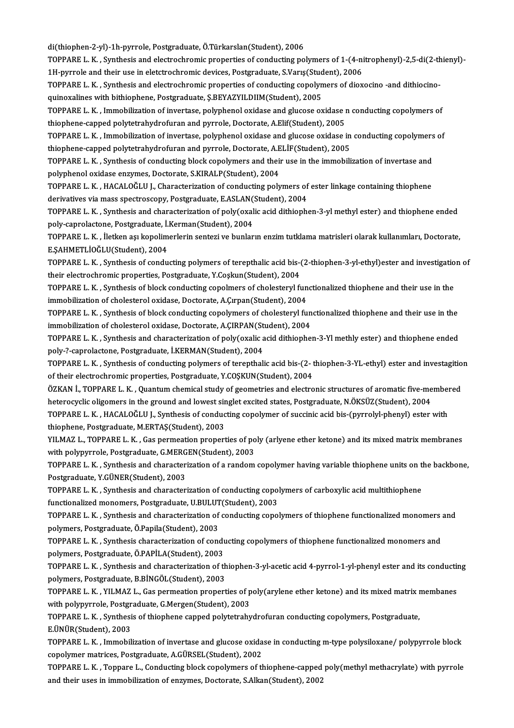di(thiophen-2-yl)-1h-pyrrole, Postgraduate, Ö.Türkarslan(Student), 2006

TOPPARE L. K. , Synthesis and electrochromic properties of conducting polymers of 1-(4-nitrophenyl)-2,5-di(2-thienyl)-1H-pyrrole and their use in eletctrochromic devices, Postgraduate, S.Varış(Student), 2006

TOPPARE L. K. , Synthesis and electrochromic properties of conducting copolymers of dioxocino -and dithiocino-quinoxalines with bithiophene, Postgraduate, Ş.BEYAZYILDIIM(Student), 2005

TOPPARE L. K. , Immobilization of invertase, polyphenol oxidase and glucose oxidase n conducting copolymers of thiophene-capped polytetrahydrofuran and pyrrole, Doctorate, A.Elif(Student), 2005

TOPPARE L. K. , Immobilization of invertase, polyphenol oxidase and glucose oxidase in conducting copolymers of thiophene-capped polytetrahydrofuran and pyrrole, Doctorate, A.ELİF(Student), 2005

TOPPARE L. K. , Synthesis of conducting block copolymers and their use in the immobilization of invertase and polyphenol oxidase enzymes, Doctorate, S.KIRALP(Student), 2004

TOPPARE L. K. , HACALOĞLU J., Characterization of conducting polymers of ester linkage containing thiophene derivatives via mass spectroscopy, Postgraduate, E.ASLAN(Student), 2004

TOPPARE L. K. , Synthesis and characterization of poly(oxalic acid dithiophen-3-yl methyl ester) and thiophene ended poly-caprolactone, Postgraduate, İ.Kerman(Student), 2004

TOPPARE L. K. , İletken aşı kopolimerlerin sentezi ve bunların enzim tutklama matrisleri olarak kullanımları, Doctorate, E.ŞAHMETLİOĞLU(Student), 2004

TOPPARE L. K. , Synthesis of conducting polymers of terepthalic acid bis-(2-thiophen-3-yl-ethyl)ester and investigation of their electrochromic properties, Postgraduate, Y.Coşkun(Student), 2004

TOPPARE L. K. , Synthesis of block conducting copolmers of cholesteryl functionalized thiophene and their use in the immobilization of cholesterol oxidase, Doctorate, A.Çırpan(Student), 2004

TOPPARE L. K. , Synthesis of block conducting copolymers of cholesteryl functionalized thiophene and their use in the immobilization of cholesterol oxidase, Doctorate, A.ÇIRPAN(Student), 2004

TOPPARE L. K. , Synthesis and characterization of poly(oxalic acid dithiophen-3-Yl methly ester) and thiophene ended poly-?-caprolactone, Postgraduate, İ.KERMAN(Student), 2004

TOPPARE L. K. , Synthesis of conducting polymers of terepthalic acid bis-(2- thiophen-3-YL-ethyl) ester and investagition of their electrochromic properties, Postgraduate, Y.COŞKUN(Student), 2004

ÖZKAN İ., TOPPARE L. K. , Quantum chemical study of geometries and electronic structures of aromatic five-membered heterocyclic oligomers in the ground and lowest singlet excited states, Postgraduate, N.ÖKSÜZ(Student), 2004

TOPPARE L. K. , HACALOĞLU J., Synthesis of conducting copolymer of succinic acid bis-(pyrrolyl-phenyl) ester with thiophene, Postgraduate, M.ERTAŞ(Student), 2003

YILMAZ L., TOPPARE L. K. , Gas permeation properties of poly (arlyene ether ketone) and its mixed matrix membranes with polypyrrole, Postgraduate, G.MERGEN(Student), 2003

TOPPARE L. K. , Synthesis and characterization of a random copolymer having variable thiophene units on the backbone, Postgraduate, Y.GÜNER(Student), 2003

TOPPARE L. K. , Synthesis and characterization of conducting copolymers of carboxylic acid multithiophene functionalized monomers, Postgraduate, U.BULUT(Student), 2003

TOPPARE L. K. , Synthesis and characterization of conducting copolymers of thiophene functionalized monomers and polymers, Postgraduate, Ö.Papila(Student), 2003

TOPPARE L. K. , Synthesis characterization of conducting copolymers of thiophene functionalized monomers and polymers, Postgraduate, Ö.PAPİLA(Student), 2003

TOPPARE L. K. , Synthesis and characterization of thiophen-3-yl-acetic acid 4-pyrrol-1-yl-phenyl ester and its conducting polymers, Postgraduate, B.BİNGÖL(Student), 2003

TOPPARE L. K. , YILMAZ L., Gas permeation properties of poly(arylene ether ketone) and its mixed matrix membanes with polypyrrole, Postgraduate, G.Mergen(Student), 2003

TOPPARE L. K. , Synthesis of thiophene capped polytetrahydrofuran conducting copolymers, Postgraduate, E.ÜNÜR(Student), 2003

TOPPARE L. K. , Immobilization of invertase and glucose oxidase in conducting m-type polysiloxane/ polypyrrole block copolymer matrices, Postgraduate, A.GÜRSEL(Student), 2002

TOPPARE L. K. , Toppare L., Conducting block copolymers of thiophene-capped poly(methyl methacrylate) with pyrrole and their uses in immobilization of enzymes, Doctorate, S.Alkan(Student), 2002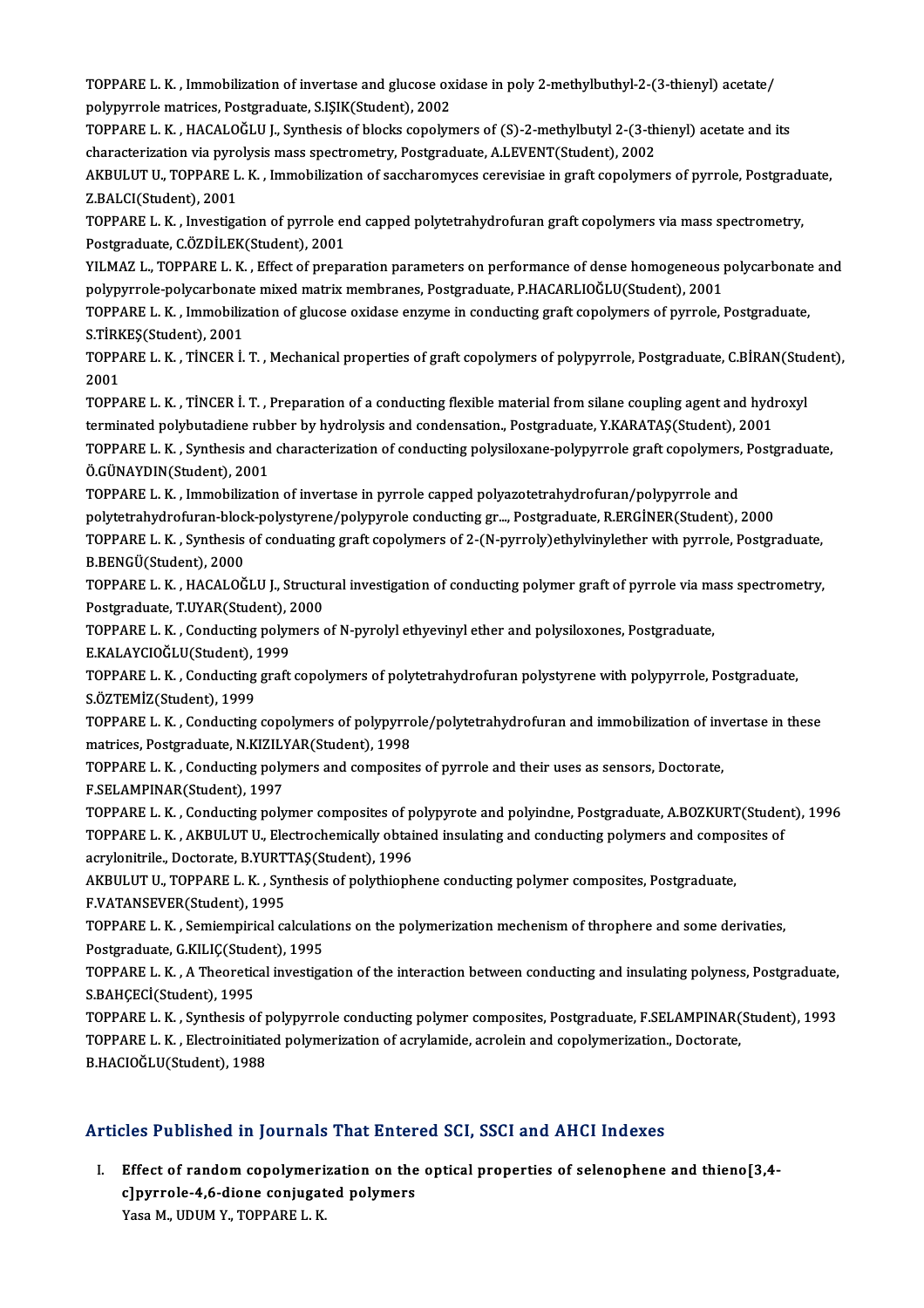TOPPARE L. K. , Immobilization of invertase and glucose oxidase in poly 2-methylbuthyl-2-(3-thienyl) acetate/ polypyrrole matrices, Postgraduate, S.IŞIK(Student), 2002

TOPPARE L. K. , HACALOĞLU J., Synthesis of blocks copolymers of (S)-2-methylbutyl 2-(3-thienyl) acetate and its characterization via pyrolysis mass spectrometry, Postgraduate, A.LEVENT(Student), 2002

AKBULUT U., TOPPARE L. K. , Immobilization of saccharomyces cerevisiae in graft copolymers of pyrrole, Postgraduate, Z.BALCI(Student), 2001

TOPPARE L. K. , Investigation of pyrrole end capped polytetrahydrofuran graft copolymers via mass spectrometry, Postgraduate, C.ÖZDİLEK(Student), 2001

YILMAZ L., TOPPARE L. K. , Effect of preparation parameters on performance of dense homogeneous polycarbonate and polypyrrole-polycarbonate mixed matrix membranes, Postgraduate, P.HACARLIOĞLU(Student), 2001

TOPPARE L. K. , Immobilization of glucose oxidase enzyme in conducting graft copolymers of pyrrole, Postgraduate, S.TİRKEŞ(Student), 2001

TOPPARE L. K. , TİNCER İ. T. , Mechanical properties of graft copolymers of polypyrrole, Postgraduate, C.BİRAN(Student), 2001

TOPPARE L. K. , TİNCER İ. T. , Preparation of a conducting flexible material from silane coupling agent and hydroxyl terminated polybutadiene rubber by hydrolysis and condensation., Postgraduate, Y.KARATAŞ(Student), 2001

TOPPARE L. K. , Synthesis and characterization of conducting polysiloxane-polypyrrole graft copolymers, Postgraduate, Ö.GÜNAYDIN(Student), 2001

TOPPARE L. K. , Immobilization of invertase in pyrrole capped polyazotetrahydrofuran/polypyrrole and polytetrahydrofuran-block-polystyrene/polypyrole conducting gr..., Postgraduate, R.ERGİNER(Student), 2000

TOPPARE L. K. , Synthesis of conduating graft copolymers of 2-(N-pyrroly)ethylvinylether with pyrrole, Postgraduate, B.BENGÜ(Student), 2000

TOPPARE L. K. , HACALOĞLU J., Structural investigation of conducting polymer graft of pyrrole via mass spectrometry, Postgraduate, T.UYAR(Student), 2000

TOPPARE L. K. , Conducting polymers of N-pyrolyl ethyevinyl ether and polysiloxones, Postgraduate, E.KALAYCIOĞLU(Student), 1999

TOPPARE L. K. , Conducting graft copolymers of polytetrahydrofuran polystyrene with polypyrrole, Postgraduate, S.ÖZTEMİZ(Student), 1999

TOPPARE L. K. , Conducting copolymers of polypyrrole/polytetrahydrofuran and immobilization of invertase in these matrices, Postgraduate, N.KIZILYAR(Student), 1998

TOPPARE L. K. , Conducting polymers and composites of pyrrole and their uses as sensors, Doctorate, F.SELAMPINAR(Student), 1997

TOPPARE L. K. , Conducting polymer composites of polypyrote and polyindne, Postgraduate, A.BOZKURT(Student), 1996

TOPPARE L. K. , AKBULUT U., Electrochemically obtained insulating and conducting polymers and composites of acrylonitrile., Doctorate, B.YURTTAŞ(Student), 1996

AKBULUT U., TOPPARE L. K. , Synthesis of polythiophene conducting polymer composites, Postgraduate, F.VATANSEVER(Student), 1995

TOPPARE L. K. , Semiempirical calculations on the polymerization mechenism of throphere and some derivaties, Postgraduate, G.KILIÇ(Student), 1995

TOPPARE L. K. , A Theoretical investigation of the interaction between conducting and insulating polyness, Postgraduate, S.BAHÇECİ(Student), 1995

TOPPARE L. K. , Synthesis of polypyrrole conducting polymer composites, Postgraduate, F.SELAMPINAR(Student), 1993

TOPPARE L. K. , Electroinitiated polymerization of acrylamide, acrolein and copolymerization., Doctorate, B.HACIOĞLU(Student), 1988

## Articles Published in Journals That Entered SCI, SSCI and AHCI Indexes

I. **Effect of random copolymerization on the optical properties of selenophene and thieno[3,4-c]pyrrole-4,6-dione conjugated polymers**
   Yasa M., UDUM Y., TOPPARE L. K.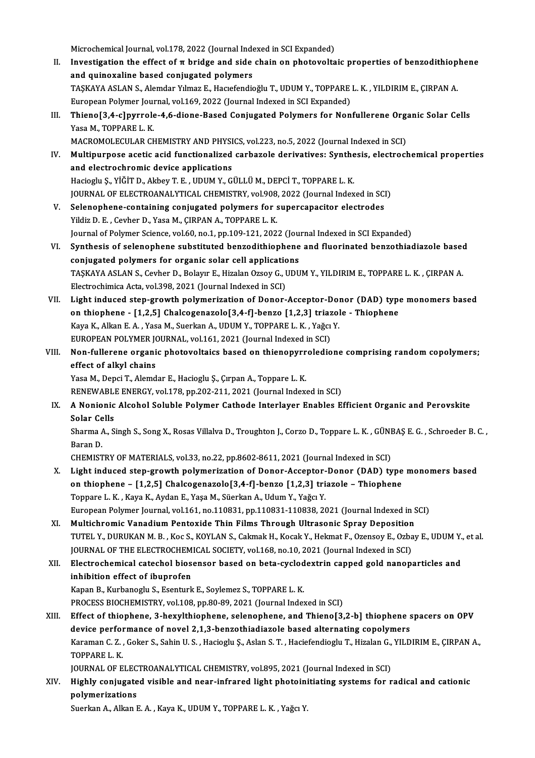Microchemical Journal, vol.178, 2022 (Journal Indexed in SCI Expanded)

II. **Investigation the effect of π bridge and side chain on photovoltaic properties of benzodithiophene and quinoxaline based conjugated polymers**
TAŞKAYA ASLAN S., Alemdar Yılmaz E., Hacıefendioğlu T., UDUM Y., TOPPARE L. K. , YILDIRIM E., ÇIRPAN A.
European Polymer Journal, vol.169, 2022 (Journal Indexed in SCI Expanded)

III. **Thieno[3,4-c]pyrrole-4,6-dione-Based Conjugated Polymers for Nonfullerene Organic Solar Cells**
Yasa M., TOPPARE L. K.
MACROMOLECULAR CHEMISTRY AND PHYSICS, vol.223, no.5, 2022 (Journal Indexed in SCI)

IV. **Multipurpose acetic acid functionalized carbazole derivatives: Synthesis, electrochemical properties and electrochromic device applications**
Hacioglu Ş., YİĞİT D., Akbey T. E. , UDUM Y., GÜLLÜ M., DEPCİ T., TOPPARE L. K.
JOURNAL OF ELECTROANALYTICAL CHEMISTRY, vol.908, 2022 (Journal Indexed in SCI)

V. **Selenophene-containing conjugated polymers for supercapacitor electrodes**
Yildiz D. E. , Cevher D., Yasa M., ÇIRPAN A., TOPPARE L. K.
Journal of Polymer Science, vol.60, no.1, pp.109-121, 2022 (Journal Indexed in SCI Expanded)

VI. **Synthesis of selenophene substituted benzodithiophene and fluorinated benzothiadiazole based conjugated polymers for organic solar cell applications**
TAŞKAYA ASLAN S., Cevher D., Bolayır E., Hizalan Ozsoy G., UDUM Y., YILDIRIM E., TOPPARE L. K. , ÇIRPAN A.
Electrochimica Acta, vol.398, 2021 (Journal Indexed in SCI)

VII. **Light induced step-growth polymerization of Donor-Acceptor-Donor (DAD) type monomers based on thiophene - [1,2,5] Chalcogenazolo[3,4-f]-benzo [1,2,3] triazole - Thiophene**
Kaya K., Alkan E. A. , Yasa M., Suerkan A., UDUM Y., TOPPARE L. K. , Yağcı Y.
EUROPEAN POLYMER JOURNAL, vol.161, 2021 (Journal Indexed in SCI)

VIII. **Non-fullerene organic photovoltaics based on thienopyrroledione comprising random copolymers; effect of alkyl chains**
Yasa M., Depci T., Alemdar E., Hacioglu Ş., Çırpan A., Toppare L. K.
RENEWABLE ENERGY, vol.178, pp.202-211, 2021 (Journal Indexed in SCI)

IX. **A Nonionic Alcohol Soluble Polymer Cathode Interlayer Enables Efficient Organic and Perovskite Solar Cells**
Sharma A., Singh S., Song X., Rosas Villalva D., Troughton J., Corzo D., Toppare L. K. , GÜNBAŞ E. G. , Schroeder B. C. , Baran D.
CHEMISTRY OF MATERIALS, vol.33, no.22, pp.8602-8611, 2021 (Journal Indexed in SCI)

X. **Light induced step-growth polymerization of Donor-Acceptor-Donor (DAD) type monomers based on thiophene – [1,2,5] Chalcogenazolo[3,4-f]-benzo [1,2,3] triazole – Thiophene**
Toppare L. K. , Kaya K., Aydan E., Yaşa M., Süerkan A., Udum Y., Yağcı Y.
European Polymer Journal, vol.161, no.110831, pp.110831-110838, 2021 (Journal Indexed in SCI)

XI. **Multichromic Vanadium Pentoxide Thin Films Through Ultrasonic Spray Deposition**
TUTEL Y., DURUKAN M. B. , Koc S., KOYLAN S., Cakmak H., Kocak Y., Hekmat F., Ozensoy E., Ozbay E., UDUM Y., et al.
JOURNAL OF THE ELECTROCHEMICAL SOCIETY, vol.168, no.10, 2021 (Journal Indexed in SCI)

XII. **Electrochemical catechol biosensor based on beta-cyclodextrin capped gold nanoparticles and inhibition effect of ibuprofen**
Kapan B., Kurbanoglu S., Esenturk E., Soylemez S., TOPPARE L. K.
PROCESS BIOCHEMISTRY, vol.108, pp.80-89, 2021 (Journal Indexed in SCI)

XIII. **Effect of thiophene, 3-hexylthiophene, selenophene, and Thieno[3,2-b] thiophene spacers on OPV device performance of novel 2,1,3-benzothiadiazole based alternating copolymers**
Karaman C. Z. , Goker S., Sahin U. S. , Hacioglu Ş., Aslan S. T. , Haciefendioglu T., Hizalan G., YILDIRIM E., ÇIRPAN A., TOPPARE L. K.
JOURNAL OF ELECTROANALYTICAL CHEMISTRY, vol.895, 2021 (Journal Indexed in SCI)

XIV. **Highly conjugated visible and near-infrared light photoinitiating systems for radical and cationic polymerizations**
Suerkan A., Alkan E. A. , Kaya K., UDUM Y., TOPPARE L. K. , Yağcı Y.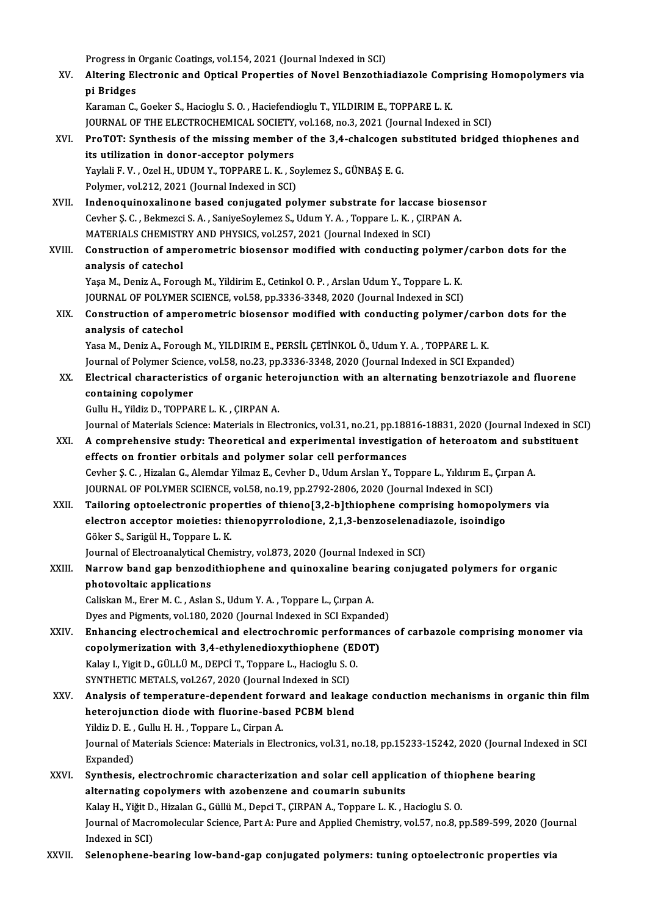Progress in Organic Coatings, vol.154, 2021 (Journal Indexed in SCI)

XV. **Altering Electronic and Optical Properties of Novel Benzothiadiazole Comprising Homopolymers via pi Bridges**
Karaman C., Goeker S., Hacioglu S. O. , Haciefendioglu T., YILDIRIM E., TOPPARE L. K.
JOURNAL OF THE ELECTROCHEMICAL SOCIETY, vol.168, no.3, 2021 (Journal Indexed in SCI)

XVI. **ProTOT: Synthesis of the missing member of the 3,4-chalcogen substituted bridged thiophenes and its utilization in donor-acceptor polymers**
Yaylali F. V. , Ozel H., UDUM Y., TOPPARE L. K. , Soylemez S., GÜNBAŞ E. G.
Polymer, vol.212, 2021 (Journal Indexed in SCI)

XVII. **Indenoquinoxalinone based conjugated polymer substrate for laccase biosensor**
Cevher Ş. C. , Bekmezci S. A. , SaniyeSoylemez S., Udum Y. A. , Toppare L. K. , ÇIRPAN A.
MATERIALS CHEMISTRY AND PHYSICS, vol.257, 2021 (Journal Indexed in SCI)

XVIII. **Construction of amperometric biosensor modified with conducting polymer/carbon dots for the analysis of catechol**
Yaşa M., Deniz A., Forough M., Yildirim E., Cetinkol O. P. , Arslan Udum Y., Toppare L. K.
JOURNAL OF POLYMER SCIENCE, vol.58, pp.3336-3348, 2020 (Journal Indexed in SCI)

XIX. **Construction of amperometric biosensor modified with conducting polymer/carbon dots for the analysis of catechol**
Yasa M., Deniz A., Forough M., YILDIRIM E., PERSİL ÇETİNKOL Ö., Udum Y. A. , TOPPARE L. K.
Journal of Polymer Science, vol.58, no.23, pp.3336-3348, 2020 (Journal Indexed in SCI Expanded)

XX. **Electrical characteristics of organic heterojunction with an alternating benzotriazole and fluorene containing copolymer**
Gullu H., Yildiz D., TOPPARE L. K. , ÇIRPAN A.
Journal of Materials Science: Materials in Electronics, vol.31, no.21, pp.18816-18831, 2020 (Journal Indexed in SCI)

XXI. **A comprehensive study: Theoretical and experimental investigation of heteroatom and substituent effects on frontier orbitals and polymer solar cell performances**
Cevher Ş. C. , Hizalan G., Alemdar Yilmaz E., Cevher D., Udum Arslan Y., Toppare L., Yıldırım E., Çırpan A.
JOURNAL OF POLYMER SCIENCE, vol.58, no.19, pp.2792-2806, 2020 (Journal Indexed in SCI)

XXII. **Tailoring optoelectronic properties of thieno[3,2-b]thiophene comprising homopolymers via electron acceptor moieties: thienopyrrolodione, 2,1,3-benzoselenadiazole, isoindigo**
Göker S., Sarigül H., Toppare L. K.
Journal of Electroanalytical Chemistry, vol.873, 2020 (Journal Indexed in SCI)

XXIII. **Narrow band gap benzodithiophene and quinoxaline bearing conjugated polymers for organic photovoltaic applications**
Caliskan M., Erer M. C. , Aslan S., Udum Y. A. , Toppare L., Çırpan A.
Dyes and Pigments, vol.180, 2020 (Journal Indexed in SCI Expanded)

XXIV. **Enhancing electrochemical and electrochromic performances of carbazole comprising monomer via copolymerization with 3,4-ethylenedioxythiophene (EDOT)**
Kalay I., Yigit D., GÜLLÜ M., DEPCİ T., Toppare L., Hacioglu S. O.
SYNTHETIC METALS, vol.267, 2020 (Journal Indexed in SCI)

XXV. **Analysis of temperature-dependent forward and leakage conduction mechanisms in organic thin film heterojunction diode with fluorine-based PCBM blend**
Yildiz D. E. , Gullu H. H. , Toppare L., Cirpan A.
Journal of Materials Science: Materials in Electronics, vol.31, no.18, pp.15233-15242, 2020 (Journal Indexed in SCI Expanded)

XXVI. **Synthesis, electrochromic characterization and solar cell application of thiophene bearing alternating copolymers with azobenzene and coumarin subunits**
Kalay H., Yiğit D., Hizalan G., Güllü M., Depci T., ÇIRPAN A., Toppare L. K. , Hacioglu S. O.
Journal of Macromolecular Science, Part A: Pure and Applied Chemistry, vol.57, no.8, pp.589-599, 2020 (Journal Indexed in SCI)

XXVII. **Selenophene-bearing low-band-gap conjugated polymers: tuning optoelectronic properties via**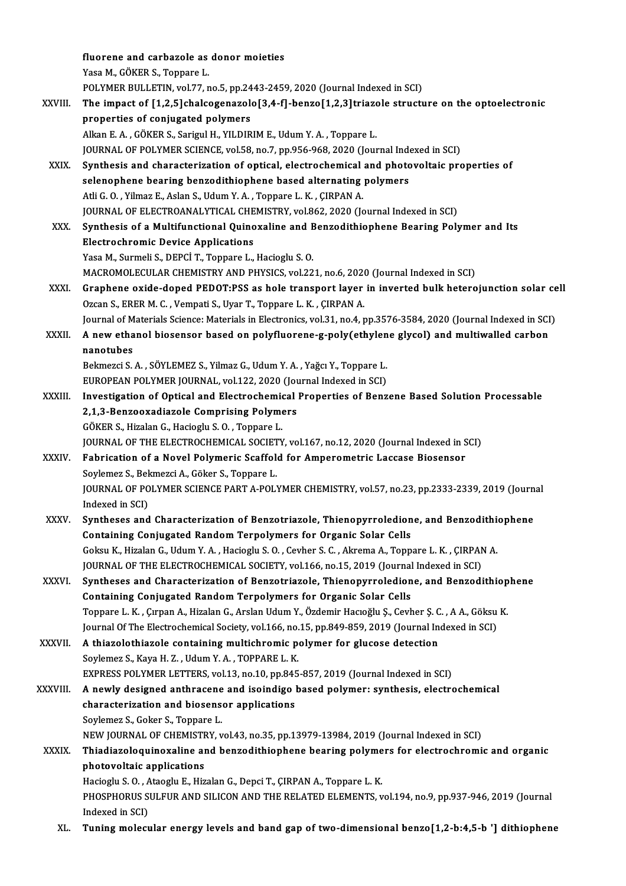fluorene and carbazole as donor moieties
Yasa M., GÖKER S., Toppare L.
POLYMER BULLETIN, vol.77, no.5, pp.2443-2459, 2020 (Journal Indexed in SCI)

XXVIII. **The impact of [1,2,5]chalcogenazolo[3,4-f]-benzo[1,2,3]triazole structure on the optoelectronic properties of conjugated polymers**
Alkan E. A. , GÖKER S., Sarigul H., YILDIRIM E., Udum Y. A. , Toppare L.
JOURNAL OF POLYMER SCIENCE, vol.58, no.7, pp.956-968, 2020 (Journal Indexed in SCI)

XXIX. **Synthesis and characterization of optical, electrochemical and photovoltaic properties of selenophene bearing benzodithiophene based alternating polymers**
Atli G. O. , Yilmaz E., Aslan S., Udum Y. A. , Toppare L. K. , ÇIRPAN A.
JOURNAL OF ELECTROANALYTICAL CHEMISTRY, vol.862, 2020 (Journal Indexed in SCI)

XXX. **Synthesis of a Multifunctional Quinoxaline and Benzodithiophene Bearing Polymer and Its Electrochromic Device Applications**
Yasa M., Surmeli S., DEPCİ T., Toppare L., Hacioglu S. O.
MACROMOLECULAR CHEMISTRY AND PHYSICS, vol.221, no.6, 2020 (Journal Indexed in SCI)

XXXI. **Graphene oxide-doped PEDOT:PSS as hole transport layer in inverted bulk heterojunction solar cell**
Ozcan S., ERER M. C. , Vempati S., Uyar T., Toppare L. K. , ÇIRPAN A.
Journal of Materials Science: Materials in Electronics, vol.31, no.4, pp.3576-3584, 2020 (Journal Indexed in SCI)

XXXII. **A new ethanol biosensor based on polyfluorene-g-poly(ethylene glycol) and multiwalled carbon nanotubes**
Bekmezci S. A. , SÖYLEMEZ S., Yilmaz G., Udum Y. A. , Yağcı Y., Toppare L.
EUROPEAN POLYMER JOURNAL, vol.122, 2020 (Journal Indexed in SCI)

XXXIII. **Investigation of Optical and Electrochemical Properties of Benzene Based Solution Processable 2,1,3-Benzooxadiazole Comprising Polymers**
GÖKER S., Hizalan G., Hacioglu S. O. , Toppare L.
JOURNAL OF THE ELECTROCHEMICAL SOCIETY, vol.167, no.12, 2020 (Journal Indexed in SCI)

XXXIV. **Fabrication of a Novel Polymeric Scaffold for Amperometric Laccase Biosensor**
Soylemez S., Bekmezci A., Göker S., Toppare L.
JOURNAL OF POLYMER SCIENCE PART A-POLYMER CHEMISTRY, vol.57, no.23, pp.2333-2339, 2019 (Journal Indexed in SCI)

XXXV. **Syntheses and Characterization of Benzotriazole, Thienopyrroledione, and Benzodithiophene Containing Conjugated Random Terpolymers for Organic Solar Cells**
Goksu K., Hizalan G., Udum Y. A. , Hacioglu S. O. , Cevher S. C. , Akrema A., Toppare L. K. , ÇIRPAN A.
JOURNAL OF THE ELECTROCHEMICAL SOCIETY, vol.166, no.15, 2019 (Journal Indexed in SCI)

XXXVI. **Syntheses and Characterization of Benzotriazole, Thienopyrroledione, and Benzodithiophene Containing Conjugated Random Terpolymers for Organic Solar Cells**
Toppare L. K. , Çırpan A., Hizalan G., Arslan Udum Y., Özdemir Hacıoğlu Ş., Cevher Ş. C. , A A., Göksu K.
Journal Of The Electrochemical Society, vol.166, no.15, pp.849-859, 2019 (Journal Indexed in SCI)

XXXVII. **A thiazolothiazole containing multichromic polymer for glucose detection**
Soylemez S., Kaya H. Z. , Udum Y. A. , TOPPARE L. K.
EXPRESS POLYMER LETTERS, vol.13, no.10, pp.845-857, 2019 (Journal Indexed in SCI)

XXXVIII. **A newly designed anthracene and isoindigo based polymer: synthesis, electrochemical characterization and biosensor applications**
Soylemez S., Goker S., Toppare L.
NEW JOURNAL OF CHEMISTRY, vol.43, no.35, pp.13979-13984, 2019 (Journal Indexed in SCI)

XXXIX. **Thiadiazoloquinoxaline and benzodithiophene bearing polymers for electrochromic and organic photovoltaic applications**
Hacioglu S. O. , Ataoglu E., Hizalan G., Depci T., ÇIRPAN A., Toppare L. K.
PHOSPHORUS SULFUR AND SILICON AND THE RELATED ELEMENTS, vol.194, no.9, pp.937-946, 2019 (Journal Indexed in SCI)

XL. **Tuning molecular energy levels and band gap of two-dimensional benzo[1,2-b:4,5-b '] dithiophene**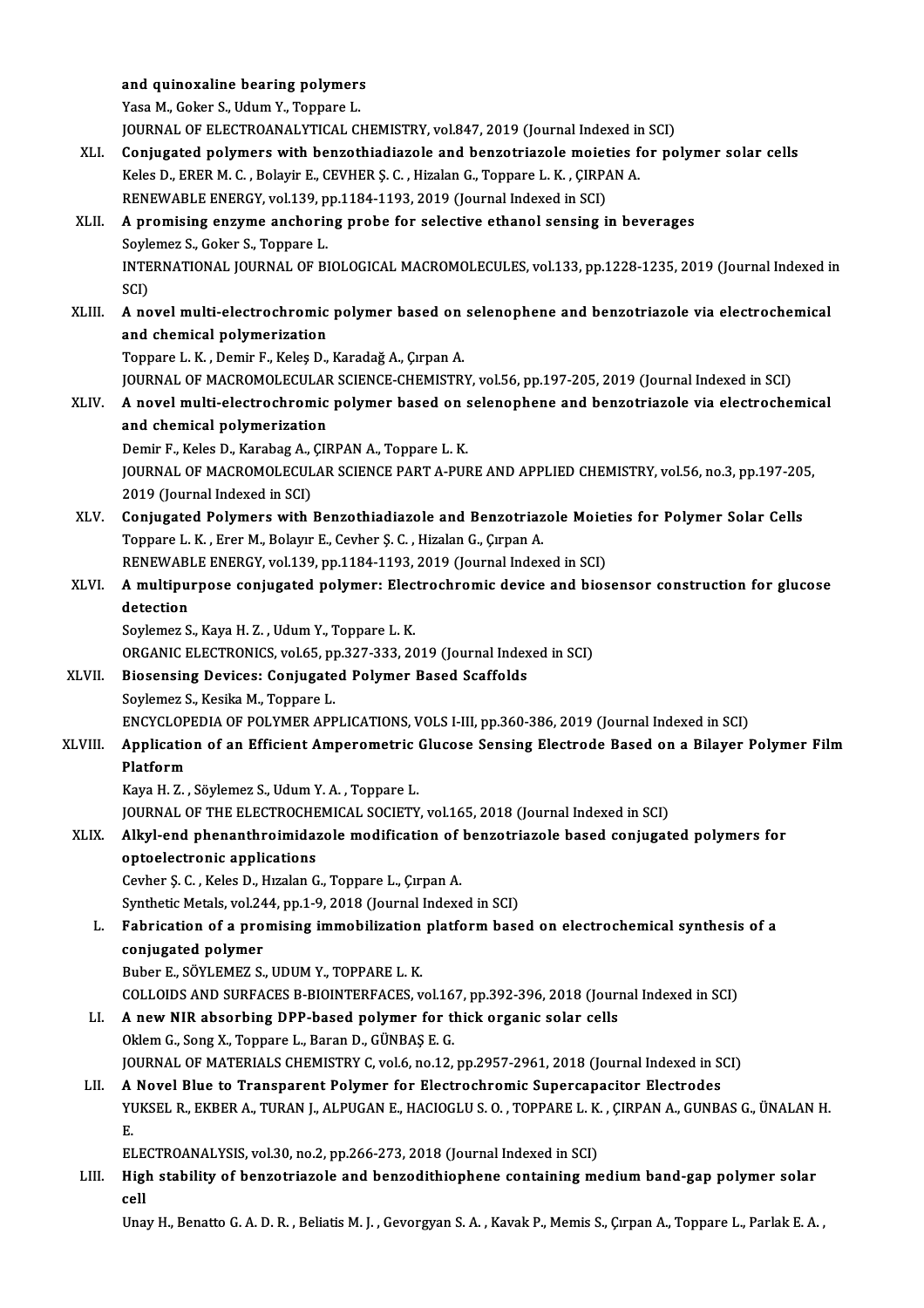and quinoxaline bearing polymers
Yasa M., Goker S., Udum Y., Toppare L.
JOURNAL OF ELECTROANALYTICAL CHEMISTRY, vol.847, 2019 (Journal Indexed in SCI)

XLI. **Conjugated polymers with benzothiadiazole and benzotriazole moieties for polymer solar cells**
Keles D., ERER M. C. , Bolayir E., CEVHER Ş. C. , Hizalan G., Toppare L. K. , ÇIRPAN A.
RENEWABLE ENERGY, vol.139, pp.1184-1193, 2019 (Journal Indexed in SCI)

XLII. **A promising enzyme anchoring probe for selective ethanol sensing in beverages**
Soylemez S., Goker S., Toppare L.
INTERNATIONAL JOURNAL OF BIOLOGICAL MACROMOLECULES, vol.133, pp.1228-1235, 2019 (Journal Indexed in SCI)

XLIII. **A novel multi-electrochromic polymer based on selenophene and benzotriazole via electrochemical and chemical polymerization**
Toppare L. K. , Demir F., Keleş D., Karadağ A., Çırpan A.
JOURNAL OF MACROMOLECULAR SCIENCE-CHEMISTRY, vol.56, pp.197-205, 2019 (Journal Indexed in SCI)

XLIV. **A novel multi-electrochromic polymer based on selenophene and benzotriazole via electrochemical and chemical polymerization**
Demir F., Keles D., Karabag A., ÇIRPAN A., Toppare L. K.
JOURNAL OF MACROMOLECULAR SCIENCE PART A-PURE AND APPLIED CHEMISTRY, vol.56, no.3, pp.197-205, 2019 (Journal Indexed in SCI)

XLV. **Conjugated Polymers with Benzothiadiazole and Benzotriazole Moieties for Polymer Solar Cells**
Toppare L. K. , Erer M., Bolayır E., Cevher Ş. C. , Hizalan G., Çırpan A.
RENEWABLE ENERGY, vol.139, pp.1184-1193, 2019 (Journal Indexed in SCI)

XLVI. **A multipurpose conjugated polymer: Electrochromic device and biosensor construction for glucose detection**
Soylemez S., Kaya H. Z. , Udum Y., Toppare L. K.
ORGANIC ELECTRONICS, vol.65, pp.327-333, 2019 (Journal Indexed in SCI)

XLVII. **Biosensing Devices: Conjugated Polymer Based Scaffolds**
Soylemez S., Kesika M., Toppare L.
ENCYCLOPEDIA OF POLYMER APPLICATIONS, VOLS I-III, pp.360-386, 2019 (Journal Indexed in SCI)

XLVIII. **Application of an Efficient Amperometric Glucose Sensing Electrode Based on a Bilayer Polymer Film Platform**
Kaya H. Z. , Söylemez S., Udum Y. A. , Toppare L.
JOURNAL OF THE ELECTROCHEMICAL SOCIETY, vol.165, 2018 (Journal Indexed in SCI)

XLIX. **Alkyl-end phenanthroimidazole modification of benzotriazole based conjugated polymers for optoelectronic applications**
Cevher Ş. C. , Keles D., Hızalan G., Toppare L., Çırpan A.
Synthetic Metals, vol.244, pp.1-9, 2018 (Journal Indexed in SCI)

L. **Fabrication of a promising immobilization platform based on electrochemical synthesis of a conjugated polymer**
Buber E., SÖYLEMEZ S., UDUM Y., TOPPARE L. K.
COLLOIDS AND SURFACES B-BIOINTERFACES, vol.167, pp.392-396, 2018 (Journal Indexed in SCI)

LI. **A new NIR absorbing DPP-based polymer for thick organic solar cells**
Oklem G., Song X., Toppare L., Baran D., GÜNBAŞ E. G.
JOURNAL OF MATERIALS CHEMISTRY C, vol.6, no.12, pp.2957-2961, 2018 (Journal Indexed in SCI)

LII. **A Novel Blue to Transparent Polymer for Electrochromic Supercapacitor Electrodes**
YUKSEL R., EKBER A., TURAN J., ALPUGAN E., HACIOGLU S. O. , TOPPARE L. K. , ÇIRPAN A., GUNBAS G., ÜNALAN H. E.
ELECTROANALYSIS, vol.30, no.2, pp.266-273, 2018 (Journal Indexed in SCI)

LIII. **High stability of benzotriazole and benzodithiophene containing medium band-gap polymer solar cell**
Unay H., Benatto G. A. D. R. , Beliatis M. J. , Gevorgyan S. A. , Kavak P., Memis S., Çırpan A., Toppare L., Parlak E. A. ,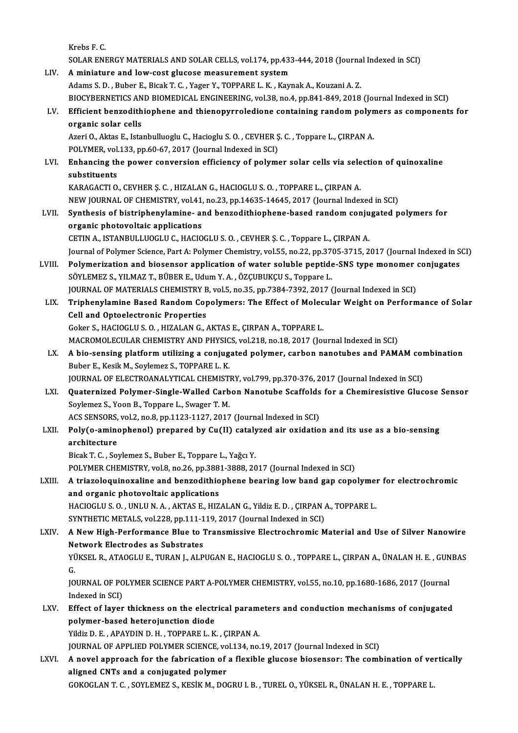Krebs F. C.
SOLAR ENERGY MATERIALS AND SOLAR CELLS, vol.174, pp.433-444, 2018 (Journal Indexed in SCI)

LIV. **A miniature and low-cost glucose measurement system**
Adams S. D. , Buber E., Bicak T. C. , Yager Y., TOPPARE L. K. , Kaynak A., Kouzani A. Z.
BIOCYBERNETICS AND BIOMEDICAL ENGINEERING, vol.38, no.4, pp.841-849, 2018 (Journal Indexed in SCI)

LV. **Efficient benzodithiophene and thienopyrroledione containing random polymers as components for organic solar cells**
Azeri O., Aktas E., Istanbulluoglu C., Hacioglu S. O. , CEVHER Ş. C. , Toppare L., ÇIRPAN A.
POLYMER, vol.133, pp.60-67, 2017 (Journal Indexed in SCI)

LVI. **Enhancing the power conversion efficiency of polymer solar cells via selection of quinoxaline substituents**
KARAGACTI O., CEVHER Ş. C. , HIZALAN G., HACIOGLU S. O. , TOPPARE L., ÇIRPAN A.
NEW JOURNAL OF CHEMISTRY, vol.41, no.23, pp.14635-14645, 2017 (Journal Indexed in SCI)

LVII. **Synthesis of bistriphenylamine- and benzodithiophene-based random conjugated polymers for organic photovoltaic applications**
CETIN A., ISTANBULLUOGLU C., HACIOGLU S. O. , CEVHER Ş. C. , Toppare L., ÇIRPAN A.
Journal of Polymer Science, Part A: Polymer Chemistry, vol.55, no.22, pp.3705-3715, 2017 (Journal Indexed in SCI)

LVIII. **Polymerization and biosensor application of water soluble peptide-SNS type monomer conjugates**
SÖYLEMEZ S., YILMAZ T., BÜBER E., Udum Y. A. , ÖZÇUBUKÇU S., Toppare L.
JOURNAL OF MATERIALS CHEMISTRY B, vol.5, no.35, pp.7384-7392, 2017 (Journal Indexed in SCI)

LIX. **Triphenylamine Based Random Copolymers: The Effect of Molecular Weight on Performance of Solar Cell and Optoelectronic Properties**
Goker S., HACIOGLU S. O. , HIZALAN G., AKTAS E., ÇIRPAN A., TOPPARE L.
MACROMOLECULAR CHEMISTRY AND PHYSICS, vol.218, no.18, 2017 (Journal Indexed in SCI)

LX. **A bio-sensing platform utilizing a conjugated polymer, carbon nanotubes and PAMAM combination**
Buber E., Kesik M., Soylemez S., TOPPARE L. K.
JOURNAL OF ELECTROANALYTICAL CHEMISTRY, vol.799, pp.370-376, 2017 (Journal Indexed in SCI)

LXI. **Quaternized Polymer-Single-Walled Carbon Nanotube Scaffolds for a Chemiresistive Glucose Sensor**
Soylemez S., Yoon B., Toppare L., Swager T. M.
ACS SENSORS, vol.2, no.8, pp.1123-1127, 2017 (Journal Indexed in SCI)

LXII. **Poly(o-aminophenol) prepared by Cu(II) catalyzed air oxidation and its use as a bio-sensing architecture**
Bicak T. C. , Soylemez S., Buber E., Toppare L., Yağcı Y.
POLYMER CHEMISTRY, vol.8, no.26, pp.3881-3888, 2017 (Journal Indexed in SCI)

LXIII. **A triazoloquinoxaline and benzodithiophene bearing low band gap copolymer for electrochromic and organic photovoltaic applications**
HACIOGLU S. O. , UNLU N. A. , AKTAS E., HIZALAN G., Yildiz E. D. , ÇIRPAN A., TOPPARE L.
SYNTHETIC METALS, vol.228, pp.111-119, 2017 (Journal Indexed in SCI)

LXIV. **A New High-Performance Blue to Transmissive Electrochromic Material and Use of Silver Nanowire Network Electrodes as Substrates**
YÜKSEL R., ATAOGLU E., TURAN J., ALPUGAN E., HACIOGLU S. O. , TOPPARE L., ÇIRPAN A., ÜNALAN H. E. , GUNBAS G.
JOURNAL OF POLYMER SCIENCE PART A-POLYMER CHEMISTRY, vol.55, no.10, pp.1680-1686, 2017 (Journal Indexed in SCI)

LXV. **Effect of layer thickness on the electrical parameters and conduction mechanisms of conjugated polymer-based heterojunction diode**
Yildiz D. E. , APAYDIN D. H. , TOPPARE L. K. , ÇIRPAN A.
JOURNAL OF APPLIED POLYMER SCIENCE, vol.134, no.19, 2017 (Journal Indexed in SCI)

LXVI. **A novel approach for the fabrication of a flexible glucose biosensor: The combination of vertically aligned CNTs and a conjugated polymer**
GOKOGLAN T. C. , SOYLEMEZ S., KESİK M., DOGRU I. B. , TUREL O., YÜKSEL R., ÜNALAN H. E. , TOPPARE L.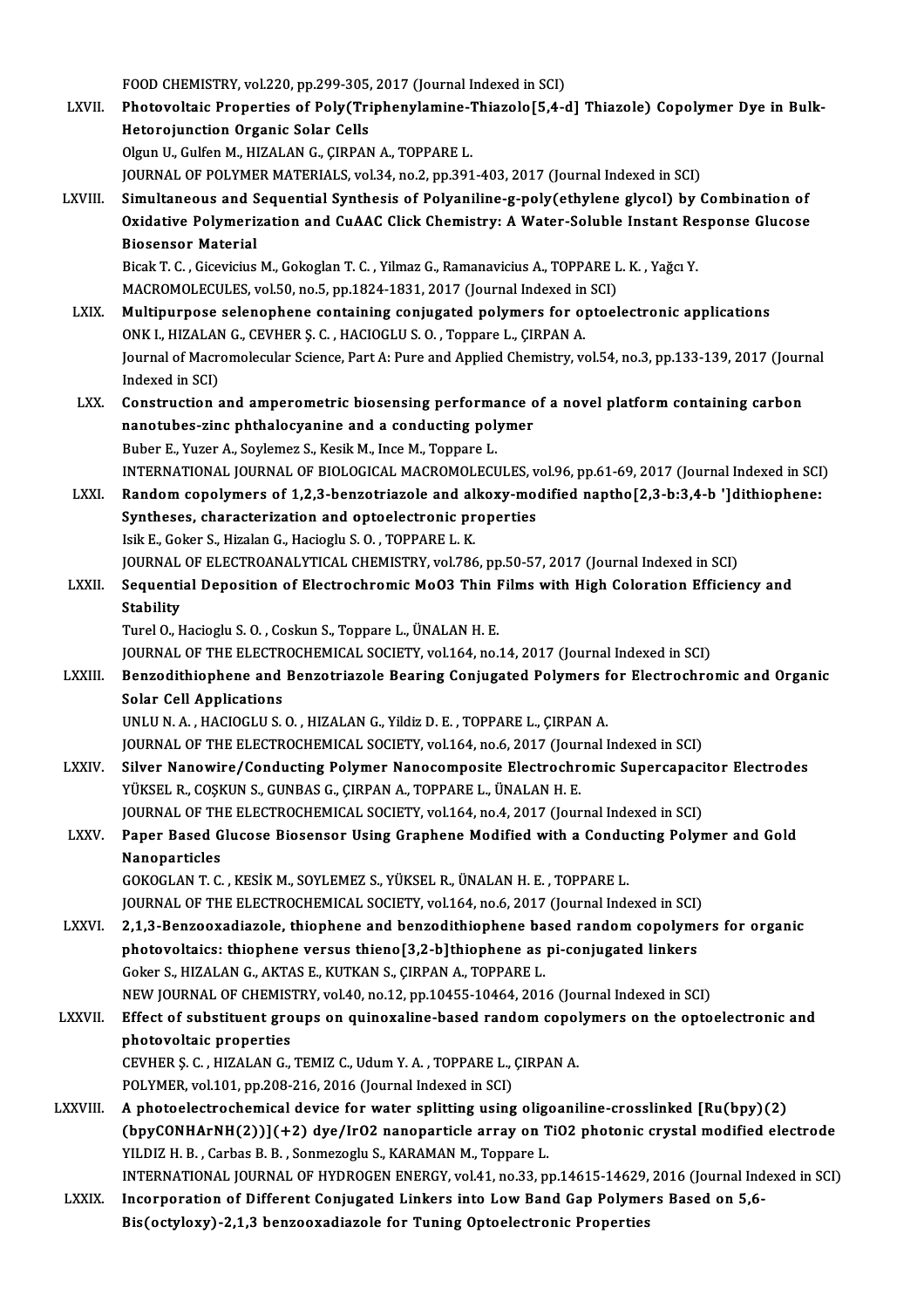FOOD CHEMISTRY, vol.220, pp.299-305, 2017 (Journal Indexed in SCI)

LXVII. **Photovoltaic Properties of Poly(Triphenylamine-Thiazolo[5,4-d] Thiazole) Copolymer Dye in Bulk-Hetorojunction Organic Solar Cells**
Olgun U., Gulfen M., HIZALAN G., ÇIRPAN A., TOPPARE L.
JOURNAL OF POLYMER MATERIALS, vol.34, no.2, pp.391-403, 2017 (Journal Indexed in SCI)

LXVIII. **Simultaneous and Sequential Synthesis of Polyaniline-g-poly(ethylene glycol) by Combination of Oxidative Polymerization and CuAAC Click Chemistry: A Water-Soluble Instant Response Glucose Biosensor Material**
Bicak T. C. , Gicevicius M., Gokoglan T. C. , Yilmaz G., Ramanavicius A., TOPPARE L. K. , Yağcı Y.
MACROMOLECULES, vol.50, no.5, pp.1824-1831, 2017 (Journal Indexed in SCI)

LXIX. **Multipurpose selenophene containing conjugated polymers for optoelectronic applications**
ONK I., HIZALAN G., CEVHER Ş. C. , HACIOGLU S. O. , Toppare L., ÇIRPAN A.
Journal of Macromolecular Science, Part A: Pure and Applied Chemistry, vol.54, no.3, pp.133-139, 2017 (Journal Indexed in SCI)

LXX. **Construction and amperometric biosensing performance of a novel platform containing carbon nanotubes-zinc phthalocyanine and a conducting polymer**
Buber E., Yuzer A., Soylemez S., Kesik M., Ince M., Toppare L.
INTERNATIONAL JOURNAL OF BIOLOGICAL MACROMOLECULES, vol.96, pp.61-69, 2017 (Journal Indexed in SCI)

LXXI. **Random copolymers of 1,2,3-benzotriazole and alkoxy-modified naptho[2,3-b:3,4-b ']dithiophene: Syntheses, characterization and optoelectronic properties**
Isik E., Goker S., Hizalan G., Hacioglu S. O. , TOPPARE L. K.
JOURNAL OF ELECTROANALYTICAL CHEMISTRY, vol.786, pp.50-57, 2017 (Journal Indexed in SCI)

LXXII. **Sequential Deposition of Electrochromic MoO3 Thin Films with High Coloration Efficiency and Stability**
Turel O., Hacioglu S. O. , Coskun S., Toppare L., ÜNALAN H. E.
JOURNAL OF THE ELECTROCHEMICAL SOCIETY, vol.164, no.14, 2017 (Journal Indexed in SCI)

LXXIII. **Benzodithiophene and Benzotriazole Bearing Conjugated Polymers for Electrochromic and Organic Solar Cell Applications**
UNLU N. A. , HACIOGLU S. O. , HIZALAN G., Yildiz D. E. , TOPPARE L., ÇIRPAN A.
JOURNAL OF THE ELECTROCHEMICAL SOCIETY, vol.164, no.6, 2017 (Journal Indexed in SCI)

LXXIV. **Silver Nanowire/Conducting Polymer Nanocomposite Electrochromic Supercapacitor Electrodes**
YÜKSEL R., COŞKUN S., GUNBAS G., ÇIRPAN A., TOPPARE L., ÜNALAN H. E.
JOURNAL OF THE ELECTROCHEMICAL SOCIETY, vol.164, no.4, 2017 (Journal Indexed in SCI)

LXXV. **Paper Based Glucose Biosensor Using Graphene Modified with a Conducting Polymer and Gold Nanoparticles**
GOKOGLAN T. C. , KESİK M., SOYLEMEZ S., YÜKSEL R., ÜNALAN H. E. , TOPPARE L.
JOURNAL OF THE ELECTROCHEMICAL SOCIETY, vol.164, no.6, 2017 (Journal Indexed in SCI)

LXXVI. **2,1,3-Benzooxadiazole, thiophene and benzodithiophene based random copolymers for organic photovoltaics: thiophene versus thieno[3,2-b]thiophene as pi-conjugated linkers**
Goker S., HIZALAN G., AKTAS E., KUTKAN S., ÇIRPAN A., TOPPARE L.
NEW JOURNAL OF CHEMISTRY, vol.40, no.12, pp.10455-10464, 2016 (Journal Indexed in SCI)

LXXVII. **Effect of substituent groups on quinoxaline-based random copolymers on the optoelectronic and photovoltaic properties**
CEVHER Ş. C. , HIZALAN G., TEMIZ C., Udum Y. A. , TOPPARE L., ÇIRPAN A.
POLYMER, vol.101, pp.208-216, 2016 (Journal Indexed in SCI)

LXXVIII. **A photoelectrochemical device for water splitting using oligoaniline-crosslinked [Ru(bpy)(2)(bpyCONHArNH(2))](+2) dye/IrO2 nanoparticle array on TiO2 photonic crystal modified electrode**
YILDIZ H. B. , Carbas B. B. , Sonmezoglu S., KARAMAN M., Toppare L.
INTERNATIONAL JOURNAL OF HYDROGEN ENERGY, vol.41, no.33, pp.14615-14629, 2016 (Journal Indexed in SCI)

LXXIX. **Incorporation of Different Conjugated Linkers into Low Band Gap Polymers Based on 5,6-Bis(octyloxy)-2,1,3 benzooxadiazole for Tuning Optoelectronic Properties**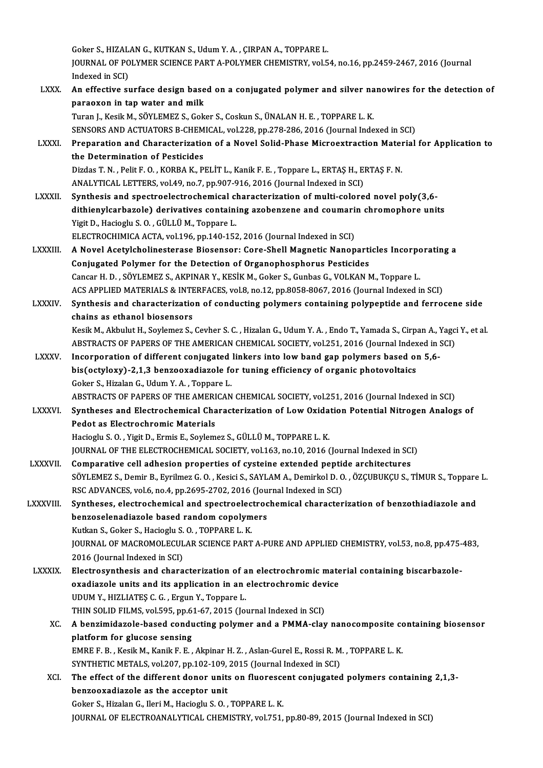Goker S., HIZALAN G., KUTKAN S., Udum Y. A. , ÇIRPAN A., TOPPARE L.
JOURNAL OF POLYMER SCIENCE PART A-POLYMER CHEMISTRY, vol.54, no.16, pp.2459-2467, 2016 (Journal Indexed in SCI)

LXXX. **An effective surface design based on a conjugated polymer and silver nanowires for the detection of paraoxon in tap water and milk**
Turan J., Kesik M., SÖYLEMEZ S., Goker S., Coskun S., ÜNALAN H. E. , TOPPARE L. K.
SENSORS AND ACTUATORS B-CHEMICAL, vol.228, pp.278-286, 2016 (Journal Indexed in SCI)

LXXXI. **Preparation and Characterization of a Novel Solid-Phase Microextraction Material for Application to the Determination of Pesticides**
Dizdas T. N. , Pelit F. O. , KORBA K., PELİT L., Kanik F. E. , Toppare L., ERTAŞ H., ERTAŞ F. N.
ANALYTICAL LETTERS, vol.49, no.7, pp.907-916, 2016 (Journal Indexed in SCI)

LXXXII. **Synthesis and spectroelectrochemical characterization of multi-colored novel poly(3,6-dithienylcarbazole) derivatives containing azobenzene and coumarin chromophore units**
Yigit D., Hacioglu S. O. , GÜLLÜ M., Toppare L.
ELECTROCHIMICA ACTA, vol.196, pp.140-152, 2016 (Journal Indexed in SCI)

LXXXIII. **A Novel Acetylcholinesterase Biosensor: Core-Shell Magnetic Nanoparticles Incorporating a Conjugated Polymer for the Detection of Organophosphorus Pesticides**
Cancar H. D. , SÖYLEMEZ S., AKPINAR Y., KESİK M., Goker S., Gunbas G., VOLKAN M., Toppare L.
ACS APPLIED MATERIALS & INTERFACES, vol.8, no.12, pp.8058-8067, 2016 (Journal Indexed in SCI)

LXXXIV. **Synthesis and characterization of conducting polymers containing polypeptide and ferrocene side chains as ethanol biosensors**
Kesik M., Akbulut H., Soylemez S., Cevher S. C. , Hizalan G., Udum Y. A. , Endo T., Yamada S., Cirpan A., Yagci Y., et al.
ABSTRACTS OF PAPERS OF THE AMERICAN CHEMICAL SOCIETY, vol.251, 2016 (Journal Indexed in SCI)

LXXXV. **Incorporation of different conjugated linkers into low band gap polymers based on 5,6-bis(octyloxy)-2,1,3 benzooxadiazole for tuning efficiency of organic photovoltaics**
Goker S., Hizalan G., Udum Y. A. , Toppare L.
ABSTRACTS OF PAPERS OF THE AMERICAN CHEMICAL SOCIETY, vol.251, 2016 (Journal Indexed in SCI)

LXXXVI. **Syntheses and Electrochemical Characterization of Low Oxidation Potential Nitrogen Analogs of Pedot as Electrochromic Materials**
Hacioglu S. O. , Yigit D., Ermis E., Soylemez S., GÜLLÜ M., TOPPARE L. K.
JOURNAL OF THE ELECTROCHEMICAL SOCIETY, vol.163, no.10, 2016 (Journal Indexed in SCI)

LXXXVII. **Comparative cell adhesion properties of cysteine extended peptide architectures**
SÖYLEMEZ S., Demir B., Eyrilmez G. O. , Kesici S., SAYLAM A., Demirkol D. O. , ÖZÇUBUKÇU S., TİMUR S., Toppare L.
RSC ADVANCES, vol.6, no.4, pp.2695-2702, 2016 (Journal Indexed in SCI)

LXXXVIII. **Syntheses, electrochemical and spectroelectrochemical characterization of benzothiadiazole and benzoselenadiazole based random copolymers**
Kutkan S., Goker S., Hacioglu S. O. , TOPPARE L. K.
JOURNAL OF MACROMOLECULAR SCIENCE PART A-PURE AND APPLIED CHEMISTRY, vol.53, no.8, pp.475-483, 2016 (Journal Indexed in SCI)

LXXXIX. **Electrosynthesis and characterization of an electrochromic material containing biscarbazole-oxadiazole units and its application in an electrochromic device**
UDUM Y., HIZLIATEŞ C. G. , Ergun Y., Toppare L.
THIN SOLID FILMS, vol.595, pp.61-67, 2015 (Journal Indexed in SCI)

XC. **A benzimidazole-based conducting polymer and a PMMA-clay nanocomposite containing biosensor platform for glucose sensing**
EMRE F. B. , Kesik M., Kanik F. E. , Akpinar H. Z. , Aslan-Gurel E., Rossi R. M. , TOPPARE L. K.
SYNTHETIC METALS, vol.207, pp.102-109, 2015 (Journal Indexed in SCI)

XCI. **The effect of the different donor units on fluorescent conjugated polymers containing 2,1,3-benzooxadiazole as the acceptor unit**
Goker S., Hizalan G., Ileri M., Hacioglu S. O. , TOPPARE L. K.
JOURNAL OF ELECTROANALYTICAL CHEMISTRY, vol.751, pp.80-89, 2015 (Journal Indexed in SCI)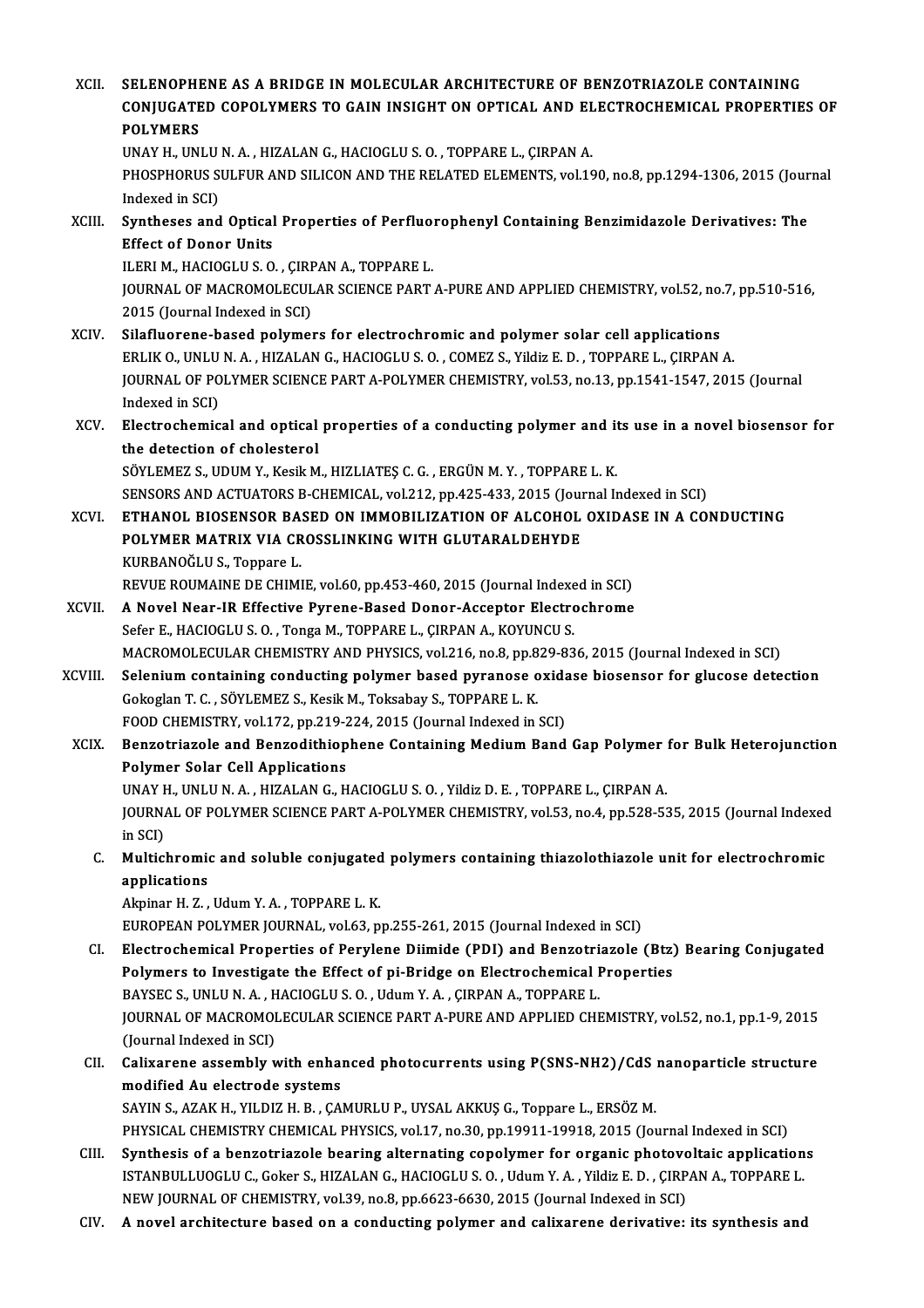XCII. **SELENOPHENE AS A BRIDGE IN MOLECULAR ARCHITECTURE OF BENZOTRIAZOLE CONTAINING CONJUGATED COPOLYMERS TO GAIN INSIGHT ON OPTICAL AND ELECTROCHEMICAL PROPERTIES OF POLYMERS**
UNAY H., UNLU N. A. , HIZALAN G., HACIOGLU S. O. , TOPPARE L., ÇIRPAN A.
PHOSPHORUS SULFUR AND SILICON AND THE RELATED ELEMENTS, vol.190, no.8, pp.1294-1306, 2015 (Journal Indexed in SCI)

XCIII. **Syntheses and Optical Properties of Perfluorophenyl Containing Benzimidazole Derivatives: The Effect of Donor Units**
ILERI M., HACIOGLU S. O. , ÇIRPAN A., TOPPARE L.
JOURNAL OF MACROMOLECULAR SCIENCE PART A-PURE AND APPLIED CHEMISTRY, vol.52, no.7, pp.510-516, 2015 (Journal Indexed in SCI)

XCIV. **Silafluorene-based polymers for electrochromic and polymer solar cell applications**
ERLIK O., UNLU N. A. , HIZALAN G., HACIOGLU S. O. , COMEZ S., Yildiz E. D. , TOPPARE L., ÇIRPAN A.
JOURNAL OF POLYMER SCIENCE PART A-POLYMER CHEMISTRY, vol.53, no.13, pp.1541-1547, 2015 (Journal Indexed in SCI)

XCV. **Electrochemical and optical properties of a conducting polymer and its use in a novel biosensor for the detection of cholesterol**
SÖYLEMEZ S., UDUM Y., Kesik M., HIZLIATEŞ C. G. , ERGÜN M. Y. , TOPPARE L. K.
SENSORS AND ACTUATORS B-CHEMICAL, vol.212, pp.425-433, 2015 (Journal Indexed in SCI)

XCVI. **ETHANOL BIOSENSOR BASED ON IMMOBILIZATION OF ALCOHOL OXIDASE IN A CONDUCTING POLYMER MATRIX VIA CROSSLINKING WITH GLUTARALDEHYDE**
KURBANOĞLU S., Toppare L.
REVUE ROUMAINE DE CHIMIE, vol.60, pp.453-460, 2015 (Journal Indexed in SCI)

XCVII. **A Novel Near-IR Effective Pyrene-Based Donor-Acceptor Electrochrome**
Sefer E., HACIOGLU S. O. , Tonga M., TOPPARE L., ÇIRPAN A., KOYUNCU S.
MACROMOLECULAR CHEMISTRY AND PHYSICS, vol.216, no.8, pp.829-836, 2015 (Journal Indexed in SCI)

XCVIII. **Selenium containing conducting polymer based pyranose oxidase biosensor for glucose detection**
Gokoglan T. C. , SÖYLEMEZ S., Kesik M., Toksabay S., TOPPARE L. K.
FOOD CHEMISTRY, vol.172, pp.219-224, 2015 (Journal Indexed in SCI)

XCIX. **Benzotriazole and Benzodithiophene Containing Medium Band Gap Polymer for Bulk Heterojunction Polymer Solar Cell Applications**
UNAY H., UNLU N. A. , HIZALAN G., HACIOGLU S. O. , Yildiz D. E. , TOPPARE L., ÇIRPAN A.
JOURNAL OF POLYMER SCIENCE PART A-POLYMER CHEMISTRY, vol.53, no.4, pp.528-535, 2015 (Journal Indexed in SCI)

C. **Multichromic and soluble conjugated polymers containing thiazolothiazole unit for electrochromic applications**
Akpinar H. Z. , Udum Y. A. , TOPPARE L. K.
EUROPEAN POLYMER JOURNAL, vol.63, pp.255-261, 2015 (Journal Indexed in SCI)

CI. **Electrochemical Properties of Perylene Diimide (PDI) and Benzotriazole (Btz) Bearing Conjugated Polymers to Investigate the Effect of pi-Bridge on Electrochemical Properties**
BAYSEC S., UNLU N. A. , HACIOGLU S. O. , Udum Y. A. , ÇIRPAN A., TOPPARE L.
JOURNAL OF MACROMOLECULAR SCIENCE PART A-PURE AND APPLIED CHEMISTRY, vol.52, no.1, pp.1-9, 2015 (Journal Indexed in SCI)

CII. **Calixarene assembly with enhanced photocurrents using P(SNS-NH2)/CdS nanoparticle structure modified Au electrode systems**
SAYIN S., AZAK H., YILDIZ H. B. , ÇAMURLU P., UYSAL AKKUŞ G., Toppare L., ERSÖZ M.
PHYSICAL CHEMISTRY CHEMICAL PHYSICS, vol.17, no.30, pp.19911-19918, 2015 (Journal Indexed in SCI)

CIII. **Synthesis of a benzotriazole bearing alternating copolymer for organic photovoltaic applications**
ISTANBULLUOGLU C., Goker S., HIZALAN G., HACIOGLU S. O. , Udum Y. A. , Yildiz E. D. , ÇIRPAN A., TOPPARE L.
NEW JOURNAL OF CHEMISTRY, vol.39, no.8, pp.6623-6630, 2015 (Journal Indexed in SCI)

CIV. **A novel architecture based on a conducting polymer and calixarene derivative: its synthesis and**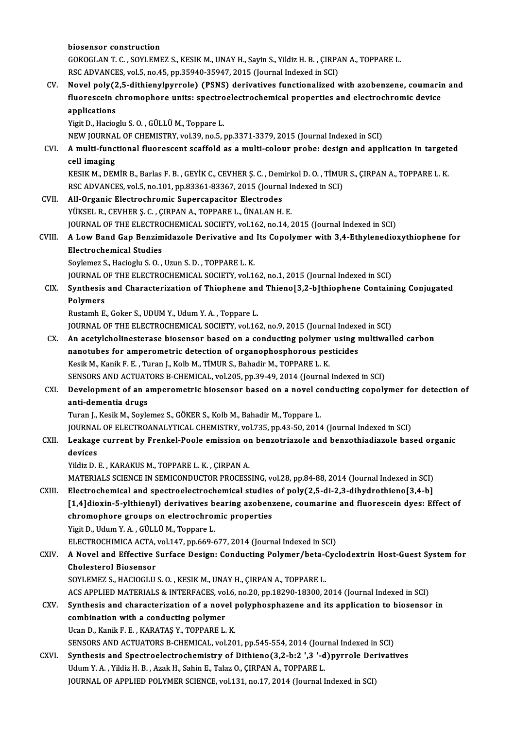biosensor construction
GOKOGLAN T. C. , SOYLEMEZ S., KESIK M., UNAY H., Sayin S., Yildiz H. B. , ÇIRPAN A., TOPPARE L.
RSC ADVANCES, vol.5, no.45, pp.35940-35947, 2015 (Journal Indexed in SCI)

CV. **Novel poly(2,5-dithienylpyrrole) (PSNS) derivatives functionalized with azobenzene, coumarin and fluorescein chromophore units: spectroelectrochemical properties and electrochromic device applications**
Yigit D., Hacioglu S. O. , GÜLLÜ M., Toppare L.
NEW JOURNAL OF CHEMISTRY, vol.39, no.5, pp.3371-3379, 2015 (Journal Indexed in SCI)

CVI. **A multi-functional fluorescent scaffold as a multi-colour probe: design and application in targeted cell imaging**
KESIK M., DEMİR B., Barlas F. B. , GEYİK C., CEVHER Ş. C. , Demirkol D. O. , TİMUR S., ÇIRPAN A., TOPPARE L. K.
RSC ADVANCES, vol.5, no.101, pp.83361-83367, 2015 (Journal Indexed in SCI)

CVII. **All-Organic Electrochromic Supercapacitor Electrodes**
YÜKSEL R., CEVHER Ş. C. , ÇIRPAN A., TOPPARE L., ÜNALAN H. E.
JOURNAL OF THE ELECTROCHEMICAL SOCIETY, vol.162, no.14, 2015 (Journal Indexed in SCI)

CVIII. **A Low Band Gap Benzimidazole Derivative and Its Copolymer with 3,4-Ethylenedioxythiophene for Electrochemical Studies**
Soylemez S., Hacioglu S. O. , Uzun S. D. , TOPPARE L. K.
JOURNAL OF THE ELECTROCHEMICAL SOCIETY, vol.162, no.1, 2015 (Journal Indexed in SCI)

CIX. **Synthesis and Characterization of Thiophene and Thieno[3,2-b]thiophene Containing Conjugated Polymers**
Rustamh E., Goker S., UDUM Y., Udum Y. A. , Toppare L.
JOURNAL OF THE ELECTROCHEMICAL SOCIETY, vol.162, no.9, 2015 (Journal Indexed in SCI)

CX. **An acetylcholinesterase biosensor based on a conducting polymer using multiwalled carbon nanotubes for amperometric detection of organophosphorous pesticides**
Kesik M., Kanik F. E. , Turan J., Kolb M., TİMUR S., Bahadir M., TOPPARE L. K.
SENSORS AND ACTUATORS B-CHEMICAL, vol.205, pp.39-49, 2014 (Journal Indexed in SCI)

CXI. **Development of an amperometric biosensor based on a novel conducting copolymer for detection of anti-dementia drugs**
Turan J., Kesik M., Soylemez S., GÖKER S., Kolb M., Bahadir M., Toppare L.
JOURNAL OF ELECTROANALYTICAL CHEMISTRY, vol.735, pp.43-50, 2014 (Journal Indexed in SCI)

CXII. **Leakage current by Frenkel-Poole emission on benzotriazole and benzothiadiazole based organic devices**
Yildiz D. E. , KARAKUS M., TOPPARE L. K. , ÇIRPAN A.
MATERIALS SCIENCE IN SEMICONDUCTOR PROCESSING, vol.28, pp.84-88, 2014 (Journal Indexed in SCI)

CXIII. **Electrochemical and spectroelectrochemical studies of poly(2,5-di-2,3-dihydrothieno[3,4-b][1,4]dioxin-5-ylthienyl) derivatives bearing azobenzene, coumarine and fluorescein dyes: Effect of chromophore groups on electrochromic properties**
Yigit D., Udum Y. A. , GÜLLÜ M., Toppare L.
ELECTROCHIMICA ACTA, vol.147, pp.669-677, 2014 (Journal Indexed in SCI)

CXIV. **A Novel and Effective Surface Design: Conducting Polymer/beta-Cyclodextrin Host-Guest System for Cholesterol Biosensor**
SOYLEMEZ S., HACIOGLU S. O. , KESIK M., UNAY H., ÇIRPAN A., TOPPARE L.
ACS APPLIED MATERIALS & INTERFACES, vol.6, no.20, pp.18290-18300, 2014 (Journal Indexed in SCI)

CXV. **Synthesis and characterization of a novel polyphosphazene and its application to biosensor in combination with a conducting polymer**
Ucan D., Kanik F. E. , KARATAŞ Y., TOPPARE L. K.
SENSORS AND ACTUATORS B-CHEMICAL, vol.201, pp.545-554, 2014 (Journal Indexed in SCI)

CXVI. **Synthesis and Spectroelectrochemistry of Dithieno(3,2-b:2 ',3 '-d)pyrrole Derivatives**
Udum Y. A. , Yildiz H. B. , Azak H., Sahin E., Talaz O., ÇIRPAN A., TOPPARE L.
JOURNAL OF APPLIED POLYMER SCIENCE, vol.131, no.17, 2014 (Journal Indexed in SCI)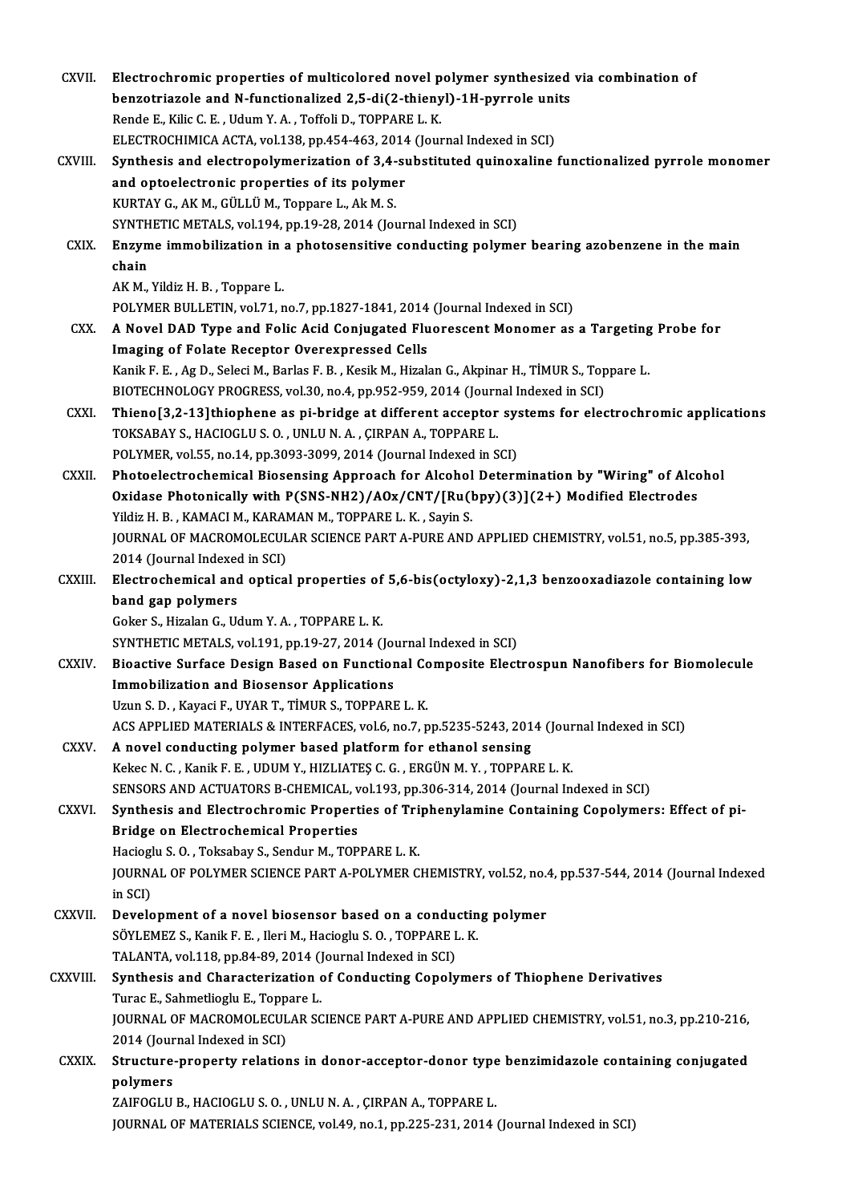CXVII. **Electrochromic properties of multicolored novel polymer synthesized via combination of benzotriazole and N-functionalized 2,5-di(2-thienyl)-1H-pyrrole units**
Rende E., Kilic C. E. , Udum Y. A. , Toffoli D., TOPPARE L. K.
ELECTROCHIMICA ACTA, vol.138, pp.454-463, 2014 (Journal Indexed in SCI)

CXVIII. **Synthesis and electropolymerization of 3,4-substituted quinoxaline functionalized pyrrole monomer and optoelectronic properties of its polymer**
KURTAY G., AK M., GÜLLÜ M., Toppare L., Ak M. S.
SYNTHETIC METALS, vol.194, pp.19-28, 2014 (Journal Indexed in SCI)

CXIX. **Enzyme immobilization in a photosensitive conducting polymer bearing azobenzene in the main chain**
AK M., Yildiz H. B. , Toppare L.
POLYMER BULLETIN, vol.71, no.7, pp.1827-1841, 2014 (Journal Indexed in SCI)

CXX. **A Novel DAD Type and Folic Acid Conjugated Fluorescent Monomer as a Targeting Probe for Imaging of Folate Receptor Overexpressed Cells**
Kanik F. E. , Ag D., Seleci M., Barlas F. B. , Kesik M., Hizalan G., Akpinar H., TİMUR S., Toppare L.
BIOTECHNOLOGY PROGRESS, vol.30, no.4, pp.952-959, 2014 (Journal Indexed in SCI)

CXXI. **Thieno[3,2-13]thiophene as pi-bridge at different acceptor systems for electrochromic applications**
TOKSABAY S., HACIOGLU S. O. , UNLU N. A. , ÇIRPAN A., TOPPARE L.
POLYMER, vol.55, no.14, pp.3093-3099, 2014 (Journal Indexed in SCI)

CXXII. **Photoelectrochemical Biosensing Approach for Alcohol Determination by "Wiring" of Alcohol Oxidase Photonically with P(SNS-NH2)/AOx/CNT/[Ru(bpy)(3)](2+) Modified Electrodes**
Yildiz H. B. , KAMACI M., KARAMAN M., TOPPARE L. K. , Sayin S.
JOURNAL OF MACROMOLECULAR SCIENCE PART A-PURE AND APPLIED CHEMISTRY, vol.51, no.5, pp.385-393, 2014 (Journal Indexed in SCI)

CXXIII. **Electrochemical and optical properties of 5,6-bis(octyloxy)-2,1,3 benzooxadiazole containing low band gap polymers**
Goker S., Hizalan G., Udum Y. A. , TOPPARE L. K.
SYNTHETIC METALS, vol.191, pp.19-27, 2014 (Journal Indexed in SCI)

CXXIV. **Bioactive Surface Design Based on Functional Composite Electrospun Nanofibers for Biomolecule Immobilization and Biosensor Applications**
Uzun S. D. , Kayaci F., UYAR T., TİMUR S., TOPPARE L. K.
ACS APPLIED MATERIALS & INTERFACES, vol.6, no.7, pp.5235-5243, 2014 (Journal Indexed in SCI)

CXXV. **A novel conducting polymer based platform for ethanol sensing**
Kekec N. C. , Kanik F. E. , UDUM Y., HIZLIATEŞ C. G. , ERGÜN M. Y. , TOPPARE L. K.
SENSORS AND ACTUATORS B-CHEMICAL, vol.193, pp.306-314, 2014 (Journal Indexed in SCI)

CXXVI. **Synthesis and Electrochromic Properties of Triphenylamine Containing Copolymers: Effect of pi-Bridge on Electrochemical Properties**
Hacioglu S. O. , Toksabay S., Sendur M., TOPPARE L. K.
JOURNAL OF POLYMER SCIENCE PART A-POLYMER CHEMISTRY, vol.52, no.4, pp.537-544, 2014 (Journal Indexed in SCI)

CXXVII. **Development of a novel biosensor based on a conducting polymer**
SÖYLEMEZ S., Kanik F. E. , Ileri M., Hacioglu S. O. , TOPPARE L. K.
TALANTA, vol.118, pp.84-89, 2014 (Journal Indexed in SCI)

CXXVIII. **Synthesis and Characterization of Conducting Copolymers of Thiophene Derivatives**
Turac E., Sahmetlioglu E., Toppare L.
JOURNAL OF MACROMOLECULAR SCIENCE PART A-PURE AND APPLIED CHEMISTRY, vol.51, no.3, pp.210-216, 2014 (Journal Indexed in SCI)

CXXIX. **Structure-property relations in donor-acceptor-donor type benzimidazole containing conjugated polymers**
ZAIFOGLU B., HACIOGLU S. O. , UNLU N. A. , ÇIRPAN A., TOPPARE L.
JOURNAL OF MATERIALS SCIENCE, vol.49, no.1, pp.225-231, 2014 (Journal Indexed in SCI)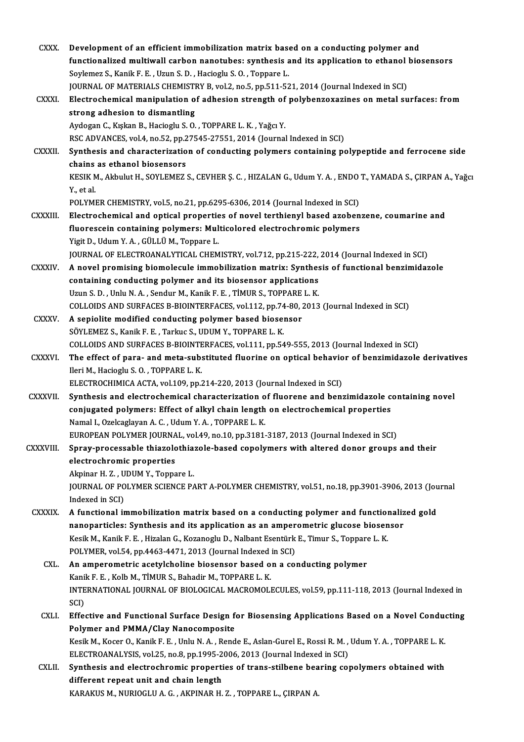CXXX. **Development of an efficient immobilization matrix based on a conducting polymer and functionalized multiwall carbon nanotubes: synthesis and its application to ethanol biosensors**
Soylemez S., Kanik F. E. , Uzun S. D. , Hacioglu S. O. , Toppare L.
JOURNAL OF MATERIALS CHEMISTRY B, vol.2, no.5, pp.511-521, 2014 (Journal Indexed in SCI)

CXXXI. **Electrochemical manipulation of adhesion strength of polybenzoxazines on metal surfaces: from strong adhesion to dismantling**
Aydogan C., Kışkan B., Hacioglu S. O. , TOPPARE L. K. , Yağcı Y.
RSC ADVANCES, vol.4, no.52, pp.27545-27551, 2014 (Journal Indexed in SCI)

CXXXII. **Synthesis and characterization of conducting polymers containing polypeptide and ferrocene side chains as ethanol biosensors**
KESIK M., Akbulut H., SOYLEMEZ S., CEVHER Ş. C. , HIZALAN G., Udum Y. A. , ENDO T., YAMADA S., ÇIRPAN A., Yağcı Y., et al.
POLYMER CHEMISTRY, vol.5, no.21, pp.6295-6306, 2014 (Journal Indexed in SCI)

CXXXIII. **Electrochemical and optical properties of novel terthienyl based azobenzene, coumarine and fluorescein containing polymers: Multicolored electrochromic polymers**
Yigit D., Udum Y. A. , GÜLLÜ M., Toppare L.
JOURNAL OF ELECTROANALYTICAL CHEMISTRY, vol.712, pp.215-222, 2014 (Journal Indexed in SCI)

CXXXIV. **A novel promising biomolecule immobilization matrix: Synthesis of functional benzimidazole containing conducting polymer and its biosensor applications**
Uzun S. D. , Unlu N. A. , Sendur M., Kanik F. E. , TİMUR S., TOPPARE L. K.
COLLOIDS AND SURFACES B-BIOINTERFACES, vol.112, pp.74-80, 2013 (Journal Indexed in SCI)

CXXXV. **A sepiolite modified conducting polymer based biosensor**
SÖYLEMEZ S., Kanik F. E. , Tarkuc S., UDUM Y., TOPPARE L. K.
COLLOIDS AND SURFACES B-BIOINTERFACES, vol.111, pp.549-555, 2013 (Journal Indexed in SCI)

CXXXVI. **The effect of para- and meta-substituted fluorine on optical behavior of benzimidazole derivatives**
Ileri M., Hacioglu S. O. , TOPPARE L. K.
ELECTROCHIMICA ACTA, vol.109, pp.214-220, 2013 (Journal Indexed in SCI)

CXXXVII. **Synthesis and electrochemical characterization of fluorene and benzimidazole containing novel conjugated polymers: Effect of alkyl chain length on electrochemical properties**
Namal I., Ozelcaglayan A. C. , Udum Y. A. , TOPPARE L. K.
EUROPEAN POLYMER JOURNAL, vol.49, no.10, pp.3181-3187, 2013 (Journal Indexed in SCI)

CXXXVIII. **Spray-processable thiazolothiazole-based copolymers with altered donor groups and their electrochromic properties**
Akpinar H. Z. , UDUM Y., Toppare L.
JOURNAL OF POLYMER SCIENCE PART A-POLYMER CHEMISTRY, vol.51, no.18, pp.3901-3906, 2013 (Journal Indexed in SCI)

CXXXIX. **A functional immobilization matrix based on a conducting polymer and functionalized gold nanoparticles: Synthesis and its application as an amperometric glucose biosensor**
Kesik M., Kanik F. E. , Hizalan G., Kozanoglu D., Nalbant Esentürk E., Timur S., Toppare L. K.
POLYMER, vol.54, pp.4463-4471, 2013 (Journal Indexed in SCI)

CXL. **An amperometric acetylcholine biosensor based on a conducting polymer**
Kanik F. E. , Kolb M., TİMUR S., Bahadir M., TOPPARE L. K.
INTERNATIONAL JOURNAL OF BIOLOGICAL MACROMOLECULES, vol.59, pp.111-118, 2013 (Journal Indexed in SCI)

CXLI. **Effective and Functional Surface Design for Biosensing Applications Based on a Novel Conducting Polymer and PMMA/Clay Nanocomposite**
Kesik M., Kocer O., Kanik F. E. , Unlu N. A. , Rende E., Aslan-Gurel E., Rossi R. M. , Udum Y. A. , TOPPARE L. K.
ELECTROANALYSIS, vol.25, no.8, pp.1995-2006, 2013 (Journal Indexed in SCI)

CXLII. **Synthesis and electrochromic properties of trans-stilbene bearing copolymers obtained with different repeat unit and chain length**
KARAKUS M., NURIOGLU A. G. , AKPINAR H. Z. , TOPPARE L., ÇIRPAN A.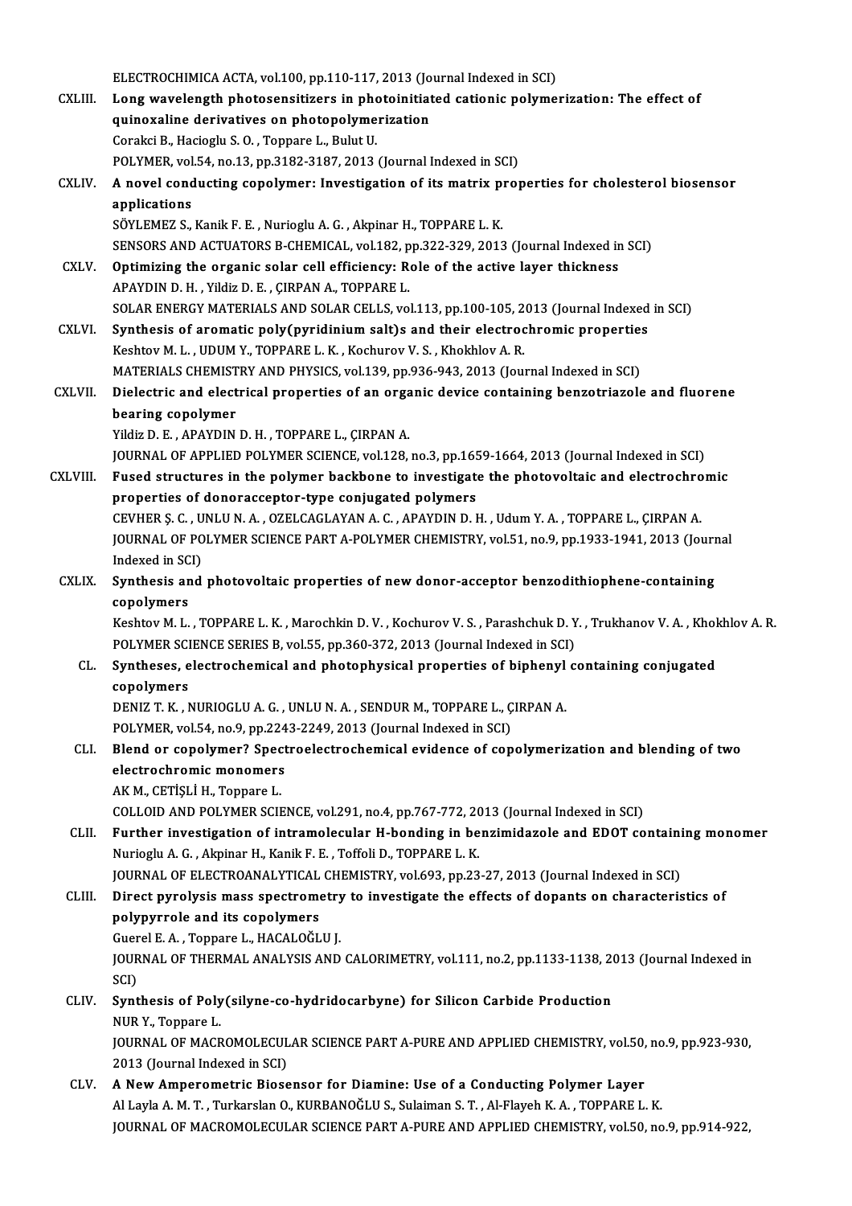ELECTROCHIMICA ACTA, vol.100, pp.110-117, 2013 (Journal Indexed in SCI)

CXLIII. **Long wavelength photosensitizers in photoinitiated cationic polymerization: The effect of quinoxaline derivatives on photopolymerization**
Corakci B., Hacioglu S. O. , Toppare L., Bulut U.
POLYMER, vol.54, no.13, pp.3182-3187, 2013 (Journal Indexed in SCI)

CXLIV. **A novel conducting copolymer: Investigation of its matrix properties for cholesterol biosensor applications**
SÖYLEMEZ S., Kanik F. E. , Nurioglu A. G. , Akpinar H., TOPPARE L. K.
SENSORS AND ACTUATORS B-CHEMICAL, vol.182, pp.322-329, 2013 (Journal Indexed in SCI)

CXLV. **Optimizing the organic solar cell efficiency: Role of the active layer thickness**
APAYDIN D. H. , Yildiz D. E. , ÇIRPAN A., TOPPARE L.
SOLAR ENERGY MATERIALS AND SOLAR CELLS, vol.113, pp.100-105, 2013 (Journal Indexed in SCI)

CXLVI. **Synthesis of aromatic poly(pyridinium salt)s and their electrochromic properties**
Keshtov M. L. , UDUM Y., TOPPARE L. K. , Kochurov V. S. , Khokhlov A. R.
MATERIALS CHEMISTRY AND PHYSICS, vol.139, pp.936-943, 2013 (Journal Indexed in SCI)

CXLVII. **Dielectric and electrical properties of an organic device containing benzotriazole and fluorene bearing copolymer**
Yildiz D. E. , APAYDIN D. H. , TOPPARE L., ÇIRPAN A.
JOURNAL OF APPLIED POLYMER SCIENCE, vol.128, no.3, pp.1659-1664, 2013 (Journal Indexed in SCI)

CXLVIII. **Fused structures in the polymer backbone to investigate the photovoltaic and electrochromic properties of donoracceptor-type conjugated polymers**
CEVHER Ş. C. , UNLU N. A. , OZELCAGLAYAN A. C. , APAYDIN D. H. , Udum Y. A. , TOPPARE L., ÇIRPAN A.
JOURNAL OF POLYMER SCIENCE PART A-POLYMER CHEMISTRY, vol.51, no.9, pp.1933-1941, 2013 (Journal Indexed in SCI)

CXLIX. **Synthesis and photovoltaic properties of new donor-acceptor benzodithiophene-containing copolymers**
Keshtov M. L. , TOPPARE L. K. , Marochkin D. V. , Kochurov V. S. , Parashchuk D. Y. , Trukhanov V. A. , Khokhlov A. R.
POLYMER SCIENCE SERIES B, vol.55, pp.360-372, 2013 (Journal Indexed in SCI)

CL. **Syntheses, electrochemical and photophysical properties of biphenyl containing conjugated copolymers**
DENIZ T. K. , NURIOGLU A. G. , UNLU N. A. , SENDUR M., TOPPARE L., ÇIRPAN A.
POLYMER, vol.54, no.9, pp.2243-2249, 2013 (Journal Indexed in SCI)

CLI. **Blend or copolymer? Spectroelectrochemical evidence of copolymerization and blending of two electrochromic monomers**
AK M., CETİŞLİ H., Toppare L.
COLLOID AND POLYMER SCIENCE, vol.291, no.4, pp.767-772, 2013 (Journal Indexed in SCI)

CLII. **Further investigation of intramolecular H-bonding in benzimidazole and EDOT containing monomer**
Nurioglu A. G. , Akpinar H., Kanik F. E. , Toffoli D., TOPPARE L. K.
JOURNAL OF ELECTROANALYTICAL CHEMISTRY, vol.693, pp.23-27, 2013 (Journal Indexed in SCI)

CLIII. **Direct pyrolysis mass spectrometry to investigate the effects of dopants on characteristics of polypyrrole and its copolymers**
Guerel E. A. , Toppare L., HACALOĞLU J.
JOURNAL OF THERMAL ANALYSIS AND CALORIMETRY, vol.111, no.2, pp.1133-1138, 2013 (Journal Indexed in SCI)

CLIV. **Synthesis of Poly(silyne-co-hydridocarbyne) for Silicon Carbide Production**
NUR Y., Toppare L.
JOURNAL OF MACROMOLECULAR SCIENCE PART A-PURE AND APPLIED CHEMISTRY, vol.50, no.9, pp.923-930, 2013 (Journal Indexed in SCI)

CLV. **A New Amperometric Biosensor for Diamine: Use of a Conducting Polymer Layer**
Al Layla A. M. T. , Turkarslan O., KURBANOĞLU S., Sulaiman S. T. , Al-Flayeh K. A. , TOPPARE L. K.
JOURNAL OF MACROMOLECULAR SCIENCE PART A-PURE AND APPLIED CHEMISTRY, vol.50, no.9, pp.914-922,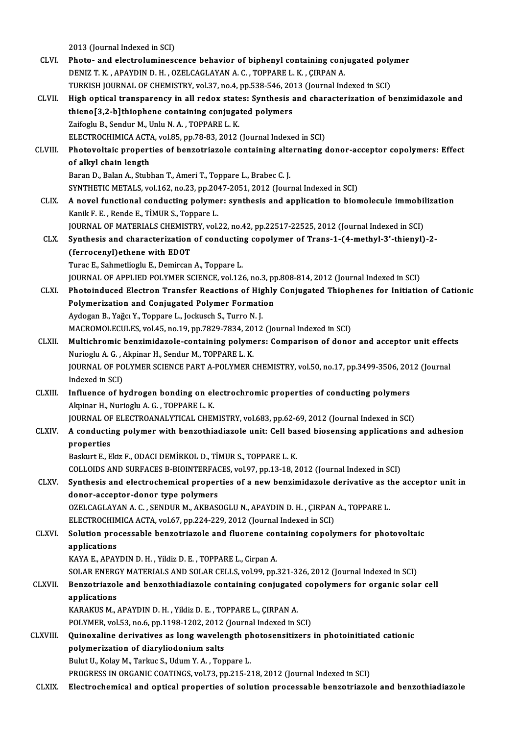2013 (Journal Indexed in SCI)

CLVI. **Photo- and electroluminescence behavior of biphenyl containing conjugated polymer**
DENIZ T. K. , APAYDIN D. H. , OZELCAGLAYAN A. C. , TOPPARE L. K. , ÇIRPAN A.
TURKISH JOURNAL OF CHEMISTRY, vol.37, no.4, pp.538-546, 2013 (Journal Indexed in SCI)

CLVII. **High optical transparency in all redox states: Synthesis and characterization of benzimidazole and thieno[3,2-b]thiophene containing conjugated polymers**
Zaifoglu B., Sendur M., Unlu N. A. , TOPPARE L. K.
ELECTROCHIMICA ACTA, vol.85, pp.78-83, 2012 (Journal Indexed in SCI)

CLVIII. **Photovoltaic properties of benzotriazole containing alternating donor-acceptor copolymers: Effect of alkyl chain length**
Baran D., Balan A., Stubhan T., Ameri T., Toppare L., Brabec C. J.
SYNTHETIC METALS, vol.162, no.23, pp.2047-2051, 2012 (Journal Indexed in SCI)

CLIX. **A novel functional conducting polymer: synthesis and application to biomolecule immobilization**
Kanik F. E. , Rende E., TİMUR S., Toppare L.
JOURNAL OF MATERIALS CHEMISTRY, vol.22, no.42, pp.22517-22525, 2012 (Journal Indexed in SCI)

CLX. **Synthesis and characterization of conducting copolymer of Trans-1-(4-methyl-3'-thienyl)-2-(ferrocenyl)ethene with EDOT**
Turac E., Sahmetlioglu E., Demircan A., Toppare L.
JOURNAL OF APPLIED POLYMER SCIENCE, vol.126, no.3, pp.808-814, 2012 (Journal Indexed in SCI)

CLXI. **Photoinduced Electron Transfer Reactions of Highly Conjugated Thiophenes for Initiation of Cationic Polymerization and Conjugated Polymer Formation**
Aydogan B., Yağcı Y., Toppare L., Jockusch S., Turro N. J.
MACROMOLECULES, vol.45, no.19, pp.7829-7834, 2012 (Journal Indexed in SCI)

CLXII. **Multichromic benzimidazole-containing polymers: Comparison of donor and acceptor unit effects**
Nurioglu A. G. , Akpinar H., Sendur M., TOPPARE L. K.
JOURNAL OF POLYMER SCIENCE PART A-POLYMER CHEMISTRY, vol.50, no.17, pp.3499-3506, 2012 (Journal Indexed in SCI)

CLXIII. **Influence of hydrogen bonding on electrochromic properties of conducting polymers**
Akpinar H., Nurioglu A. G. , TOPPARE L. K.
JOURNAL OF ELECTROANALYTICAL CHEMISTRY, vol.683, pp.62-69, 2012 (Journal Indexed in SCI)

CLXIV. **A conducting polymer with benzothiadiazole unit: Cell based biosensing applications and adhesion properties**
Baskurt E., Ekiz F., ODACI DEMİRKOL D., TİMUR S., TOPPARE L. K.
COLLOIDS AND SURFACES B-BIOINTERFACES, vol.97, pp.13-18, 2012 (Journal Indexed in SCI)

CLXV. **Synthesis and electrochemical properties of a new benzimidazole derivative as the acceptor unit in donor-acceptor-donor type polymers**
OZELCAGLAYAN A. C. , SENDUR M., AKBASOGLU N., APAYDIN D. H. , ÇIRPAN A., TOPPARE L.
ELECTROCHIMICA ACTA, vol.67, pp.224-229, 2012 (Journal Indexed in SCI)

CLXVI. **Solution processable benzotriazole and fluorene containing copolymers for photovoltaic applications**
KAYA E., APAYDIN D. H. , Yildiz D. E. , TOPPARE L., Cirpan A.
SOLAR ENERGY MATERIALS AND SOLAR CELLS, vol.99, pp.321-326, 2012 (Journal Indexed in SCI)

CLXVII. **Benzotriazole and benzothiadiazole containing conjugated copolymers for organic solar cell applications**
KARAKUS M., APAYDIN D. H. , Yildiz D. E. , TOPPARE L., ÇIRPAN A.
POLYMER, vol.53, no.6, pp.1198-1202, 2012 (Journal Indexed in SCI)

CLXVIII. **Quinoxaline derivatives as long wavelength photosensitizers in photoinitiated cationic polymerization of diaryliodonium salts**
Bulut U., Kolay M., Tarkuc S., Udum Y. A. , Toppare L.
PROGRESS IN ORGANIC COATINGS, vol.73, pp.215-218, 2012 (Journal Indexed in SCI)

CLXIX. **Electrochemical and optical properties of solution processable benzotriazole and benzothiadiazole**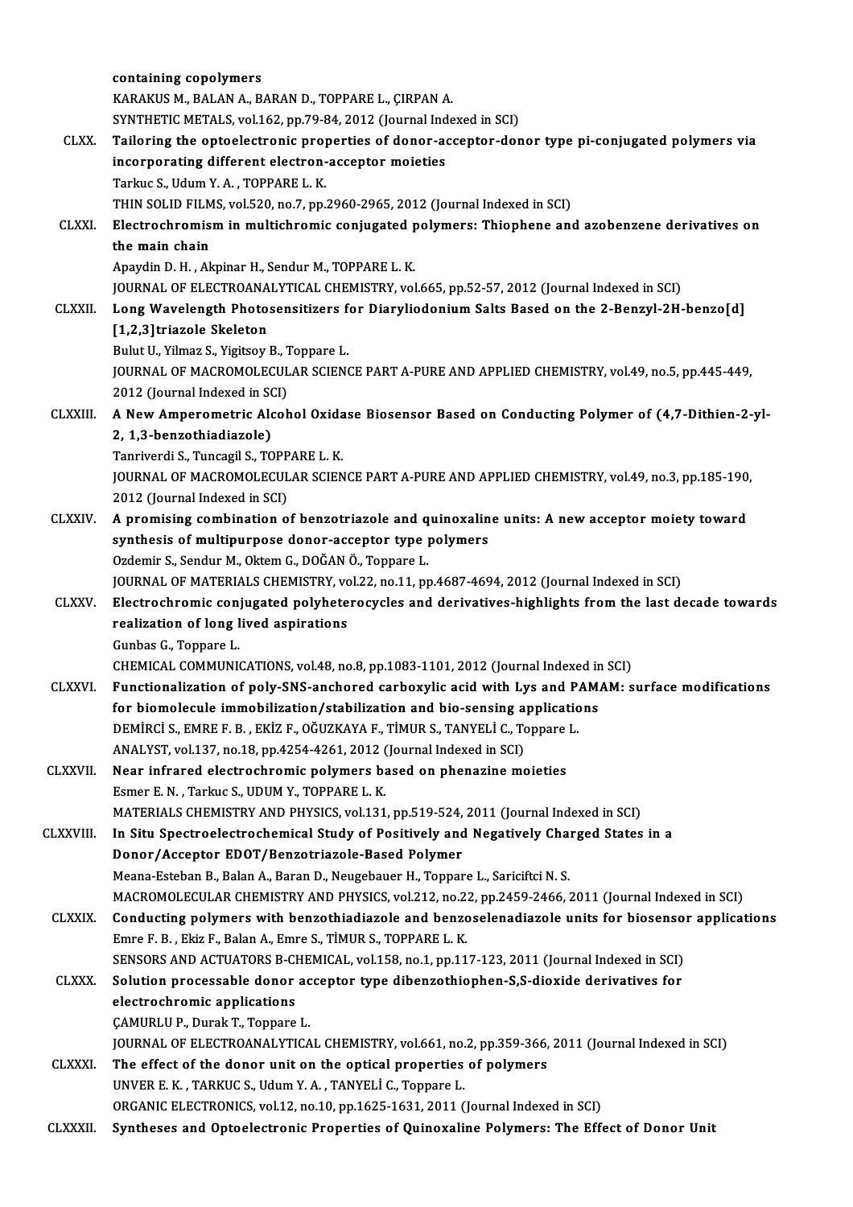containing copolymers
KARAKUS M., BALAN A., BARAN D., TOPPARE L., ÇIRPAN A.
SYNTHETIC METALS, vol.162, pp.79-84, 2012 (Journal Indexed in SCI)

CLXX. **Tailoring the optoelectronic properties of donor-acceptor-donor type pi-conjugated polymers via incorporating different electron-acceptor moieties**
Tarkuc S., Udum Y. A. , TOPPARE L. K.
THIN SOLID FILMS, vol.520, no.7, pp.2960-2965, 2012 (Journal Indexed in SCI)

CLXXI. **Electrochromism in multichromic conjugated polymers: Thiophene and azobenzene derivatives on the main chain**
Apaydin D. H. , Akpinar H., Sendur M., TOPPARE L. K.
JOURNAL OF ELECTROANALYTICAL CHEMISTRY, vol.665, pp.52-57, 2012 (Journal Indexed in SCI)

CLXXII. **Long Wavelength Photosensitizers for Diaryliodonium Salts Based on the 2-Benzyl-2H-benzo[d][1,2,3]triazole Skeleton**
Bulut U., Yilmaz S., Yigitsoy B., Toppare L.
JOURNAL OF MACROMOLECULAR SCIENCE PART A-PURE AND APPLIED CHEMISTRY, vol.49, no.5, pp.445-449, 2012 (Journal Indexed in SCI)

CLXXIII. **A New Amperometric Alcohol Oxidase Biosensor Based on Conducting Polymer of (4,7-Dithien-2-yl-2, 1,3-benzothiadiazole)**
Tanriverdi S., Tuncagil S., TOPPARE L. K.
JOURNAL OF MACROMOLECULAR SCIENCE PART A-PURE AND APPLIED CHEMISTRY, vol.49, no.3, pp.185-190, 2012 (Journal Indexed in SCI)

CLXXIV. **A promising combination of benzotriazole and quinoxaline units: A new acceptor moiety toward synthesis of multipurpose donor-acceptor type polymers**
Ozdemir S., Sendur M., Oktem G., DOĞAN Ö., Toppare L.
JOURNAL OF MATERIALS CHEMISTRY, vol.22, no.11, pp.4687-4694, 2012 (Journal Indexed in SCI)

CLXXV. **Electrochromic conjugated polyheterocycles and derivatives-highlights from the last decade towards realization of long lived aspirations**
Gunbas G., Toppare L.
CHEMICAL COMMUNICATIONS, vol.48, no.8, pp.1083-1101, 2012 (Journal Indexed in SCI)

CLXXVI. **Functionalization of poly-SNS-anchored carboxylic acid with Lys and PAMAM: surface modifications for biomolecule immobilization/stabilization and bio-sensing applications**
DEMİRCİ S., EMRE F. B. , EKİZ F., OĞUZKAYA F., TİMUR S., TANYELİ C., Toppare L.
ANALYST, vol.137, no.18, pp.4254-4261, 2012 (Journal Indexed in SCI)

CLXXVII. **Near infrared electrochromic polymers based on phenazine moieties**
Esmer E. N. , Tarkuc S., UDUM Y., TOPPARE L. K.
MATERIALS CHEMISTRY AND PHYSICS, vol.131, pp.519-524, 2011 (Journal Indexed in SCI)

CLXXVIII. **In Situ Spectroelectrochemical Study of Positively and Negatively Charged States in a Donor/Acceptor EDOT/Benzotriazole-Based Polymer**
Meana-Esteban B., Balan A., Baran D., Neugebauer H., Toppare L., Sariciftci N. S.
MACROMOLECULAR CHEMISTRY AND PHYSICS, vol.212, no.22, pp.2459-2466, 2011 (Journal Indexed in SCI)

CLXXIX. **Conducting polymers with benzothiadiazole and benzoselenadiazole units for biosensor applications**
Emre F. B. , Ekiz F., Balan A., Emre S., TİMUR S., TOPPARE L. K.
SENSORS AND ACTUATORS B-CHEMICAL, vol.158, no.1, pp.117-123, 2011 (Journal Indexed in SCI)

CLXXX. **Solution processable donor acceptor type dibenzothiophen-S,S-dioxide derivatives for electrochromic applications**
ÇAMURLU P., Durak T., Toppare L.
JOURNAL OF ELECTROANALYTICAL CHEMISTRY, vol.661, no.2, pp.359-366, 2011 (Journal Indexed in SCI)

CLXXXI. **The effect of the donor unit on the optical properties of polymers**
UNVER E. K. , TARKUC S., Udum Y. A. , TANYELİ C., Toppare L.
ORGANIC ELECTRONICS, vol.12, no.10, pp.1625-1631, 2011 (Journal Indexed in SCI)

CLXXXII. **Syntheses and Optoelectronic Properties of Quinoxaline Polymers: The Effect of Donor Unit**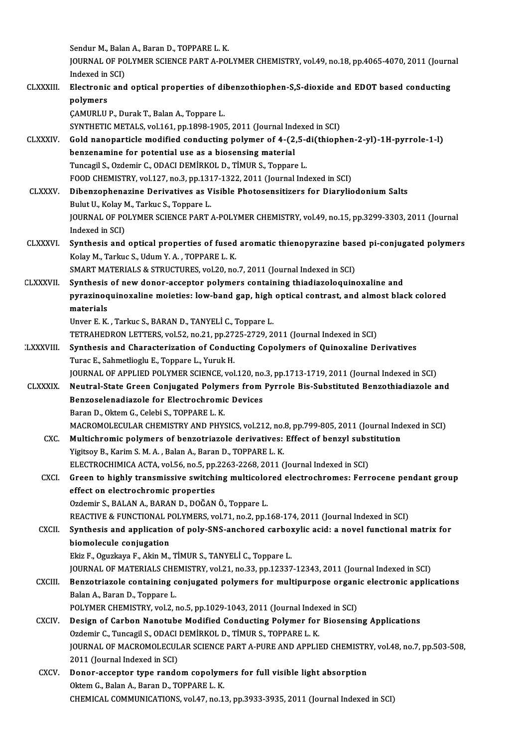Sendur M., Balan A., Baran D., TOPPARE L. K.
JOURNAL OF POLYMER SCIENCE PART A-POLYMER CHEMISTRY, vol.49, no.18, pp.4065-4070, 2011 (Journal Indexed in SCI)

CLXXXIII. **Electronic and optical properties of dibenzothiophen-S,S-dioxide and EDOT based conducting polymers**
ÇAMURLU P., Durak T., Balan A., Toppare L.
SYNTHETIC METALS, vol.161, pp.1898-1905, 2011 (Journal Indexed in SCI)

CLXXXIV. **Gold nanoparticle modified conducting polymer of 4-(2,5-di(thiophen-2-yl)-1H-pyrrole-1-l) benzenamine for potential use as a biosensing material**
Tuncagil S., Ozdemir C., ODACI DEMİRKOL D., TİMUR S., Toppare L.
FOOD CHEMISTRY, vol.127, no.3, pp.1317-1322, 2011 (Journal Indexed in SCI)

CLXXXV. **Dibenzophenazine Derivatives as Visible Photosensitizers for Diaryliodonium Salts**
Bulut U., Kolay M., Tarkuc S., Toppare L.
JOURNAL OF POLYMER SCIENCE PART A-POLYMER CHEMISTRY, vol.49, no.15, pp.3299-3303, 2011 (Journal Indexed in SCI)

CLXXXVI. **Synthesis and optical properties of fused aromatic thienopyrazine based pi-conjugated polymers**
Kolay M., Tarkuc S., Udum Y. A. , TOPPARE L. K.
SMART MATERIALS & STRUCTURES, vol.20, no.7, 2011 (Journal Indexed in SCI)

CLXXXVII. **Synthesis of new donor-acceptor polymers containing thiadiazoloquinoxaline and pyrazinoquinoxaline moieties: low-band gap, high optical contrast, and almost black colored materials**
Unver E. K. , Tarkuc S., BARAN D., TANYELİ C., Toppare L.
TETRAHEDRON LETTERS, vol.52, no.21, pp.2725-2729, 2011 (Journal Indexed in SCI)

CLXXXVIII. **Synthesis and Characterization of Conducting Copolymers of Quinoxaline Derivatives**
Turac E., Sahmetlioglu E., Toppare L., Yuruk H.
JOURNAL OF APPLIED POLYMER SCIENCE, vol.120, no.3, pp.1713-1719, 2011 (Journal Indexed in SCI)

CLXXXIX. **Neutral-State Green Conjugated Polymers from Pyrrole Bis-Substituted Benzothiadiazole and Benzoselenadiazole for Electrochromic Devices**
Baran D., Oktem G., Celebi S., TOPPARE L. K.
MACROMOLECULAR CHEMISTRY AND PHYSICS, vol.212, no.8, pp.799-805, 2011 (Journal Indexed in SCI)

CXC. **Multichromic polymers of benzotriazole derivatives: Effect of benzyl substitution**
Yigitsoy B., Karim S. M. A. , Balan A., Baran D., TOPPARE L. K.
ELECTROCHIMICA ACTA, vol.56, no.5, pp.2263-2268, 2011 (Journal Indexed in SCI)

CXCI. **Green to highly transmissive switching multicolored electrochromes: Ferrocene pendant group effect on electrochromic properties**
Ozdemir S., BALAN A., BARAN D., DOĞAN Ö., Toppare L.
REACTIVE & FUNCTIONAL POLYMERS, vol.71, no.2, pp.168-174, 2011 (Journal Indexed in SCI)

CXCII. **Synthesis and application of poly-SNS-anchored carboxylic acid: a novel functional matrix for biomolecule conjugation**
Ekiz F., Oguzkaya F., Akin M., TİMUR S., TANYELİ C., Toppare L.
JOURNAL OF MATERIALS CHEMISTRY, vol.21, no.33, pp.12337-12343, 2011 (Journal Indexed in SCI)

CXCIII. **Benzotriazole containing conjugated polymers for multipurpose organic electronic applications**
Balan A., Baran D., Toppare L.
POLYMER CHEMISTRY, vol.2, no.5, pp.1029-1043, 2011 (Journal Indexed in SCI)

CXCIV. **Design of Carbon Nanotube Modified Conducting Polymer for Biosensing Applications**
Ozdemir C., Tuncagil S., ODACI DEMİRKOL D., TİMUR S., TOPPARE L. K.
JOURNAL OF MACROMOLECULAR SCIENCE PART A-PURE AND APPLIED CHEMISTRY, vol.48, no.7, pp.503-508, 2011 (Journal Indexed in SCI)

CXCV. **Donor-acceptor type random copolymers for full visible light absorption**
Oktem G., Balan A., Baran D., TOPPARE L. K.
CHEMICAL COMMUNICATIONS, vol.47, no.13, pp.3933-3935, 2011 (Journal Indexed in SCI)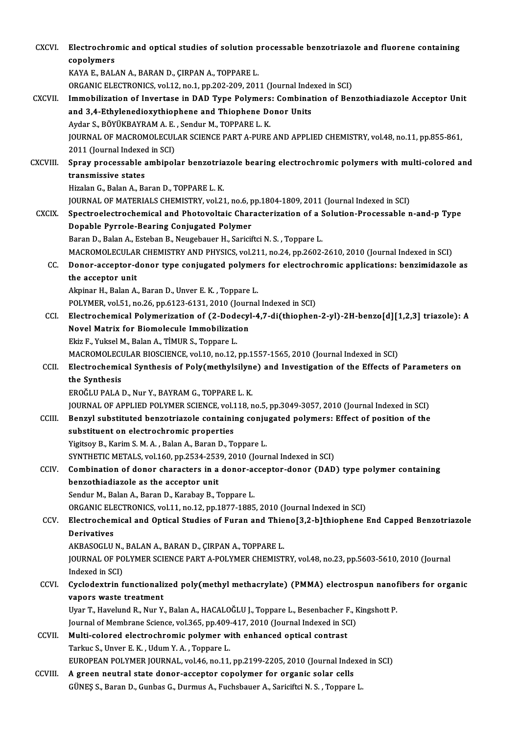CXCVI. **Electrochromic and optical studies of solution processable benzotriazole and fluorene containing copolymers**
KAYA E., BALAN A., BARAN D., ÇIRPAN A., TOPPARE L.
ORGANIC ELECTRONICS, vol.12, no.1, pp.202-209, 2011 (Journal Indexed in SCI)

CXCVII. **Immobilization of Invertase in DAD Type Polymers: Combination of Benzothiadiazole Acceptor Unit and 3,4-Ethylenedioxythiophene and Thiophene Donor Units**
Aydar S., BÖYÜKBAYRAM A. E. , Sendur M., TOPPARE L. K.
JOURNAL OF MACROMOLECULAR SCIENCE PART A-PURE AND APPLIED CHEMISTRY, vol.48, no.11, pp.855-861, 2011 (Journal Indexed in SCI)

CXCVIII. **Spray processable ambipolar benzotriazole bearing electrochromic polymers with multi-colored and transmissive states**
Hizalan G., Balan A., Baran D., TOPPARE L. K.
JOURNAL OF MATERIALS CHEMISTRY, vol.21, no.6, pp.1804-1809, 2011 (Journal Indexed in SCI)

CXCIX. **Spectroelectrochemical and Photovoltaic Characterization of a Solution-Processable n-and-p Type Dopable Pyrrole-Bearing Conjugated Polymer**
Baran D., Balan A., Esteban B., Neugebauer H., Sariciftci N. S. , Toppare L.
MACROMOLECULAR CHEMISTRY AND PHYSICS, vol.211, no.24, pp.2602-2610, 2010 (Journal Indexed in SCI)

CC. **Donor-acceptor-donor type conjugated polymers for electrochromic applications: benzimidazole as the acceptor unit**
Akpinar H., Balan A., Baran D., Unver E. K. , Toppare L.
POLYMER, vol.51, no.26, pp.6123-6131, 2010 (Journal Indexed in SCI)

CCI. **Electrochemical Polymerization of (2-Dodecyl-4,7-di(thiophen-2-yl)-2H-benzo[d][1,2,3] triazole): A Novel Matrix for Biomolecule Immobilization**
Ekiz F., Yuksel M., Balan A., TİMUR S., Toppare L.
MACROMOLECULAR BIOSCIENCE, vol.10, no.12, pp.1557-1565, 2010 (Journal Indexed in SCI)

CCII. **Electrochemical Synthesis of Poly(methylsilyne) and Investigation of the Effects of Parameters on the Synthesis**
EROĞLU PALA D., Nur Y., BAYRAM G., TOPPARE L. K.
JOURNAL OF APPLIED POLYMER SCIENCE, vol.118, no.5, pp.3049-3057, 2010 (Journal Indexed in SCI)

CCIII. **Benzyl substituted benzotriazole containing conjugated polymers: Effect of position of the substituent on electrochromic properties**
Yigitsoy B., Karim S. M. A. , Balan A., Baran D., Toppare L.
SYNTHETIC METALS, vol.160, pp.2534-2539, 2010 (Journal Indexed in SCI)

CCIV. **Combination of donor characters in a donor-acceptor-donor (DAD) type polymer containing benzothiadiazole as the acceptor unit**
Sendur M., Balan A., Baran D., Karabay B., Toppare L.
ORGANIC ELECTRONICS, vol.11, no.12, pp.1877-1885, 2010 (Journal Indexed in SCI)

CCV. **Electrochemical and Optical Studies of Furan and Thieno[3,2-b]thiophene End Capped Benzotriazole Derivatives**
AKBASOGLU N., BALAN A., BARAN D., ÇIRPAN A., TOPPARE L.
JOURNAL OF POLYMER SCIENCE PART A-POLYMER CHEMISTRY, vol.48, no.23, pp.5603-5610, 2010 (Journal Indexed in SCI)

CCVI. **Cyclodextrin functionalized poly(methyl methacrylate) (PMMA) electrospun nanofibers for organic vapors waste treatment**
Uyar T., Havelund R., Nur Y., Balan A., HACALOĞLU J., Toppare L., Besenbacher F., Kingshott P.
Journal of Membrane Science, vol.365, pp.409-417, 2010 (Journal Indexed in SCI)

CCVII. **Multi-colored electrochromic polymer with enhanced optical contrast**
Tarkuc S., Unver E. K. , Udum Y. A. , Toppare L.
EUROPEAN POLYMER JOURNAL, vol.46, no.11, pp.2199-2205, 2010 (Journal Indexed in SCI)

CCVIII. **A green neutral state donor-acceptor copolymer for organic solar cells**
GÜNEŞ S., Baran D., Gunbas G., Durmus A., Fuchsbauer A., Sariciftci N. S. , Toppare L.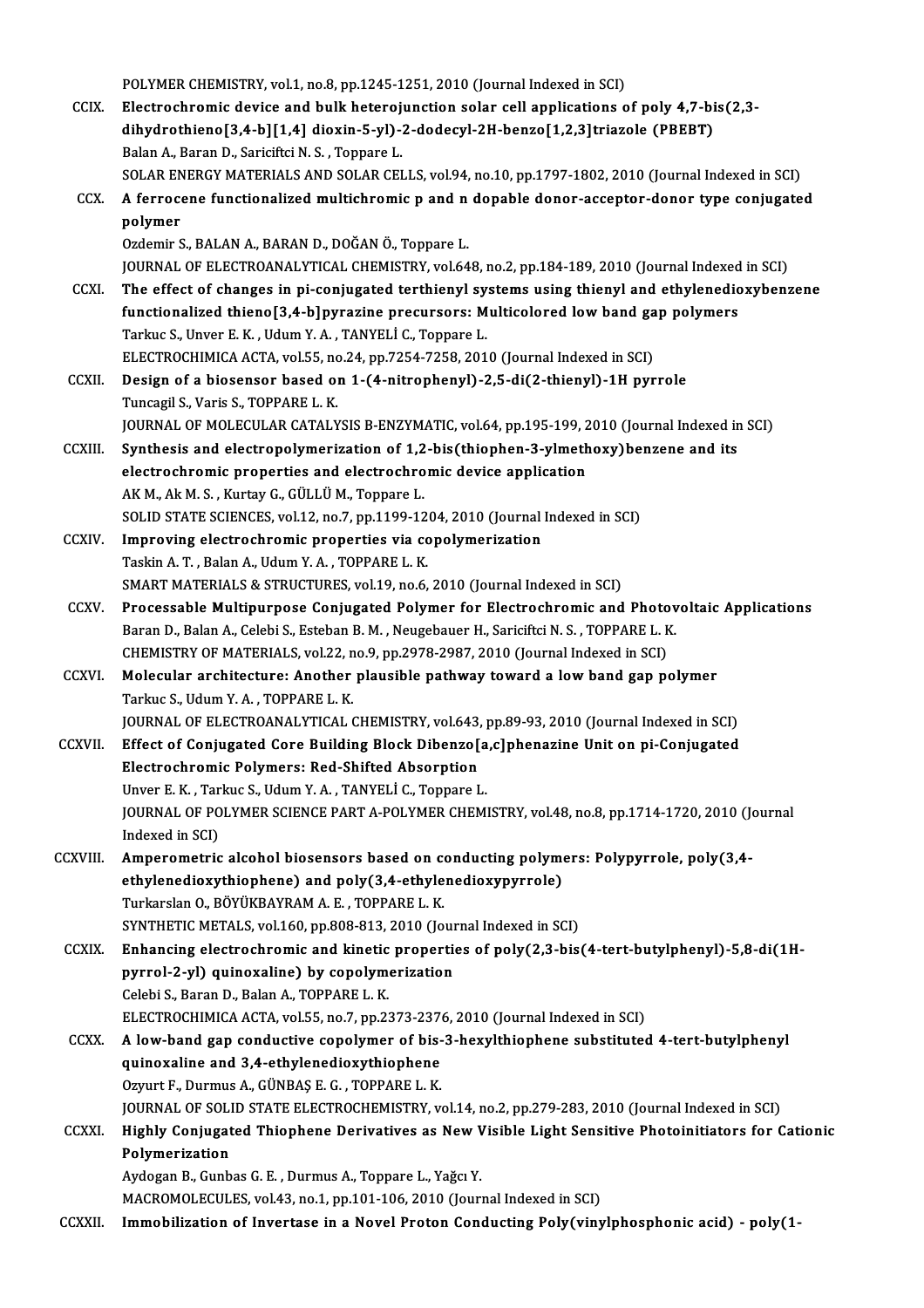POLYMER CHEMISTRY, vol.1, no.8, pp.1245-1251, 2010 (Journal Indexed in SCI)

CCIX. **Electrochromic device and bulk heterojunction solar cell applications of poly 4,7-bis(2,3-dihydrothieno[3,4-b][1,4] dioxin-5-yl)-2-dodecyl-2H-benzo[1,2,3]triazole (PBEBT)**
Balan A., Baran D., Sariciftci N. S. , Toppare L.
SOLAR ENERGY MATERIALS AND SOLAR CELLS, vol.94, no.10, pp.1797-1802, 2010 (Journal Indexed in SCI)

CCX. **A ferrocene functionalized multichromic p and n dopable donor-acceptor-donor type conjugated polymer**
Ozdemir S., BALAN A., BARAN D., DOĞAN Ö., Toppare L.
JOURNAL OF ELECTROANALYTICAL CHEMISTRY, vol.648, no.2, pp.184-189, 2010 (Journal Indexed in SCI)

CCXI. **The effect of changes in pi-conjugated terthienyl systems using thienyl and ethylenedioxybenzene functionalized thieno[3,4-b]pyrazine precursors: Multicolored low band gap polymers**
Tarkuc S., Unver E. K. , Udum Y. A. , TANYELİ C., Toppare L.
ELECTROCHIMICA ACTA, vol.55, no.24, pp.7254-7258, 2010 (Journal Indexed in SCI)

CCXII. **Design of a biosensor based on 1-(4-nitrophenyl)-2,5-di(2-thienyl)-1H pyrrole**
Tuncagil S., Varis S., TOPPARE L. K.
JOURNAL OF MOLECULAR CATALYSIS B-ENZYMATIC, vol.64, pp.195-199, 2010 (Journal Indexed in SCI)

CCXIII. **Synthesis and electropolymerization of 1,2-bis(thiophen-3-ylmethoxy)benzene and its electrochromic properties and electrochromic device application**
AK M., Ak M. S. , Kurtay G., GÜLLÜ M., Toppare L.
SOLID STATE SCIENCES, vol.12, no.7, pp.1199-1204, 2010 (Journal Indexed in SCI)

CCXIV. **Improving electrochromic properties via copolymerization**
Taskin A. T. , Balan A., Udum Y. A. , TOPPARE L. K.
SMART MATERIALS & STRUCTURES, vol.19, no.6, 2010 (Journal Indexed in SCI)

CCXV. **Processable Multipurpose Conjugated Polymer for Electrochromic and Photovoltaic Applications**
Baran D., Balan A., Celebi S., Esteban B. M. , Neugebauer H., Sariciftci N. S. , TOPPARE L. K.
CHEMISTRY OF MATERIALS, vol.22, no.9, pp.2978-2987, 2010 (Journal Indexed in SCI)

CCXVI. **Molecular architecture: Another plausible pathway toward a low band gap polymer**
Tarkuc S., Udum Y. A. , TOPPARE L. K.
JOURNAL OF ELECTROANALYTICAL CHEMISTRY, vol.643, pp.89-93, 2010 (Journal Indexed in SCI)

CCXVII. **Effect of Conjugated Core Building Block Dibenzo[a,c]phenazine Unit on pi-Conjugated Electrochromic Polymers: Red-Shifted Absorption**
Unver E. K. , Tarkuc S., Udum Y. A. , TANYELİ C., Toppare L.
JOURNAL OF POLYMER SCIENCE PART A-POLYMER CHEMISTRY, vol.48, no.8, pp.1714-1720, 2010 (Journal Indexed in SCI)

CCXVIII. **Amperometric alcohol biosensors based on conducting polymers: Polypyrrole, poly(3,4-ethylenedioxythiophene) and poly(3,4-ethylenedioxypyrrole)**
Turkarslan O., BÖYÜKBAYRAM A. E. , TOPPARE L. K.
SYNTHETIC METALS, vol.160, pp.808-813, 2010 (Journal Indexed in SCI)

CCXIX. **Enhancing electrochromic and kinetic properties of poly(2,3-bis(4-tert-butylphenyl)-5,8-di(1H-pyrrol-2-yl) quinoxaline) by copolymerization**
Celebi S., Baran D., Balan A., TOPPARE L. K.
ELECTROCHIMICA ACTA, vol.55, no.7, pp.2373-2376, 2010 (Journal Indexed in SCI)

CCXX. **A low-band gap conductive copolymer of bis-3-hexylthiophene substituted 4-tert-butylphenyl quinoxaline and 3,4-ethylenedioxythiophene**
Ozyurt F., Durmus A., GÜNBAŞ E. G. , TOPPARE L. K.
JOURNAL OF SOLID STATE ELECTROCHEMISTRY, vol.14, no.2, pp.279-283, 2010 (Journal Indexed in SCI)

CCXXI. **Highly Conjugated Thiophene Derivatives as New Visible Light Sensitive Photoinitiators for Cationic Polymerization**
Aydogan B., Gunbas G. E. , Durmus A., Toppare L., Yağcı Y.
MACROMOLECULES, vol.43, no.1, pp.101-106, 2010 (Journal Indexed in SCI)

CCXXII. **Immobilization of Invertase in a Novel Proton Conducting Poly(vinylphosphonic acid) - poly(1-**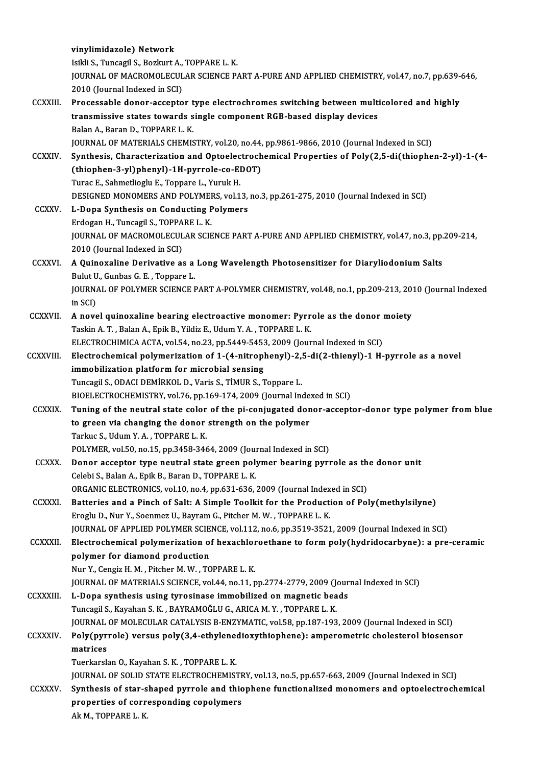vinylimidazole) Network
Isikli S., Tuncagil S., Bozkurt A., TOPPARE L. K.
JOURNAL OF MACROMOLECULAR SCIENCE PART A-PURE AND APPLIED CHEMISTRY, vol.47, no.7, pp.639-646, 2010 (Journal Indexed in SCI)

CCXXIII. **Processable donor-acceptor type electrochromes switching between multicolored and highly transmissive states towards single component RGB-based display devices**
Balan A., Baran D., TOPPARE L. K.
JOURNAL OF MATERIALS CHEMISTRY, vol.20, no.44, pp.9861-9866, 2010 (Journal Indexed in SCI)

CCXXIV. **Synthesis, Characterization and Optoelectrochemical Properties of Poly(2,5-di(thiophen-2-yl)-1-(4-(thiophen-3-yl)phenyl)-1H-pyrrole-co-EDOT)**
Turac E., Sahmetlioglu E., Toppare L., Yuruk H.
DESIGNED MONOMERS AND POLYMERS, vol.13, no.3, pp.261-275, 2010 (Journal Indexed in SCI)

CCXXV. **L-Dopa Synthesis on Conducting Polymers**
Erdogan H., Tuncagil S., TOPPARE L. K.
JOURNAL OF MACROMOLECULAR SCIENCE PART A-PURE AND APPLIED CHEMISTRY, vol.47, no.3, pp.209-214, 2010 (Journal Indexed in SCI)

CCXXVI. **A Quinoxaline Derivative as a Long Wavelength Photosensitizer for Diaryliodonium Salts**
Bulut U., Gunbas G. E. , Toppare L.
JOURNAL OF POLYMER SCIENCE PART A-POLYMER CHEMISTRY, vol.48, no.1, pp.209-213, 2010 (Journal Indexed in SCI)

CCXXVII. **A novel quinoxaline bearing electroactive monomer: Pyrrole as the donor moiety**
Taskin A. T. , Balan A., Epik B., Yildiz E., Udum Y. A. , TOPPARE L. K.
ELECTROCHIMICA ACTA, vol.54, no.23, pp.5449-5453, 2009 (Journal Indexed in SCI)

CCXXVIII. **Electrochemical polymerization of 1-(4-nitrophenyl)-2,5-di(2-thienyl)-1 H-pyrrole as a novel immobilization platform for microbial sensing**
Tuncagil S., ODACI DEMİRKOL D., Varis S., TİMUR S., Toppare L.
BIOELECTROCHEMISTRY, vol.76, pp.169-174, 2009 (Journal Indexed in SCI)

CCXXIX. **Tuning of the neutral state color of the pi-conjugated donor-acceptor-donor type polymer from blue to green via changing the donor strength on the polymer**
Tarkuc S., Udum Y. A. , TOPPARE L. K.
POLYMER, vol.50, no.15, pp.3458-3464, 2009 (Journal Indexed in SCI)

CCXXX. **Donor acceptor type neutral state green polymer bearing pyrrole as the donor unit**
Celebi S., Balan A., Epik B., Baran D., TOPPARE L. K.
ORGANIC ELECTRONICS, vol.10, no.4, pp.631-636, 2009 (Journal Indexed in SCI)

CCXXXI. **Batteries and a Pinch of Salt: A Simple Toolkit for the Production of Poly(methylsilyne)**
Eroglu D., Nur Y., Soenmez U., Bayram G., Pitcher M. W. , TOPPARE L. K.
JOURNAL OF APPLIED POLYMER SCIENCE, vol.112, no.6, pp.3519-3521, 2009 (Journal Indexed in SCI)

CCXXXII. **Electrochemical polymerization of hexachloroethane to form poly(hydridocarbyne): a pre-ceramic polymer for diamond production**
Nur Y., Cengiz H. M. , Pitcher M. W. , TOPPARE L. K.
JOURNAL OF MATERIALS SCIENCE, vol.44, no.11, pp.2774-2779, 2009 (Journal Indexed in SCI)

CCXXXIII. **L-Dopa synthesis using tyrosinase immobilized on magnetic beads**
Tuncagil S., Kayahan S. K. , BAYRAMOĞLU G., ARICA M. Y. , TOPPARE L. K.
JOURNAL OF MOLECULAR CATALYSIS B-ENZYMATIC, vol.58, pp.187-193, 2009 (Journal Indexed in SCI)

CCXXXIV. **Poly(pyrrole) versus poly(3,4-ethylenedioxythiophene): amperometric cholesterol biosensor matrices**
Tuerkarslan O., Kayahan S. K. , TOPPARE L. K.
JOURNAL OF SOLID STATE ELECTROCHEMISTRY, vol.13, no.5, pp.657-663, 2009 (Journal Indexed in SCI)

CCXXXV. **Synthesis of star-shaped pyrrole and thiophene functionalized monomers and optoelectrochemical properties of corresponding copolymers**
Ak M., TOPPARE L. K.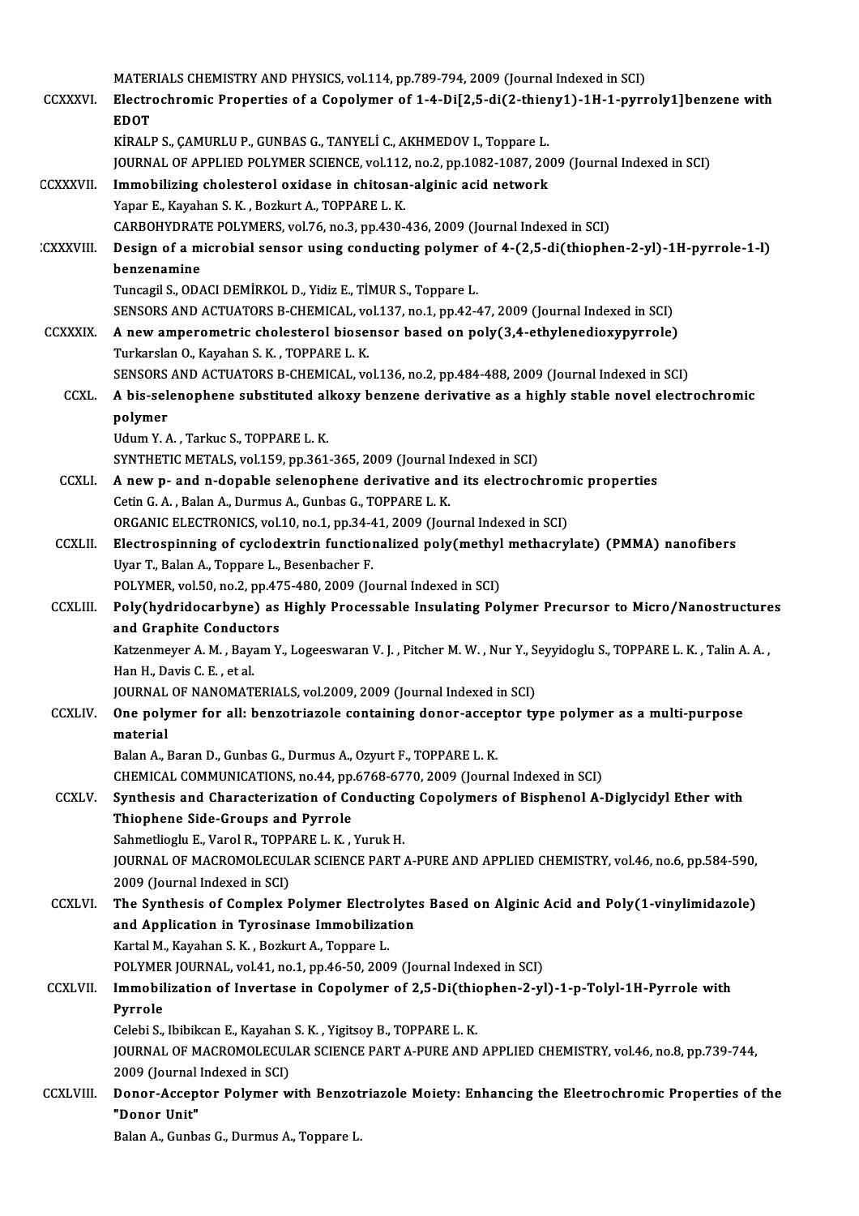MATERIALS CHEMISTRY AND PHYSICS, vol.114, pp.789-794, 2009 (Journal Indexed in SCI)

CCXXXVI. **Electrochromic Properties of a Copolymer of 1-4-Di[2,5-di(2-thieny1)-1H-1-pyrroly1]benzene with EDOT**
KİRALP S., ÇAMURLU P., GUNBAS G., TANYELİ C., AKHMEDOV I., Toppare L.
JOURNAL OF APPLIED POLYMER SCIENCE, vol.112, no.2, pp.1082-1087, 2009 (Journal Indexed in SCI)

CCXXXVII. **Immobilizing cholesterol oxidase in chitosan-alginic acid network**
Yapar E., Kayahan S. K. , Bozkurt A., TOPPARE L. K.
CARBOHYDRATE POLYMERS, vol.76, no.3, pp.430-436, 2009 (Journal Indexed in SCI)

CCXXXVIII. **Design of a microbial sensor using conducting polymer of 4-(2,5-di(thiophen-2-yl)-1H-pyrrole-1-l) benzenamine**
Tuncagil S., ODACI DEMİRKOL D., Yidiz E., TİMUR S., Toppare L.
SENSORS AND ACTUATORS B-CHEMICAL, vol.137, no.1, pp.42-47, 2009 (Journal Indexed in SCI)

CCXXXIX. **A new amperometric cholesterol biosensor based on poly(3,4-ethylenedioxypyrrole)**
Turkarslan O., Kayahan S. K. , TOPPARE L. K.
SENSORS AND ACTUATORS B-CHEMICAL, vol.136, no.2, pp.484-488, 2009 (Journal Indexed in SCI)

CCXL. **A bis-selenophene substituted alkoxy benzene derivative as a highly stable novel electrochromic polymer**
Udum Y. A. , Tarkuc S., TOPPARE L. K.
SYNTHETIC METALS, vol.159, pp.361-365, 2009 (Journal Indexed in SCI)

CCXLI. **A new p- and n-dopable selenophene derivative and its electrochromic properties**
Cetin G. A. , Balan A., Durmus A., Gunbas G., TOPPARE L. K.
ORGANIC ELECTRONICS, vol.10, no.1, pp.34-41, 2009 (Journal Indexed in SCI)

CCXLII. **Electrospinning of cyclodextrin functionalized poly(methyl methacrylate) (PMMA) nanofibers**
Uyar T., Balan A., Toppare L., Besenbacher F.
POLYMER, vol.50, no.2, pp.475-480, 2009 (Journal Indexed in SCI)

CCXLIII. **Poly(hydridocarbyne) as Highly Processable Insulating Polymer Precursor to Micro/Nanostructures and Graphite Conductors**
Katzenmeyer A. M. , Bayam Y., Logeeswaran V. J. , Pitcher M. W. , Nur Y., Seyyidoglu S., TOPPARE L. K. , Talin A. A. , Han H., Davis C. E. , et al.
JOURNAL OF NANOMATERIALS, vol.2009, 2009 (Journal Indexed in SCI)

CCXLIV. **One polymer for all: benzotriazole containing donor-acceptor type polymer as a multi-purpose material**
Balan A., Baran D., Gunbas G., Durmus A., Ozyurt F., TOPPARE L. K.
CHEMICAL COMMUNICATIONS, no.44, pp.6768-6770, 2009 (Journal Indexed in SCI)

CCXLV. **Synthesis and Characterization of Conducting Copolymers of Bisphenol A-Diglycidyl Ether with Thiophene Side-Groups and Pyrrole**
Sahmetlioglu E., Varol R., TOPPARE L. K. , Yuruk H.
JOURNAL OF MACROMOLECULAR SCIENCE PART A-PURE AND APPLIED CHEMISTRY, vol.46, no.6, pp.584-590, 2009 (Journal Indexed in SCI)

CCXLVI. **The Synthesis of Complex Polymer Electrolytes Based on Alginic Acid and Poly(1-vinylimidazole) and Application in Tyrosinase Immobilization**
Kartal M., Kayahan S. K. , Bozkurt A., Toppare L.
POLYMER JOURNAL, vol.41, no.1, pp.46-50, 2009 (Journal Indexed in SCI)

CCXLVII. **Immobilization of Invertase in Copolymer of 2,5-Di(thiophen-2-yl)-1-p-Tolyl-1H-Pyrrole with Pyrrole**
Celebi S., Ibibikcan E., Kayahan S. K. , Yigitsoy B., TOPPARE L. K.
JOURNAL OF MACROMOLECULAR SCIENCE PART A-PURE AND APPLIED CHEMISTRY, vol.46, no.8, pp.739-744, 2009 (Journal Indexed in SCI)

CCXLVIII. **Donor-Acceptor Polymer with Benzotriazole Moiety: Enhancing the Eleetrochromic Properties of the "Donor Unit"**
Balan A., Gunbas G., Durmus A., Toppare L.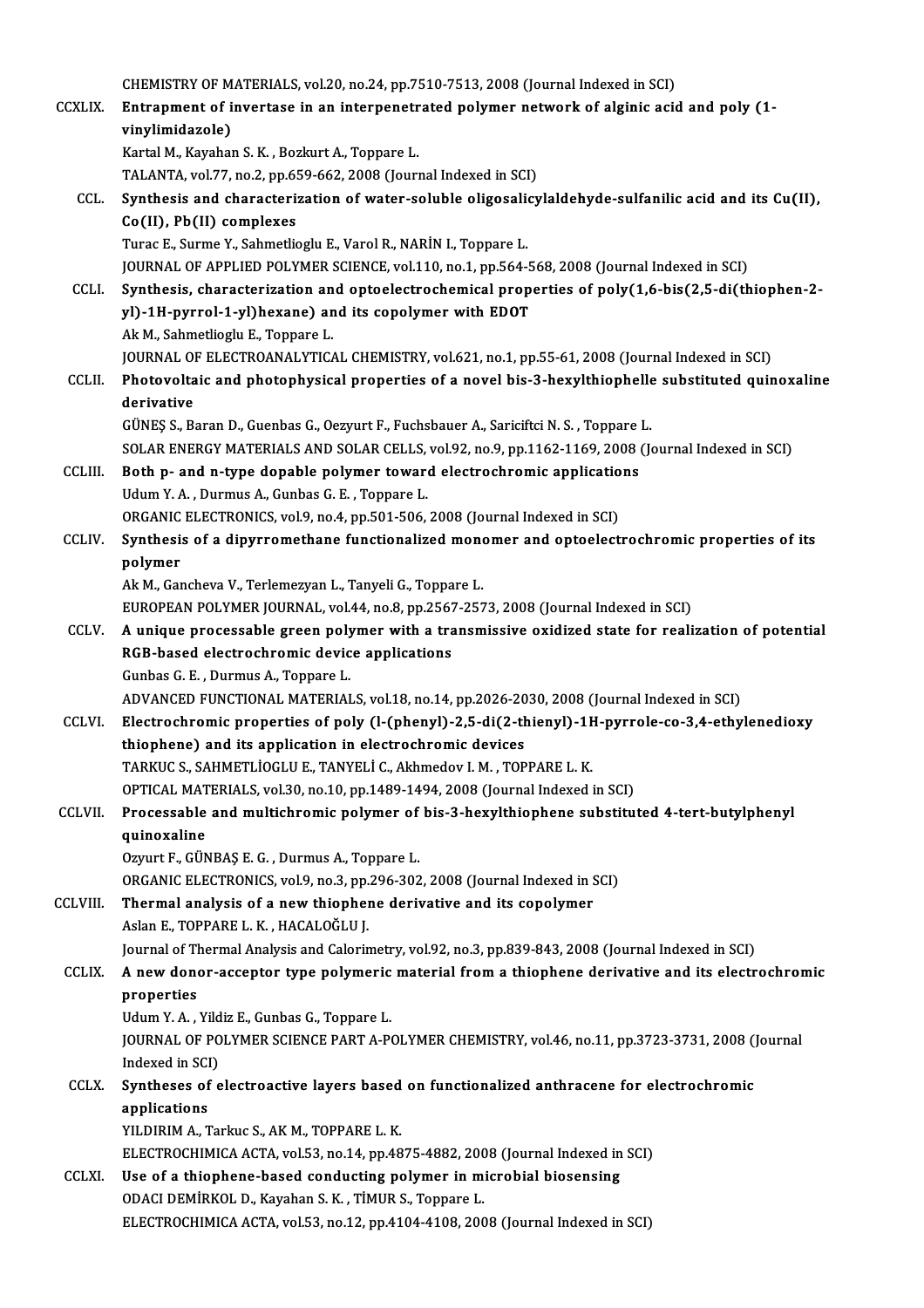CHEMISTRY OF MATERIALS, vol.20, no.24, pp.7510-7513, 2008 (Journal Indexed in SCI)

CCXLIX. **Entrapment of invertase in an interpenetrated polymer network of alginic acid and poly (1-vinylimidazole)**
Kartal M., Kayahan S. K. , Bozkurt A., Toppare L.
TALANTA, vol.77, no.2, pp.659-662, 2008 (Journal Indexed in SCI)

CCL. **Synthesis and characterization of water-soluble oligosalicylaldehyde-sulfanilic acid and its Cu(II), Co(II), Pb(II) complexes**
Turac E., Surme Y., Sahmetlioglu E., Varol R., NARİN I., Toppare L.
JOURNAL OF APPLIED POLYMER SCIENCE, vol.110, no.1, pp.564-568, 2008 (Journal Indexed in SCI)

CCLI. **Synthesis, characterization and optoelectrochemical properties of poly(1,6-bis(2,5-di(thiophen-2-yl)-1H-pyrrol-1-yl)hexane) and its copolymer with EDOT**
Ak M., Sahmetlioglu E., Toppare L.
JOURNAL OF ELECTROANALYTICAL CHEMISTRY, vol.621, no.1, pp.55-61, 2008 (Journal Indexed in SCI)

CCLII. **Photovoltaic and photophysical properties of a novel bis-3-hexylthiophelle substituted quinoxaline derivative**
GÜNEŞ S., Baran D., Guenbas G., Oezyurt F., Fuchsbauer A., Sariciftci N. S. , Toppare L.
SOLAR ENERGY MATERIALS AND SOLAR CELLS, vol.92, no.9, pp.1162-1169, 2008 (Journal Indexed in SCI)

CCLIII. **Both p- and n-type dopable polymer toward electrochromic applications**
Udum Y. A. , Durmus A., Gunbas G. E. , Toppare L.
ORGANIC ELECTRONICS, vol.9, no.4, pp.501-506, 2008 (Journal Indexed in SCI)

CCLIV. **Synthesis of a dipyrromethane functionalized monomer and optoelectrochromic properties of its polymer**
Ak M., Gancheva V., Terlemezyan L., Tanyeli G., Toppare L.
EUROPEAN POLYMER JOURNAL, vol.44, no.8, pp.2567-2573, 2008 (Journal Indexed in SCI)

CCLV. **A unique processable green polymer with a transmissive oxidized state for realization of potential RGB-based electrochromic device applications**
Gunbas G. E. , Durmus A., Toppare L.
ADVANCED FUNCTIONAL MATERIALS, vol.18, no.14, pp.2026-2030, 2008 (Journal Indexed in SCI)

CCLVI. **Electrochromic properties of poly (l-(phenyl)-2,5-di(2-thienyl)-1H-pyrrole-co-3,4-ethylenedioxy thiophene) and its application in electrochromic devices**
TARKUC S., SAHMETLİOGLU E., TANYELİ C., Akhmedov I. M. , TOPPARE L. K.
OPTICAL MATERIALS, vol.30, no.10, pp.1489-1494, 2008 (Journal Indexed in SCI)

CCLVII. **Processable and multichromic polymer of bis-3-hexylthiophene substituted 4-tert-butylphenyl quinoxaline**
Ozyurt F., GÜNBAŞ E. G. , Durmus A., Toppare L.
ORGANIC ELECTRONICS, vol.9, no.3, pp.296-302, 2008 (Journal Indexed in SCI)

CCLVIII. **Thermal analysis of a new thiophene derivative and its copolymer**
Aslan E., TOPPARE L. K. , HACALOĞLU J.
Journal of Thermal Analysis and Calorimetry, vol.92, no.3, pp.839-843, 2008 (Journal Indexed in SCI)

CCLIX. **A new donor-acceptor type polymeric material from a thiophene derivative and its electrochromic properties**
Udum Y. A. , Yildiz E., Gunbas G., Toppare L.
JOURNAL OF POLYMER SCIENCE PART A-POLYMER CHEMISTRY, vol.46, no.11, pp.3723-3731, 2008 (Journal Indexed in SCI)

CCLX. **Syntheses of electroactive layers based on functionalized anthracene for electrochromic applications**
YILDIRIM A., Tarkuc S., AK M., TOPPARE L. K.
ELECTROCHIMICA ACTA, vol.53, no.14, pp.4875-4882, 2008 (Journal Indexed in SCI)

CCLXI. **Use of a thiophene-based conducting polymer in microbial biosensing**
ODACI DEMİRKOL D., Kayahan S. K. , TİMUR S., Toppare L.
ELECTROCHIMICA ACTA, vol.53, no.12, pp.4104-4108, 2008 (Journal Indexed in SCI)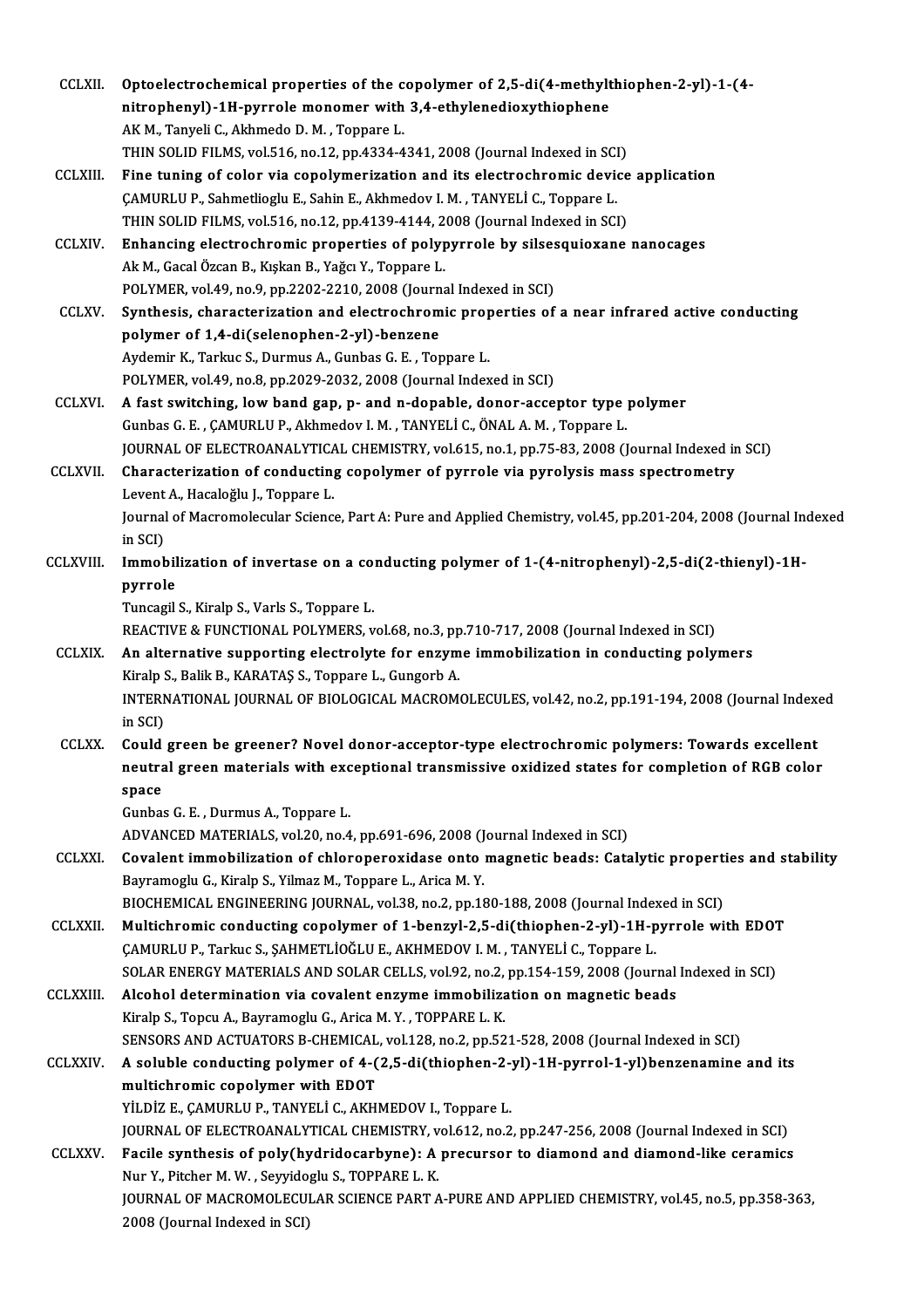CCLXII. **Optoelectrochemical properties of the copolymer of 2,5-di(4-methylthiophen-2-yl)-1-(4-nitrophenyl)-1H-pyrrole monomer with 3,4-ethylenedioxythiophene**
AK M., Tanyeli C., Akhmedo D. M. , Toppare L.
THIN SOLID FILMS, vol.516, no.12, pp.4334-4341, 2008 (Journal Indexed in SCI)

CCLXIII. **Fine tuning of color via copolymerization and its electrochromic device application**
ÇAMURLU P., Sahmetlioglu E., Sahin E., Akhmedov I. M. , TANYELİ C., Toppare L.
THIN SOLID FILMS, vol.516, no.12, pp.4139-4144, 2008 (Journal Indexed in SCI)

CCLXIV. **Enhancing electrochromic properties of polypyrrole by silsesquioxane nanocages**
Ak M., Gacal Özcan B., Kışkan B., Yağcı Y., Toppare L.
POLYMER, vol.49, no.9, pp.2202-2210, 2008 (Journal Indexed in SCI)

CCLXV. **Synthesis, characterization and electrochromic properties of a near infrared active conducting polymer of 1,4-di(selenophen-2-yl)-benzene**
Aydemir K., Tarkuc S., Durmus A., Gunbas G. E. , Toppare L.
POLYMER, vol.49, no.8, pp.2029-2032, 2008 (Journal Indexed in SCI)

CCLXVI. **A fast switching, low band gap, p- and n-dopable, donor-acceptor type polymer**
Gunbas G. E. , ÇAMURLU P., Akhmedov I. M. , TANYELİ C., ÖNAL A. M. , Toppare L.
JOURNAL OF ELECTROANALYTICAL CHEMISTRY, vol.615, no.1, pp.75-83, 2008 (Journal Indexed in SCI)

CCLXVII. **Characterization of conducting copolymer of pyrrole via pyrolysis mass spectrometry**
Levent A., Hacaloğlu J., Toppare L.
Journal of Macromolecular Science, Part A: Pure and Applied Chemistry, vol.45, pp.201-204, 2008 (Journal Indexed in SCI)

CCLXVIII. **Immobilization of invertase on a conducting polymer of 1-(4-nitrophenyl)-2,5-di(2-thienyl)-1H-pyrrole**
Tuncagil S., Kiralp S., Varls S., Toppare L.
REACTIVE & FUNCTIONAL POLYMERS, vol.68, no.3, pp.710-717, 2008 (Journal Indexed in SCI)

CCLXIX. **An alternative supporting electrolyte for enzyme immobilization in conducting polymers**
Kiralp S., Balik B., KARATAŞ S., Toppare L., Gungorb A.
INTERNATIONAL JOURNAL OF BIOLOGICAL MACROMOLECULES, vol.42, no.2, pp.191-194, 2008 (Journal Indexed in SCI)

CCLXX. **Could green be greener? Novel donor-acceptor-type electrochromic polymers: Towards excellent neutral green materials with exceptional transmissive oxidized states for completion of RGB color space**
Gunbas G. E. , Durmus A., Toppare L.
ADVANCED MATERIALS, vol.20, no.4, pp.691-696, 2008 (Journal Indexed in SCI)

CCLXXI. **Covalent immobilization of chloroperoxidase onto magnetic beads: Catalytic properties and stability**
Bayramoglu G., Kiralp S., Yilmaz M., Toppare L., Arica M. Y.
BIOCHEMICAL ENGINEERING JOURNAL, vol.38, no.2, pp.180-188, 2008 (Journal Indexed in SCI)

CCLXXII. **Multichromic conducting copolymer of 1-benzyl-2,5-di(thiophen-2-yl)-1H-pyrrole with EDOT**
ÇAMURLU P., Tarkuc S., ŞAHMETLİOĞLU E., AKHMEDOV I. M. , TANYELİ C., Toppare L.
SOLAR ENERGY MATERIALS AND SOLAR CELLS, vol.92, no.2, pp.154-159, 2008 (Journal Indexed in SCI)

CCLXXIII. **Alcohol determination via covalent enzyme immobilization on magnetic beads**
Kiralp S., Topcu A., Bayramoglu G., Arica M. Y. , TOPPARE L. K.
SENSORS AND ACTUATORS B-CHEMICAL, vol.128, no.2, pp.521-528, 2008 (Journal Indexed in SCI)

CCLXXIV. **A soluble conducting polymer of 4-(2,5-di(thiophen-2-yl)-1H-pyrrol-1-yl)benzenamine and its multichromic copolymer with EDOT**
YİLDİZ E., ÇAMURLU P., TANYELİ C., AKHMEDOV I., Toppare L.
JOURNAL OF ELECTROANALYTICAL CHEMISTRY, vol.612, no.2, pp.247-256, 2008 (Journal Indexed in SCI)

CCLXXV. **Facile synthesis of poly(hydridocarbyne): A precursor to diamond and diamond-like ceramics**
Nur Y., Pitcher M. W. , Seyyidoglu S., TOPPARE L. K.
JOURNAL OF MACROMOLECULAR SCIENCE PART A-PURE AND APPLIED CHEMISTRY, vol.45, no.5, pp.358-363, 2008 (Journal Indexed in SCI)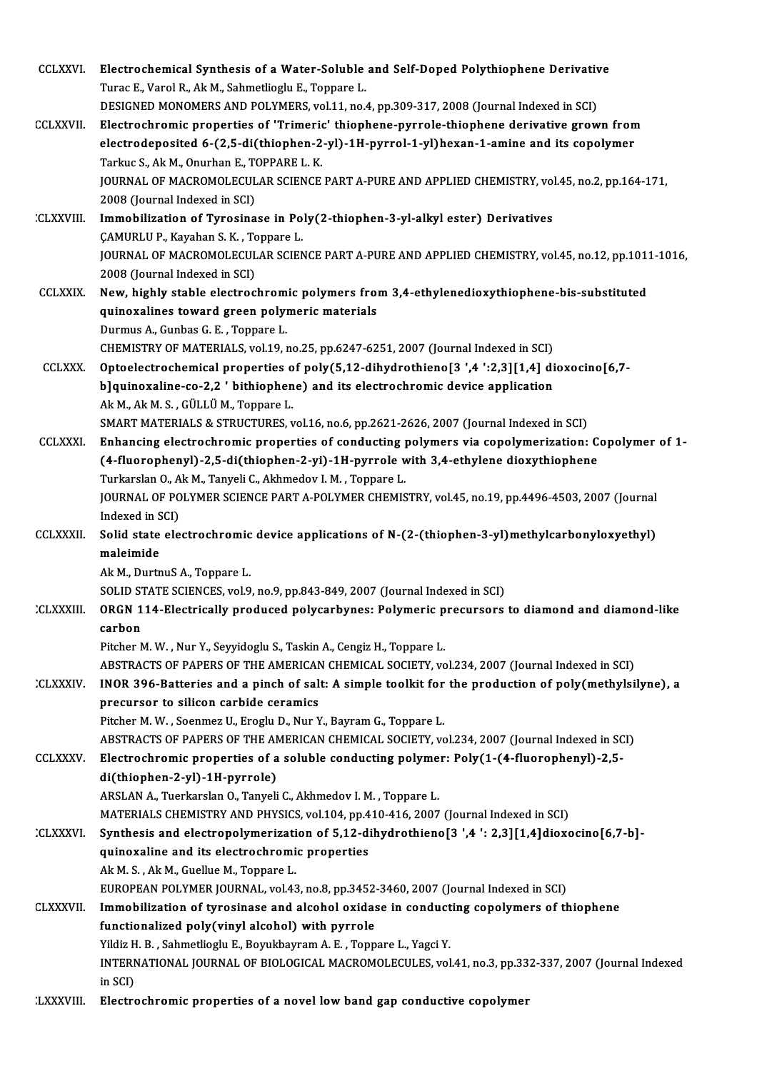CCLXXVI. **Electrochemical Synthesis of a Water-Soluble and Self-Doped Polythiophene Derivative**
Turac E., Varol R., Ak M., Sahmetlioglu E., Toppare L.
DESIGNED MONOMERS AND POLYMERS, vol.11, no.4, pp.309-317, 2008 (Journal Indexed in SCI)

CCLXXVII. **Electrochromic properties of 'Trimeric' thiophene-pyrrole-thiophene derivative grown from electrodeposited 6-(2,5-di(thiophen-2-yl)-1H-pyrrol-1-yl)hexan-1-amine and its copolymer**
Tarkuc S., Ak M., Onurhan E., TOPPARE L. K.
JOURNAL OF MACROMOLECULAR SCIENCE PART A-PURE AND APPLIED CHEMISTRY, vol.45, no.2, pp.164-171, 2008 (Journal Indexed in SCI)

CCLXXVIII. **Immobilization of Tyrosinase in Poly(2-thiophen-3-yl-alkyl ester) Derivatives**
ÇAMURLU P., Kayahan S. K. , Toppare L.
JOURNAL OF MACROMOLECULAR SCIENCE PART A-PURE AND APPLIED CHEMISTRY, vol.45, no.12, pp.1011-1016, 2008 (Journal Indexed in SCI)

CCLXXIX. **New, highly stable electrochromic polymers from 3,4-ethylenedioxythiophene-bis-substituted quinoxalines toward green polymeric materials**
Durmus A., Gunbas G. E. , Toppare L.
CHEMISTRY OF MATERIALS, vol.19, no.25, pp.6247-6251, 2007 (Journal Indexed in SCI)

CCLXXX. **Optoelectrochemical properties of poly(5,12-dihydrothieno[3 ',4 ':2,3][1,4] dioxocino[6,7-b]quinoxaline-co-2,2 ' bithiophene) and its electrochromic device application**
Ak M., Ak M. S. , GÜLLÜ M., Toppare L.
SMART MATERIALS & STRUCTURES, vol.16, no.6, pp.2621-2626, 2007 (Journal Indexed in SCI)

CCLXXXI. **Enhancing electrochromic properties of conducting polymers via copolymerization: Copolymer of 1-(4-fluorophenyl)-2,5-di(thiophen-2-yi)-1H-pyrrole with 3,4-ethylene dioxythiophene**
Turkarslan O., Ak M., Tanyeli C., Akhmedov I. M. , Toppare L.
JOURNAL OF POLYMER SCIENCE PART A-POLYMER CHEMISTRY, vol.45, no.19, pp.4496-4503, 2007 (Journal Indexed in SCI)

CCLXXXII. **Solid state electrochromic device applications of N-(2-(thiophen-3-yl)methylcarbonyloxyethyl) maleimide**
Ak M., DurtnuS A., Toppare L.
SOLID STATE SCIENCES, vol.9, no.9, pp.843-849, 2007 (Journal Indexed in SCI)

CCLXXXIII. **ORGN 114-Electrically produced polycarbynes: Polymeric precursors to diamond and diamond-like carbon**
Pitcher M. W. , Nur Y., Seyyidoglu S., Taskin A., Cengiz H., Toppare L.
ABSTRACTS OF PAPERS OF THE AMERICAN CHEMICAL SOCIETY, vol.234, 2007 (Journal Indexed in SCI)

CCLXXXIV. **INOR 396-Batteries and a pinch of salt: A simple toolkit for the production of poly(methylsilyne), a precursor to silicon carbide ceramics**
Pitcher M. W. , Soenmez U., Eroglu D., Nur Y., Bayram G., Toppare L.
ABSTRACTS OF PAPERS OF THE AMERICAN CHEMICAL SOCIETY, vol.234, 2007 (Journal Indexed in SCI)

CCLXXXV. **Electrochromic properties of a soluble conducting polymer: Poly(1-(4-fluorophenyl)-2,5-di(thiophen-2-yl)-1H-pyrrole)**
ARSLAN A., Tuerkarslan O., Tanyeli C., Akhmedov I. M. , Toppare L.
MATERIALS CHEMISTRY AND PHYSICS, vol.104, pp.410-416, 2007 (Journal Indexed in SCI)

CCLXXXVI. **Synthesis and electropolymerization of 5,12-dihydrothieno[3 ',4 ': 2,3][1,4]dioxocino[6,7-b]-quinoxaline and its electrochromic properties**
Ak M. S. , Ak M., Guellue M., Toppare L.
EUROPEAN POLYMER JOURNAL, vol.43, no.8, pp.3452-3460, 2007 (Journal Indexed in SCI)

CCLXXXVII. **Immobilization of tyrosinase and alcohol oxidase in conducting copolymers of thiophene functionalized poly(vinyl alcohol) with pyrrole**
Yildiz H. B. , Sahmetlioglu E., Boyukbayram A. E. , Toppare L., Yagci Y.
INTERNATIONAL JOURNAL OF BIOLOGICAL MACROMOLECULES, vol.41, no.3, pp.332-337, 2007 (Journal Indexed in SCI)

CCLXXXVIII. **Electrochromic properties of a novel low band gap conductive copolymer**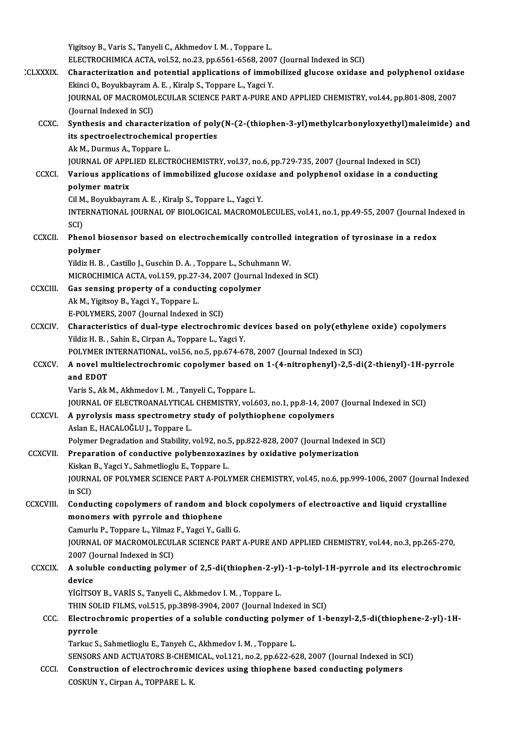Yigitsoy B., Varis S., Tanyeli C., Akhmedov I. M. , Toppare L.
ELECTROCHIMICA ACTA, vol.52, no.23, pp.6561-6568, 2007 (Journal Indexed in SCI)

CCLXXXIX. **Characterization and potential applications of immobilized glucose oxidase and polyphenol oxidase**
Ekinci O., Boyukbayram A. E. , Kiralp S., Toppare L., Yagci Y.
JOURNAL OF MACROMOLECULAR SCIENCE PART A-PURE AND APPLIED CHEMISTRY, vol.44, pp.801-808, 2007 (Journal Indexed in SCI)

CCXC. **Synthesis and characterization of poly(N-(2-(thiophen-3-yl)methylcarbonyloxyethyl)maleimide) and its spectroelectrochemical properties**
Ak M., Durmus A., Toppare L.
JOURNAL OF APPLIED ELECTROCHEMISTRY, vol.37, no.6, pp.729-735, 2007 (Journal Indexed in SCI)

CCXCI. **Various applications of immobilized glucose oxidase and polyphenol oxidase in a conducting polymer matrix**
Cil M., Boyukbayram A. E. , Kiralp S., Toppare L., Yagci Y.
INTERNATIONAL JOURNAL OF BIOLOGICAL MACROMOLECULES, vol.41, no.1, pp.49-55, 2007 (Journal Indexed in SCI)

CCXCII. **Phenol biosensor based on electrochemically controlled integration of tyrosinase in a redox polymer**
Yildiz H. B. , Castillo J., Guschin D. A. , Toppare L., Schuhmann W.
MICROCHIMICA ACTA, vol.159, pp.27-34, 2007 (Journal Indexed in SCI)

CCXCIII. **Gas sensing property of a conducting copolymer**
Ak M., Yigitsoy B., Yagci Y., Toppare L.
E-POLYMERS, 2007 (Journal Indexed in SCI)

CCXCIV. **Characteristics of dual-type electrochromic devices based on poly(ethylene oxide) copolymers**
Yildiz H. B. , Sahin E., Cirpan A., Toppare L., Yagci Y.
POLYMER INTERNATIONAL, vol.56, no.5, pp.674-678, 2007 (Journal Indexed in SCI)

CCXCV. **A novel multielectrochromic copolymer based on 1-(4-nitrophenyl)-2,5-di(2-thienyl)-1H-pyrrole and EDOT**
Varis S., Ak M., Akhmedov I. M. , Tanyeli C., Toppare L.
JOURNAL OF ELECTROANALYTICAL CHEMISTRY, vol.603, no.1, pp.8-14, 2007 (Journal Indexed in SCI)

CCXCVI. **A pyrolysis mass spectrometry study of polythiophene copolymers**
Aslan E., HACALOĞLU J., Toppare L.
Polymer Degradation and Stability, vol.92, no.5, pp.822-828, 2007 (Journal Indexed in SCI)

CCXCVII. **Preparation of conductive polybenzoxazines by oxidative polymerization**
Kiskan B., Yagci Y., Sahmetlioglu E., Toppare L.
JOURNAL OF POLYMER SCIENCE PART A-POLYMER CHEMISTRY, vol.45, no.6, pp.999-1006, 2007 (Journal Indexed in SCI)

CCXCVIII. **Conducting copolymers of random and block copolymers of electroactive and liquid crystalline monomers with pyrrole and thiophene**
Camurlu P., Toppare L., Yilmaz F., Yagci Y., Galli G.
JOURNAL OF MACROMOLECULAR SCIENCE PART A-PURE AND APPLIED CHEMISTRY, vol.44, no.3, pp.265-270, 2007 (Journal Indexed in SCI)

CCXCIX. **A soluble conducting polymer of 2,5-di(thiophen-2-yl)-1-p-tolyl-1H-pyrrole and its electrochromic device**
YİGİTSOY B., VARİS S., Tanyeli C., Akhmedov I. M. , Toppare L.
THIN SOLID FILMS, vol.515, pp.3898-3904, 2007 (Journal Indexed in SCI)

CCC. **Electrochromic properties of a soluble conducting polymer of 1-benzyl-2,5-di(thiophene-2-yl)-1H-pyrrole**
Tarkuc S., Sahmetlioglu E., Tanyeh C., Akhmedov I. M. , Toppare L.
SENSORS AND ACTUATORS B-CHEMICAL, vol.121, no.2, pp.622-628, 2007 (Journal Indexed in SCI)

CCCI. **Construction of electrochromic devices using thiophene based conducting polymers**
COSKUN Y., Cirpan A., TOPPARE L. K.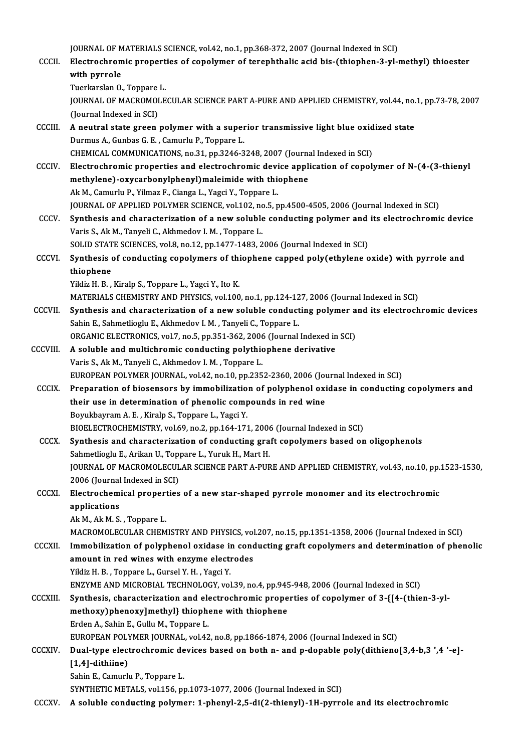JOURNAL OF MATERIALS SCIENCE, vol.42, no.1, pp.368-372, 2007 (Journal Indexed in SCI)

CCCII. **Electrochromic properties of copolymer of terephthalic acid bis-(thiophen-3-yl-methyl) thioester with pyrrole**
Tuerkarslan O., Toppare L.
JOURNAL OF MACROMOLECULAR SCIENCE PART A-PURE AND APPLIED CHEMISTRY, vol.44, no.1, pp.73-78, 2007 (Journal Indexed in SCI)

CCCIII. **A neutral state green polymer with a superior transmissive light blue oxidized state**
Durmus A., Gunbas G. E. , Camurlu P., Toppare L.
CHEMICAL COMMUNICATIONS, no.31, pp.3246-3248, 2007 (Journal Indexed in SCI)

CCCIV. **Electrochromic properties and electrochromic device application of copolymer of N-(4-(3-thienyl methylene)-oxycarbonylphenyl)maleimide with thiophene**
Ak M., Camurlu P., Yilmaz F., Cianga L., Yagci Y., Toppare L.
JOURNAL OF APPLIED POLYMER SCIENCE, vol.102, no.5, pp.4500-4505, 2006 (Journal Indexed in SCI)

CCCV. **Synthesis and characterization of a new soluble conducting polymer and its electrochromic device**
Varis S., Ak M., Tanyeli C., Akhmedov I. M. , Toppare L.
SOLID STATE SCIENCES, vol.8, no.12, pp.1477-1483, 2006 (Journal Indexed in SCI)

CCCVI. **Synthesis of conducting copolymers of thiophene capped poly(ethylene oxide) with pyrrole and thiophene**
Yildiz H. B. , Kiralp S., Toppare L., Yagci Y., Ito K.
MATERIALS CHEMISTRY AND PHYSICS, vol.100, no.1, pp.124-127, 2006 (Journal Indexed in SCI)

CCCVII. **Synthesis and characterization of a new soluble conducting polymer and its electrochromic devices**
Sahin E., Sahmetlioglu E., Akhmedov I. M. , Tanyeli C., Toppare L.
ORGANIC ELECTRONICS, vol.7, no.5, pp.351-362, 2006 (Journal Indexed in SCI)

CCCVIII. **A soluble and multichromic conducting polythiophene derivative**
Varis S., Ak M., Tanyeli C., Akhmedov I. M. , Toppare L.
EUROPEAN POLYMER JOURNAL, vol.42, no.10, pp.2352-2360, 2006 (Journal Indexed in SCI)

CCCIX. **Preparation of biosensors by immobilization of polyphenol oxidase in conducting copolymers and their use in determination of phenolic compounds in red wine**
Boyukbayram A. E. , Kiralp S., Toppare L., Yagci Y.
BIOELECTROCHEMISTRY, vol.69, no.2, pp.164-171, 2006 (Journal Indexed in SCI)

CCCX. **Synthesis and characterization of conducting graft copolymers based on oligophenols**
Sahmetlioglu E., Arikan U., Toppare L., Yuruk H., Mart H.
JOURNAL OF MACROMOLECULAR SCIENCE PART A-PURE AND APPLIED CHEMISTRY, vol.43, no.10, pp.1523-1530, 2006 (Journal Indexed in SCI)

CCCXI. **Electrochemical properties of a new star-shaped pyrrole monomer and its electrochromic applications**
Ak M., Ak M. S. , Toppare L.
MACROMOLECULAR CHEMISTRY AND PHYSICS, vol.207, no.15, pp.1351-1358, 2006 (Journal Indexed in SCI)

CCCXII. **Immobilization of polyphenol oxidase in conducting graft copolymers and determination of phenolic amount in red wines with enzyme electrodes**
Yildiz H. B. , Toppare L., Gursel Y. H. , Yagci Y.
ENZYME AND MICROBIAL TECHNOLOGY, vol.39, no.4, pp.945-948, 2006 (Journal Indexed in SCI)

CCCXIII. **Synthesis, characterization and electrochromic properties of copolymer of 3-{[4-(thien-3-yl-methoxy)phenoxy]methyl} thiophene with thiophene**
Erden A., Sahin E., Gullu M., Toppare L.
EUROPEAN POLYMER JOURNAL, vol.42, no.8, pp.1866-1874, 2006 (Journal Indexed in SCI)

CCCXIV. **Dual-type electrochromic devices based on both n- and p-dopable poly(dithieno[3,4-b,3 ',4 '-e]-[1,4]-dithiine)**
Sahin E., Camurlu P., Toppare L.
SYNTHETIC METALS, vol.156, pp.1073-1077, 2006 (Journal Indexed in SCI)

CCCXV. **A soluble conducting polymer: 1-phenyl-2,5-di(2-thienyl)-1H-pyrrole and its electrochromic**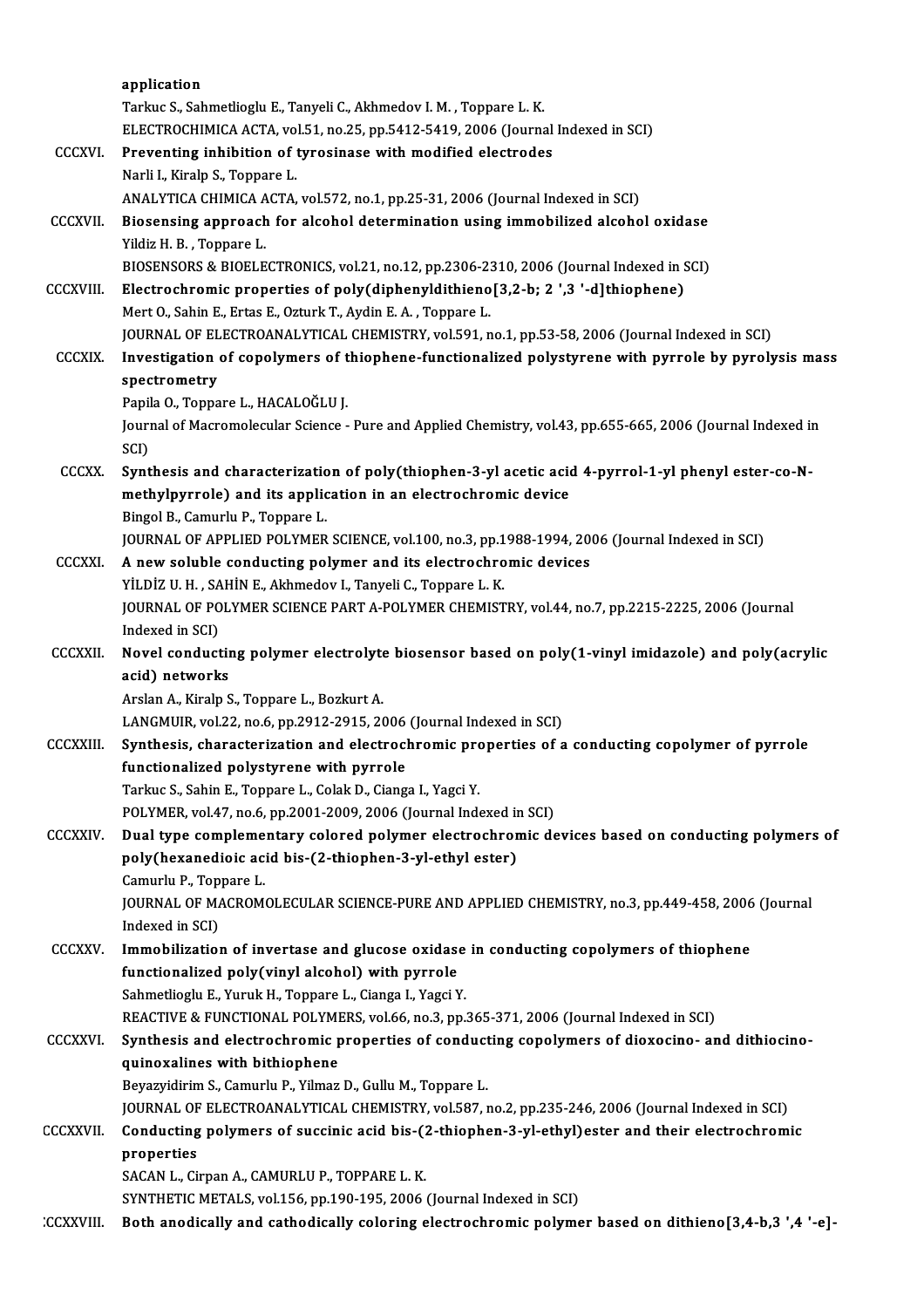application
Tarkuc S., Sahmetlioglu E., Tanyeli C., Akhmedov I. M. , Toppare L. K.
ELECTROCHIMICA ACTA, vol.51, no.25, pp.5412-5419, 2006 (Journal Indexed in SCI)

CCCXVI. **Preventing inhibition of tyrosinase with modified electrodes**
Narli I., Kiralp S., Toppare L.
ANALYTICA CHIMICA ACTA, vol.572, no.1, pp.25-31, 2006 (Journal Indexed in SCI)

CCCXVII. **Biosensing approach for alcohol determination using immobilized alcohol oxidase**
Yildiz H. B. , Toppare L.
BIOSENSORS & BIOELECTRONICS, vol.21, no.12, pp.2306-2310, 2006 (Journal Indexed in SCI)

CCCXVIII. **Electrochromic properties of poly(diphenyldithieno[3,2-b; 2 ',3 '-d]thiophene)**
Mert O., Sahin E., Ertas E., Ozturk T., Aydin E. A. , Toppare L.
JOURNAL OF ELECTROANALYTICAL CHEMISTRY, vol.591, no.1, pp.53-58, 2006 (Journal Indexed in SCI)

CCCXIX. **Investigation of copolymers of thiophene-functionalized polystyrene with pyrrole by pyrolysis mass spectrometry**
Papila O., Toppare L., HACALOĞLU J.
Journal of Macromolecular Science - Pure and Applied Chemistry, vol.43, pp.655-665, 2006 (Journal Indexed in SCI)

CCCXX. **Synthesis and characterization of poly(thiophen-3-yl acetic acid 4-pyrrol-1-yl phenyl ester-co-N-methylpyrrole) and its application in an electrochromic device**
Bingol B., Camurlu P., Toppare L.
JOURNAL OF APPLIED POLYMER SCIENCE, vol.100, no.3, pp.1988-1994, 2006 (Journal Indexed in SCI)

CCCXXI. **A new soluble conducting polymer and its electrochromic devices**
YİLDİZ U. H. , SAHİN E., Akhmedov I., Tanyeli C., Toppare L. K.
JOURNAL OF POLYMER SCIENCE PART A-POLYMER CHEMISTRY, vol.44, no.7, pp.2215-2225, 2006 (Journal Indexed in SCI)

CCCXXII. **Novel conducting polymer electrolyte biosensor based on poly(1-vinyl imidazole) and poly(acrylic acid) networks**
Arslan A., Kiralp S., Toppare L., Bozkurt A.
LANGMUIR, vol.22, no.6, pp.2912-2915, 2006 (Journal Indexed in SCI)

CCCXXIII. **Synthesis, characterization and electrochromic properties of a conducting copolymer of pyrrole functionalized polystyrene with pyrrole**
Tarkuc S., Sahin E., Toppare L., Colak D., Cianga I., Yagci Y.
POLYMER, vol.47, no.6, pp.2001-2009, 2006 (Journal Indexed in SCI)

CCCXXIV. **Dual type complementary colored polymer electrochromic devices based on conducting polymers of poly(hexanedioic acid bis-(2-thiophen-3-yl-ethyl ester)**
Camurlu P., Toppare L.
JOURNAL OF MACROMOLECULAR SCIENCE-PURE AND APPLIED CHEMISTRY, no.3, pp.449-458, 2006 (Journal Indexed in SCI)

CCCXXV. **Immobilization of invertase and glucose oxidase in conducting copolymers of thiophene functionalized poly(vinyl alcohol) with pyrrole**
Sahmetlioglu E., Yuruk H., Toppare L., Cianga I., Yagci Y.
REACTIVE & FUNCTIONAL POLYMERS, vol.66, no.3, pp.365-371, 2006 (Journal Indexed in SCI)

CCCXXVI. **Synthesis and electrochromic properties of conducting copolymers of dioxocino- and dithiocino-quinoxalines with bithiophene**
Beyazyidirim S., Camurlu P., Yilmaz D., Gullu M., Toppare L.
JOURNAL OF ELECTROANALYTICAL CHEMISTRY, vol.587, no.2, pp.235-246, 2006 (Journal Indexed in SCI)

CCCXXVII. **Conducting polymers of succinic acid bis-(2-thiophen-3-yl-ethyl)ester and their electrochromic properties**
SACAN L., Cirpan A., CAMURLU P., TOPPARE L. K.
SYNTHETIC METALS, vol.156, pp.190-195, 2006 (Journal Indexed in SCI)

CCCXXVIII. **Both anodically and cathodically coloring electrochromic polymer based on dithieno[3,4-b,3 ',4 '-e]-**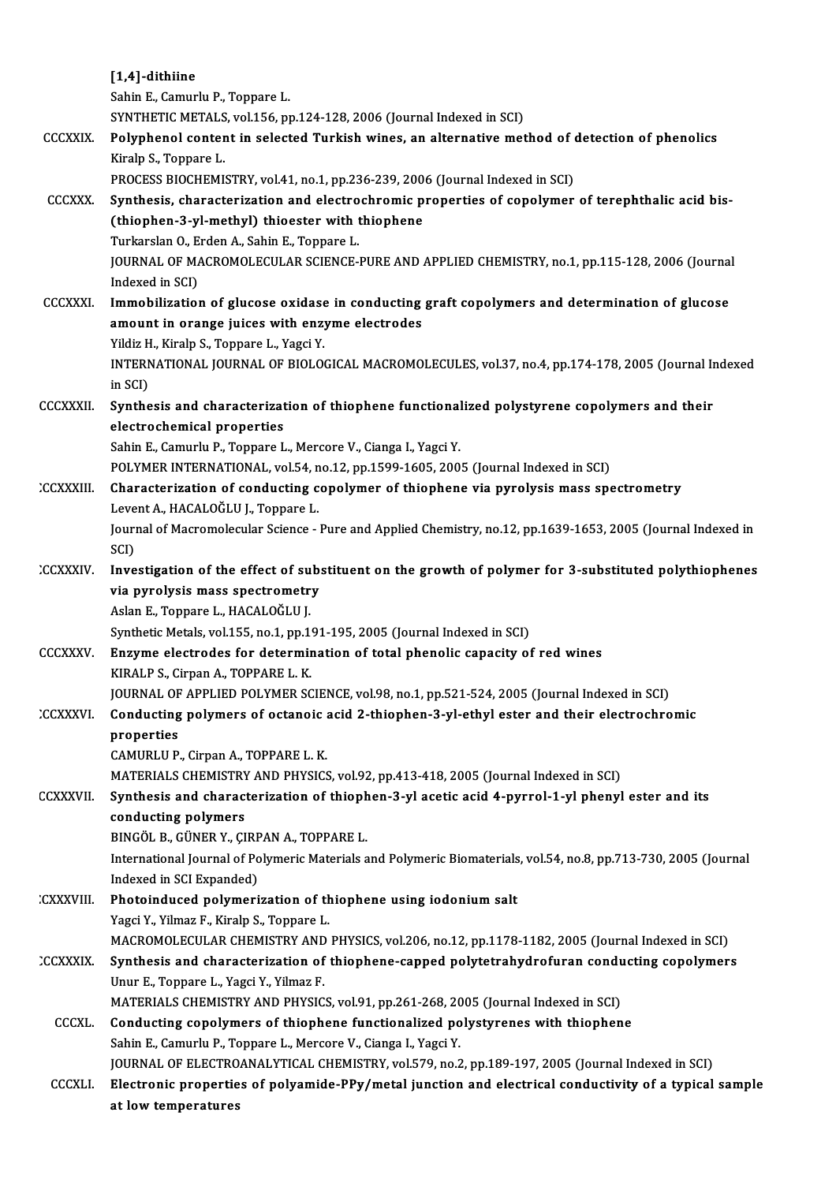[1,4]-dithiine
Sahin E., Camurlu P., Toppare L.
SYNTHETIC METALS, vol.156, pp.124-128, 2006 (Journal Indexed in SCI)

CCCXXIX. **Polyphenol content in selected Turkish wines, an alternative method of detection of phenolics**
Kiralp S., Toppare L.
PROCESS BIOCHEMISTRY, vol.41, no.1, pp.236-239, 2006 (Journal Indexed in SCI)

CCCXXX. **Synthesis, characterization and electrochromic properties of copolymer of terephthalic acid bis-(thiophen-3-yl-methyl) thioester with thiophene**
Turkarslan O., Erden A., Sahin E., Toppare L.
JOURNAL OF MACROMOLECULAR SCIENCE-PURE AND APPLIED CHEMISTRY, no.1, pp.115-128, 2006 (Journal Indexed in SCI)

CCCXXXI. **Immobilization of glucose oxidase in conducting graft copolymers and determination of glucose amount in orange juices with enzyme electrodes**
Yildiz H., Kiralp S., Toppare L., Yagci Y.
INTERNATIONAL JOURNAL OF BIOLOGICAL MACROMOLECULES, vol.37, no.4, pp.174-178, 2005 (Journal Indexed in SCI)

CCCXXXII. **Synthesis and characterization of thiophene functionalized polystyrene copolymers and their electrochemical properties**
Sahin E., Camurlu P., Toppare L., Mercore V., Cianga I., Yagci Y.
POLYMER INTERNATIONAL, vol.54, no.12, pp.1599-1605, 2005 (Journal Indexed in SCI)

CCCXXXIII. **Characterization of conducting copolymer of thiophene via pyrolysis mass spectrometry**
Levent A., HACALOĞLU J., Toppare L.
Journal of Macromolecular Science - Pure and Applied Chemistry, no.12, pp.1639-1653, 2005 (Journal Indexed in SCI)

CCCXXXIV. **Investigation of the effect of substituent on the growth of polymer for 3-substituted polythiophenes via pyrolysis mass spectrometry**
Aslan E., Toppare L., HACALOĞLU J.
Synthetic Metals, vol.155, no.1, pp.191-195, 2005 (Journal Indexed in SCI)

CCCXXXV. **Enzyme electrodes for determination of total phenolic capacity of red wines**
KIRALP S., Cirpan A., TOPPARE L. K.
JOURNAL OF APPLIED POLYMER SCIENCE, vol.98, no.1, pp.521-524, 2005 (Journal Indexed in SCI)

CCCXXXVI. **Conducting polymers of octanoic acid 2-thiophen-3-yl-ethyl ester and their electrochromic properties**
CAMURLU P., Cirpan A., TOPPARE L. K.
MATERIALS CHEMISTRY AND PHYSICS, vol.92, pp.413-418, 2005 (Journal Indexed in SCI)

CCCXXXVII. **Synthesis and characterization of thiophen-3-yl acetic acid 4-pyrrol-1-yl phenyl ester and its conducting polymers**
BINGÖL B., GÜNER Y., ÇIRPAN A., TOPPARE L.
International Journal of Polymeric Materials and Polymeric Biomaterials, vol.54, no.8, pp.713-730, 2005 (Journal Indexed in SCI Expanded)

CCCXXXVIII. **Photoinduced polymerization of thiophene using iodonium salt**
Yagci Y., Yilmaz F., Kiralp S., Toppare L.
MACROMOLECULAR CHEMISTRY AND PHYSICS, vol.206, no.12, pp.1178-1182, 2005 (Journal Indexed in SCI)

CCCXXXIX. **Synthesis and characterization of thiophene-capped polytetrahydrofuran conducting copolymers**
Unur E., Toppare L., Yagci Y., Yilmaz F.
MATERIALS CHEMISTRY AND PHYSICS, vol.91, pp.261-268, 2005 (Journal Indexed in SCI)

CCCXL. **Conducting copolymers of thiophene functionalized polystyrenes with thiophene**
Sahin E., Camurlu P., Toppare L., Mercore V., Cianga I., Yagci Y.
JOURNAL OF ELECTROANALYTICAL CHEMISTRY, vol.579, no.2, pp.189-197, 2005 (Journal Indexed in SCI)

CCCXLI. **Electronic properties of polyamide-PPy/metal junction and electrical conductivity of a typical sample at low temperatures**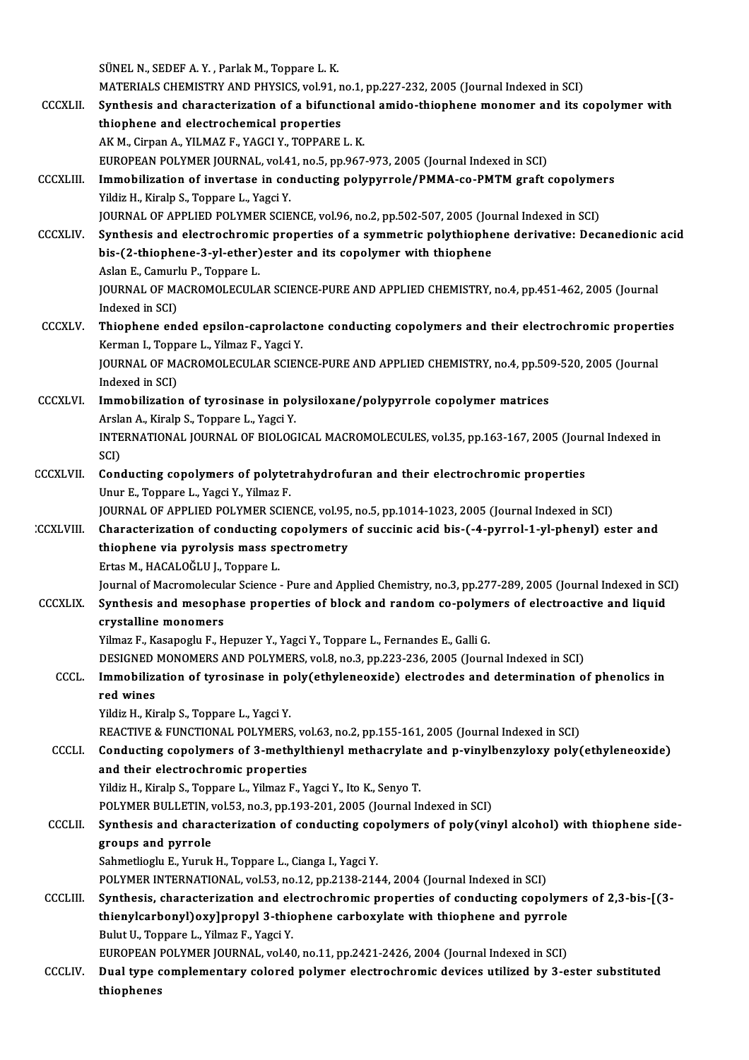SÜNEL N., SEDEF A. Y. , Parlak M., Toppare L. K.
MATERIALS CHEMISTRY AND PHYSICS, vol.91, no.1, pp.227-232, 2005 (Journal Indexed in SCI)

CCCXLII. **Synthesis and characterization of a bifunctional amido-thiophene monomer and its copolymer with thiophene and electrochemical properties**
AK M., Cirpan A., YILMAZ F., YAGCI Y., TOPPARE L. K.
EUROPEAN POLYMER JOURNAL, vol.41, no.5, pp.967-973, 2005 (Journal Indexed in SCI)

CCCXLIII. **Immobilization of invertase in conducting polypyrrole/PMMA-co-PMTM graft copolymers**
Yildiz H., Kiralp S., Toppare L., Yagci Y.
JOURNAL OF APPLIED POLYMER SCIENCE, vol.96, no.2, pp.502-507, 2005 (Journal Indexed in SCI)

CCCXLIV. **Synthesis and electrochromic properties of a symmetric polythiophene derivative: Decanedionic acid bis-(2-thiophene-3-yl-ether)ester and its copolymer with thiophene**
Aslan E., Camurlu P., Toppare L.
JOURNAL OF MACROMOLECULAR SCIENCE-PURE AND APPLIED CHEMISTRY, no.4, pp.451-462, 2005 (Journal Indexed in SCI)

CCCXLV. **Thiophene ended epsilon-caprolactone conducting copolymers and their electrochromic properties**
Kerman I., Toppare L., Yilmaz F., Yagci Y.
JOURNAL OF MACROMOLECULAR SCIENCE-PURE AND APPLIED CHEMISTRY, no.4, pp.509-520, 2005 (Journal Indexed in SCI)

CCCXLVI. **Immobilization of tyrosinase in polysiloxane/polypyrrole copolymer matrices**
Arslan A., Kiralp S., Toppare L., Yagci Y.
INTERNATIONAL JOURNAL OF BIOLOGICAL MACROMOLECULES, vol.35, pp.163-167, 2005 (Journal Indexed in SCI)

CCCXLVII. **Conducting copolymers of polytetrahydrofuran and their electrochromic properties**
Unur E., Toppare L., Yagci Y., Yilmaz F.
JOURNAL OF APPLIED POLYMER SCIENCE, vol.95, no.5, pp.1014-1023, 2005 (Journal Indexed in SCI)

CCCXLVIII. **Characterization of conducting copolymers of succinic acid bis-(-4-pyrrol-1-yl-phenyl) ester and thiophene via pyrolysis mass spectrometry**
Ertas M., HACALOĞLU J., Toppare L.
Journal of Macromolecular Science - Pure and Applied Chemistry, no.3, pp.277-289, 2005 (Journal Indexed in SCI)

CCCXLIX. **Synthesis and mesophase properties of block and random co-polymers of electroactive and liquid crystalline monomers**
Yilmaz F., Kasapoglu F., Hepuzer Y., Yagci Y., Toppare L., Fernandes E., Galli G.
DESIGNED MONOMERS AND POLYMERS, vol.8, no.3, pp.223-236, 2005 (Journal Indexed in SCI)

CCCL. **Immobilization of tyrosinase in poly(ethyleneoxide) electrodes and determination of phenolics in red wines**
Yildiz H., Kiralp S., Toppare L., Yagci Y.
REACTIVE & FUNCTIONAL POLYMERS, vol.63, no.2, pp.155-161, 2005 (Journal Indexed in SCI)

CCCLI. **Conducting copolymers of 3-methylthienyl methacrylate and p-vinylbenzyloxy poly(ethyleneoxide) and their electrochromic properties**
Yildiz H., Kiralp S., Toppare L., Yilmaz F., Yagci Y., Ito K., Senyo T.
POLYMER BULLETIN, vol.53, no.3, pp.193-201, 2005 (Journal Indexed in SCI)

CCCLII. **Synthesis and characterization of conducting copolymers of poly(vinyl alcohol) with thiophene side-groups and pyrrole**
Sahmetlioglu E., Yuruk H., Toppare L., Cianga I., Yagci Y.
POLYMER INTERNATIONAL, vol.53, no.12, pp.2138-2144, 2004 (Journal Indexed in SCI)

CCCLIII. **Synthesis, characterization and electrochromic properties of conducting copolymers of 2,3-bis-[(3-thienylcarbonyl)oxy]propyl 3-thiophene carboxylate with thiophene and pyrrole**
Bulut U., Toppare L., Yilmaz F., Yagci Y.
EUROPEAN POLYMER JOURNAL, vol.40, no.11, pp.2421-2426, 2004 (Journal Indexed in SCI)

CCCLIV. **Dual type complementary colored polymer electrochromic devices utilized by 3-ester substituted thiophenes**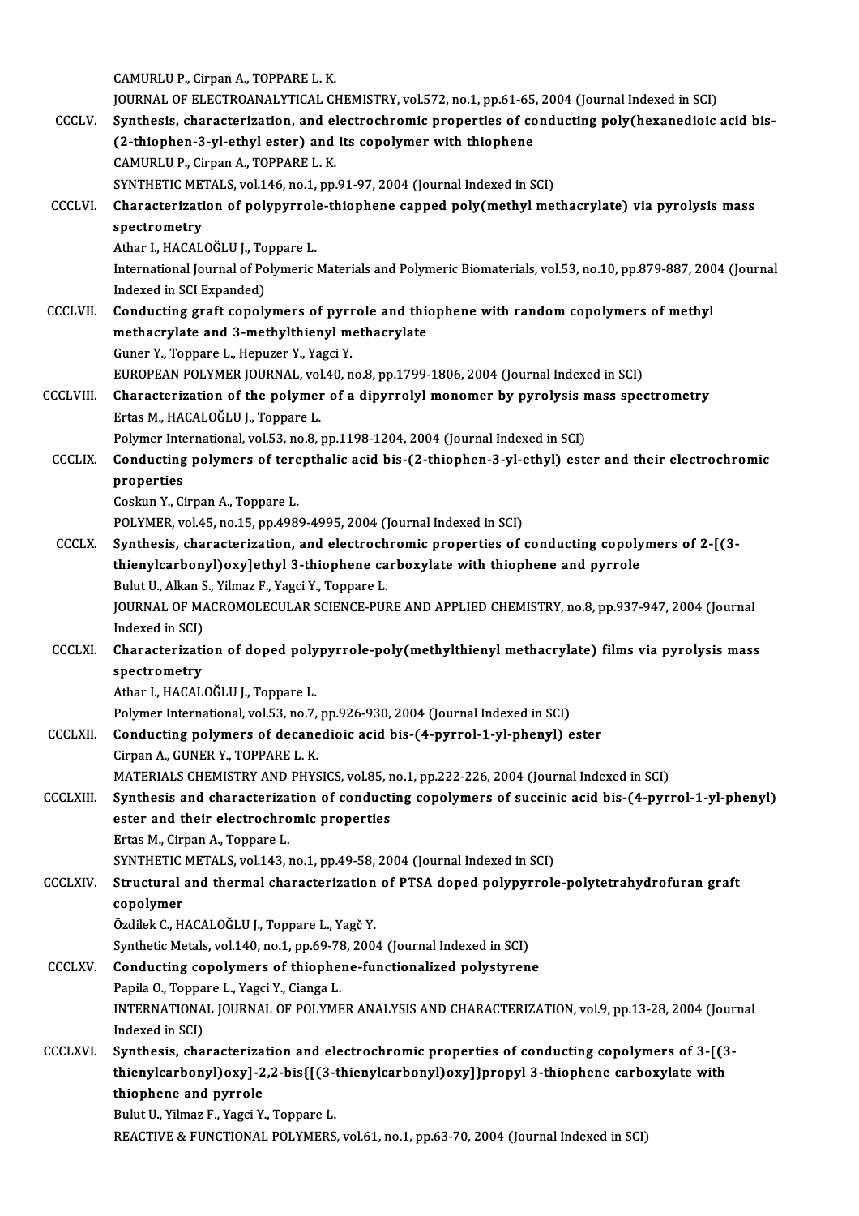CAMURLU P., Cirpan A., TOPPARE L. K.
JOURNAL OF ELECTROANALYTICAL CHEMISTRY, vol.572, no.1, pp.61-65, 2004 (Journal Indexed in SCI)

CCCLV. **Synthesis, characterization, and electrochromic properties of conducting poly(hexanedioic acid bis-(2-thiophen-3-yl-ethyl ester) and its copolymer with thiophene**
CAMURLU P., Cirpan A., TOPPARE L. K.
SYNTHETIC METALS, vol.146, no.1, pp.91-97, 2004 (Journal Indexed in SCI)

CCCLVI. **Characterization of polypyrrole-thiophene capped poly(methyl methacrylate) via pyrolysis mass spectrometry**
Athar I., HACALOĞLU J., Toppare L.
International Journal of Polymeric Materials and Polymeric Biomaterials, vol.53, no.10, pp.879-887, 2004 (Journal Indexed in SCI Expanded)

CCCLVII. **Conducting graft copolymers of pyrrole and thiophene with random copolymers of methyl methacrylate and 3-methylthienyl methacrylate**
Guner Y., Toppare L., Hepuzer Y., Yagci Y.
EUROPEAN POLYMER JOURNAL, vol.40, no.8, pp.1799-1806, 2004 (Journal Indexed in SCI)

CCCLVIII. **Characterization of the polymer of a dipyrrolyl monomer by pyrolysis mass spectrometry**
Ertas M., HACALOĞLU J., Toppare L.
Polymer International, vol.53, no.8, pp.1198-1204, 2004 (Journal Indexed in SCI)

CCCLIX. **Conducting polymers of terepthalic acid bis-(2-thiophen-3-yl-ethyl) ester and their electrochromic properties**
Coskun Y., Cirpan A., Toppare L.
POLYMER, vol.45, no.15, pp.4989-4995, 2004 (Journal Indexed in SCI)

CCCLX. **Synthesis, characterization, and electrochromic properties of conducting copolymers of 2-[(3-thienylcarbonyl)oxy]ethyl 3-thiophene carboxylate with thiophene and pyrrole**
Bulut U., Alkan S., Yilmaz F., Yagci Y., Toppare L.
JOURNAL OF MACROMOLECULAR SCIENCE-PURE AND APPLIED CHEMISTRY, no.8, pp.937-947, 2004 (Journal Indexed in SCI)

CCCLXI. **Characterization of doped polypyrrole-poly(methylthienyl methacrylate) films via pyrolysis mass spectrometry**
Athar I., HACALOĞLU J., Toppare L.
Polymer International, vol.53, no.7, pp.926-930, 2004 (Journal Indexed in SCI)

CCCLXII. **Conducting polymers of decanedioic acid bis-(4-pyrrol-1-yl-phenyl) ester**
Cirpan A., GUNER Y., TOPPARE L. K.
MATERIALS CHEMISTRY AND PHYSICS, vol.85, no.1, pp.222-226, 2004 (Journal Indexed in SCI)

CCCLXIII. **Synthesis and characterization of conducting copolymers of succinic acid bis-(4-pyrrol-1-yl-phenyl) ester and their electrochromic properties**
Ertas M., Cirpan A., Toppare L.
SYNTHETIC METALS, vol.143, no.1, pp.49-58, 2004 (Journal Indexed in SCI)

CCCLXIV. **Structural and thermal characterization of PTSA doped polypyrrole-polytetrahydrofuran graft copolymer**
Özdilek C., HACALOĞLU J., Toppare L., Yagč Y.
Synthetic Metals, vol.140, no.1, pp.69-78, 2004 (Journal Indexed in SCI)

CCCLXV. **Conducting copolymers of thiophene-functionalized polystyrene**
Papila O., Toppare L., Yagci Y., Cianga L.
INTERNATIONAL JOURNAL OF POLYMER ANALYSIS AND CHARACTERIZATION, vol.9, pp.13-28, 2004 (Journal Indexed in SCI)

CCCLXVI. **Synthesis, characterization and electrochromic properties of conducting copolymers of 3-[(3-thienylcarbonyl)oxy]-2,2-bis{[(3-thienylcarbonyl)oxy]}propyl 3-thiophene carboxylate with thiophene and pyrrole**
Bulut U., Yilmaz F., Yagci Y., Toppare L.
REACTIVE & FUNCTIONAL POLYMERS, vol.61, no.1, pp.63-70, 2004 (Journal Indexed in SCI)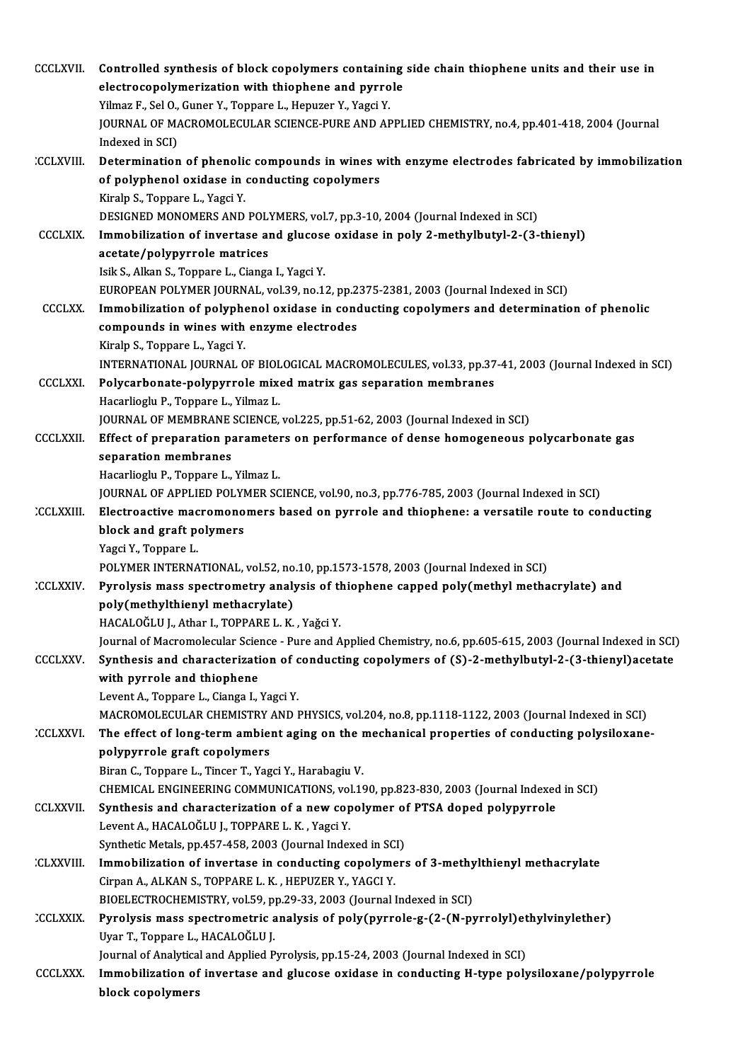CCCLXVII. **Controlled synthesis of block copolymers containing side chain thiophene units and their use in electrocopolymerization with thiophene and pyrrole**
Yilmaz F., Sel O., Guner Y., Toppare L., Hepuzer Y., Yagci Y.
JOURNAL OF MACROMOLECULAR SCIENCE-PURE AND APPLIED CHEMISTRY, no.4, pp.401-418, 2004 (Journal Indexed in SCI)

CCCLXVIII. **Determination of phenolic compounds in wines with enzyme electrodes fabricated by immobilization of polyphenol oxidase in conducting copolymers**
Kiralp S., Toppare L., Yagci Y.
DESIGNED MONOMERS AND POLYMERS, vol.7, pp.3-10, 2004 (Journal Indexed in SCI)

CCCLXIX. **Immobilization of invertase and glucose oxidase in poly 2-methylbutyl-2-(3-thienyl) acetate/polypyrrole matrices**
Isik S., Alkan S., Toppare L., Cianga I., Yagci Y.
EUROPEAN POLYMER JOURNAL, vol.39, no.12, pp.2375-2381, 2003 (Journal Indexed in SCI)

CCCLXX. **Immobilization of polyphenol oxidase in conducting copolymers and determination of phenolic compounds in wines with enzyme electrodes**
Kiralp S., Toppare L., Yagci Y.
INTERNATIONAL JOURNAL OF BIOLOGICAL MACROMOLECULES, vol.33, pp.37-41, 2003 (Journal Indexed in SCI)

CCCLXXI. **Polycarbonate-polypyrrole mixed matrix gas separation membranes**
Hacarlioglu P., Toppare L., Yilmaz L.
JOURNAL OF MEMBRANE SCIENCE, vol.225, pp.51-62, 2003 (Journal Indexed in SCI)

CCCLXXII. **Effect of preparation parameters on performance of dense homogeneous polycarbonate gas separation membranes**
Hacarlioglu P., Toppare L., Yilmaz L.
JOURNAL OF APPLIED POLYMER SCIENCE, vol.90, no.3, pp.776-785, 2003 (Journal Indexed in SCI)

CCCLXXIII. **Electroactive macromonomers based on pyrrole and thiophene: a versatile route to conducting block and graft polymers**
Yagci Y., Toppare L.
POLYMER INTERNATIONAL, vol.52, no.10, pp.1573-1578, 2003 (Journal Indexed in SCI)

CCCLXXIV. **Pyrolysis mass spectrometry analysis of thiophene capped poly(methyl methacrylate) and poly(methylthienyl methacrylate)**
HACALOĞLU J., Athar I., TOPPARE L. K. , Yağci Y.
Journal of Macromolecular Science - Pure and Applied Chemistry, no.6, pp.605-615, 2003 (Journal Indexed in SCI)

CCCLXXV. **Synthesis and characterization of conducting copolymers of (S)-2-methylbutyl-2-(3-thienyl)acetate with pyrrole and thiophene**
Levent A., Toppare L., Cianga I., Yagci Y.
MACROMOLECULAR CHEMISTRY AND PHYSICS, vol.204, no.8, pp.1118-1122, 2003 (Journal Indexed in SCI)

CCCLXXVI. **The effect of long-term ambient aging on the mechanical properties of conducting polysiloxane-polypyrrole graft copolymers**
Biran C., Toppare L., Tincer T., Yagci Y., Harabagiu V.
CHEMICAL ENGINEERING COMMUNICATIONS, vol.190, pp.823-830, 2003 (Journal Indexed in SCI)

CCCLXXVII. **Synthesis and characterization of a new copolymer of PTSA doped polypyrrole**
Levent A., HACALOĞLU J., TOPPARE L. K. , Yagci Y.
Synthetic Metals, pp.457-458, 2003 (Journal Indexed in SCI)

CCCLXXVIII. **Immobilization of invertase in conducting copolymers of 3-methylthienyl methacrylate**
Cirpan A., ALKAN S., TOPPARE L. K. , HEPUZER Y., YAGCI Y.
BIOELECTROCHEMISTRY, vol.59, pp.29-33, 2003 (Journal Indexed in SCI)

CCCLXXIX. **Pyrolysis mass spectrometric analysis of poly(pyrrole-g-(2-(N-pyrrolyl)ethylvinylether)**
Uyar T., Toppare L., HACALOĞLU J.
Journal of Analytical and Applied Pyrolysis, pp.15-24, 2003 (Journal Indexed in SCI)

CCCLXXX. **Immobilization of invertase and glucose oxidase in conducting H-type polysiloxane/polypyrrole block copolymers**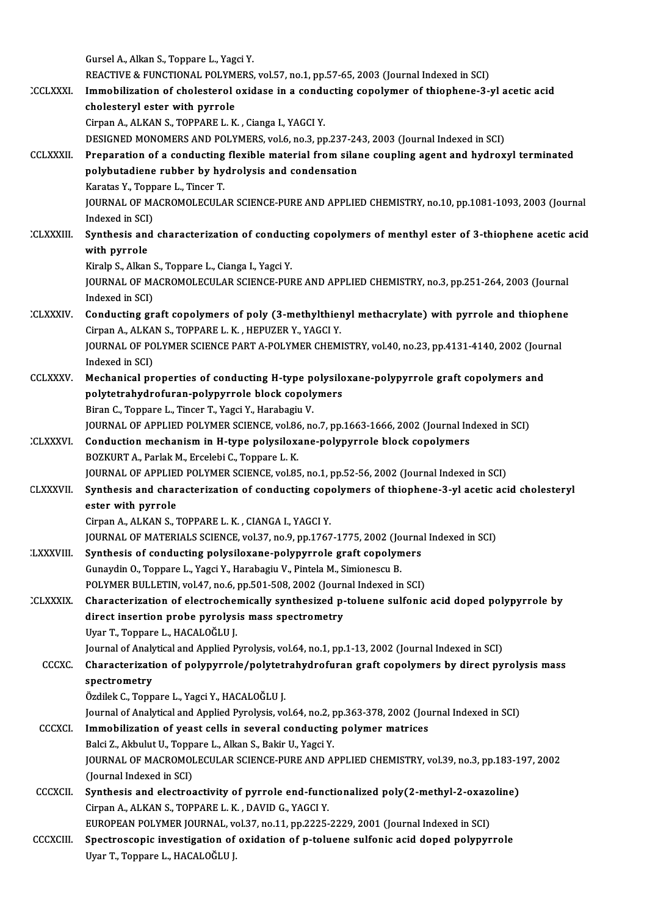Gursel A., Alkan S., Toppare L., Yagci Y.
REACTIVE & FUNCTIONAL POLYMERS, vol.57, no.1, pp.57-65, 2003 (Journal Indexed in SCI)

CCLXXXI. **Immobilization of cholesterol oxidase in a conducting copolymer of thiophene-3-yl acetic acid cholesteryl ester with pyrrole**
Cirpan A., ALKAN S., TOPPARE L. K. , Cianga I., YAGCI Y.
DESIGNED MONOMERS AND POLYMERS, vol.6, no.3, pp.237-243, 2003 (Journal Indexed in SCI)

CCLXXXII. **Preparation of a conducting flexible material from silane coupling agent and hydroxyl terminated polybutadiene rubber by hydrolysis and condensation**
Karatas Y., Toppare L., Tincer T.
JOURNAL OF MACROMOLECULAR SCIENCE-PURE AND APPLIED CHEMISTRY, no.10, pp.1081-1093, 2003 (Journal Indexed in SCI)

CCLXXXIII. **Synthesis and characterization of conducting copolymers of menthyl ester of 3-thiophene acetic acid with pyrrole**
Kiralp S., Alkan S., Toppare L., Cianga I., Yagci Y.
JOURNAL OF MACROMOLECULAR SCIENCE-PURE AND APPLIED CHEMISTRY, no.3, pp.251-264, 2003 (Journal Indexed in SCI)

CCLXXXIV. **Conducting graft copolymers of poly (3-methylthienyl methacrylate) with pyrrole and thiophene**
Cirpan A., ALKAN S., TOPPARE L. K. , HEPUZER Y., YAGCI Y.
JOURNAL OF POLYMER SCIENCE PART A-POLYMER CHEMISTRY, vol.40, no.23, pp.4131-4140, 2002 (Journal Indexed in SCI)

CCLXXXV. **Mechanical properties of conducting H-type polysiloxane-polypyrrole graft copolymers and polytetrahydrofuran-polypyrrole block copolymers**
Biran C., Toppare L., Tincer T., Yagci Y., Harabagiu V.
JOURNAL OF APPLIED POLYMER SCIENCE, vol.86, no.7, pp.1663-1666, 2002 (Journal Indexed in SCI)

CCLXXXVI. **Conduction mechanism in H-type polysiloxane-polypyrrole block copolymers**
BOZKURT A., Parlak M., Ercelebi C., Toppare L. K.
JOURNAL OF APPLIED POLYMER SCIENCE, vol.85, no.1, pp.52-56, 2002 (Journal Indexed in SCI)

CCLXXXVII. **Synthesis and characterization of conducting copolymers of thiophene-3-yl acetic acid cholesteryl ester with pyrrole**
Cirpan A., ALKAN S., TOPPARE L. K. , CIANGA I., YAGCI Y.
JOURNAL OF MATERIALS SCIENCE, vol.37, no.9, pp.1767-1775, 2002 (Journal Indexed in SCI)

CCLXXXVIII. **Synthesis of conducting polysiloxane-polypyrrole graft copolymers**
Gunaydin O., Toppare L., Yagci Y., Harabagiu V., Pintela M., Simionescu B.
POLYMER BULLETIN, vol.47, no.6, pp.501-508, 2002 (Journal Indexed in SCI)

CCLXXXIX. **Characterization of electrochemically synthesized p-toluene sulfonic acid doped polypyrrole by direct insertion probe pyrolysis mass spectrometry**
Uyar T., Toppare L., HACALOĞLU J.
Journal of Analytical and Applied Pyrolysis, vol.64, no.1, pp.1-13, 2002 (Journal Indexed in SCI)

CCCXC. **Characterization of polypyrrole/polytetrahydrofuran graft copolymers by direct pyrolysis mass spectrometry**
Özdilek C., Toppare L., Yagci Y., HACALOĞLU J.
Journal of Analytical and Applied Pyrolysis, vol.64, no.2, pp.363-378, 2002 (Journal Indexed in SCI)

CCCXCI. **Immobilization of yeast cells in several conducting polymer matrices**
Balci Z., Akbulut U., Toppare L., Alkan S., Bakir U., Yagci Y.
JOURNAL OF MACROMOLECULAR SCIENCE-PURE AND APPLIED CHEMISTRY, vol.39, no.3, pp.183-197, 2002 (Journal Indexed in SCI)

CCCXCII. **Synthesis and electroactivity of pyrrole end-functionalized poly(2-methyl-2-oxazoline)**
Cirpan A., ALKAN S., TOPPARE L. K. , DAVID G., YAGCI Y.
EUROPEAN POLYMER JOURNAL, vol.37, no.11, pp.2225-2229, 2001 (Journal Indexed in SCI)

CCCXCIII. **Spectroscopic investigation of oxidation of p-toluene sulfonic acid doped polypyrrole**
Uyar T., Toppare L., HACALOĞLU J.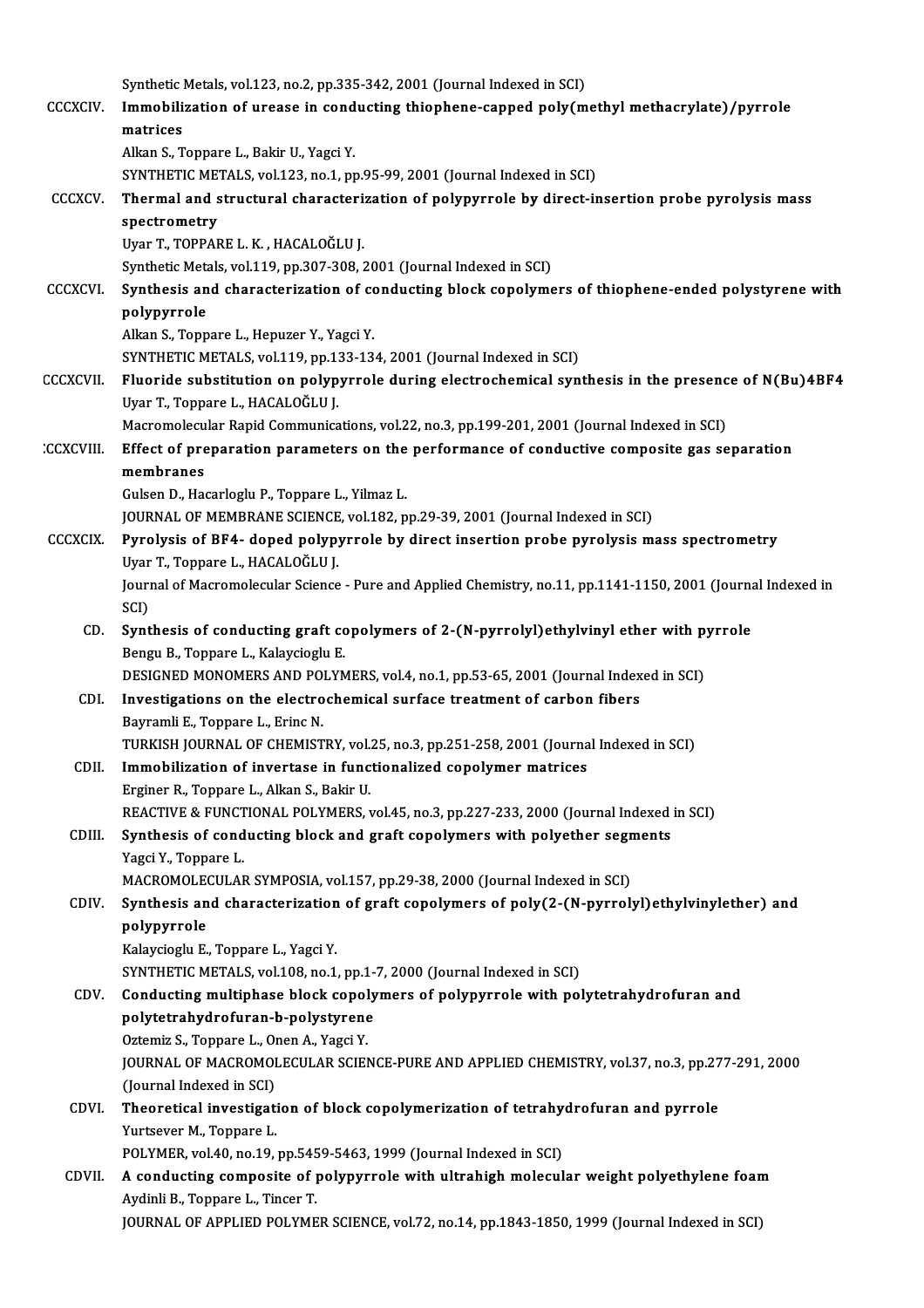Synthetic Metals, vol.123, no.2, pp.335-342, 2001 (Journal Indexed in SCI)

CCCXCIV. **Immobilization of urease in conducting thiophene-capped poly(methyl methacrylate)/pyrrole matrices**
Alkan S., Toppare L., Bakir U., Yagci Y.
SYNTHETIC METALS, vol.123, no.1, pp.95-99, 2001 (Journal Indexed in SCI)

CCCXCV. **Thermal and structural characterization of polypyrrole by direct-insertion probe pyrolysis mass spectrometry**
Uyar T., TOPPARE L. K. , HACALOĞLU J.
Synthetic Metals, vol.119, pp.307-308, 2001 (Journal Indexed in SCI)

CCCXCVI. **Synthesis and characterization of conducting block copolymers of thiophene-ended polystyrene with polypyrrole**
Alkan S., Toppare L., Hepuzer Y., Yagci Y.
SYNTHETIC METALS, vol.119, pp.133-134, 2001 (Journal Indexed in SCI)

CCCXCVII. **Fluoride substitution on polypyrrole during electrochemical synthesis in the presence of N(Bu)4BF4**
Uyar T., Toppare L., HACALOĞLU J.
Macromolecular Rapid Communications, vol.22, no.3, pp.199-201, 2001 (Journal Indexed in SCI)

CCCXCVIII. **Effect of preparation parameters on the performance of conductive composite gas separation membranes**
Gulsen D., Hacarloglu P., Toppare L., Yilmaz L.
JOURNAL OF MEMBRANE SCIENCE, vol.182, pp.29-39, 2001 (Journal Indexed in SCI)

CCCXCIX. **Pyrolysis of BF4- doped polypyrrole by direct insertion probe pyrolysis mass spectrometry**
Uyar T., Toppare L., HACALOĞLU J.
Journal of Macromolecular Science - Pure and Applied Chemistry, no.11, pp.1141-1150, 2001 (Journal Indexed in SCI)

CD. **Synthesis of conducting graft copolymers of 2-(N-pyrrolyl)ethylvinyl ether with pyrrole**
Bengu B., Toppare L., Kalaycioglu E.
DESIGNED MONOMERS AND POLYMERS, vol.4, no.1, pp.53-65, 2001 (Journal Indexed in SCI)

CDI. **Investigations on the electrochemical surface treatment of carbon fibers**
Bayramli E., Toppare L., Erinc N.
TURKISH JOURNAL OF CHEMISTRY, vol.25, no.3, pp.251-258, 2001 (Journal Indexed in SCI)

CDII. **Immobilization of invertase in functionalized copolymer matrices**
Erginer R., Toppare L., Alkan S., Bakir U.
REACTIVE & FUNCTIONAL POLYMERS, vol.45, no.3, pp.227-233, 2000 (Journal Indexed in SCI)

CDIII. **Synthesis of conducting block and graft copolymers with polyether segments**
Yagci Y., Toppare L.
MACROMOLECULAR SYMPOSIA, vol.157, pp.29-38, 2000 (Journal Indexed in SCI)

CDIV. **Synthesis and characterization of graft copolymers of poly(2-(N-pyrrolyl)ethylvinylether) and polypyrrole**
Kalaycioglu E., Toppare L., Yagci Y.
SYNTHETIC METALS, vol.108, no.1, pp.1-7, 2000 (Journal Indexed in SCI)

CDV. **Conducting multiphase block copolymers of polypyrrole with polytetrahydrofuran and polytetrahydrofuran-b-polystyrene**
Oztemiz S., Toppare L., Onen A., Yagci Y.
JOURNAL OF MACROMOLECULAR SCIENCE-PURE AND APPLIED CHEMISTRY, vol.37, no.3, pp.277-291, 2000 (Journal Indexed in SCI)

CDVI. **Theoretical investigation of block copolymerization of tetrahydrofuran and pyrrole**
Yurtsever M., Toppare L.
POLYMER, vol.40, no.19, pp.5459-5463, 1999 (Journal Indexed in SCI)

CDVII. **A conducting composite of polypyrrole with ultrahigh molecular weight polyethylene foam**
Aydinli B., Toppare L., Tincer T.
JOURNAL OF APPLIED POLYMER SCIENCE, vol.72, no.14, pp.1843-1850, 1999 (Journal Indexed in SCI)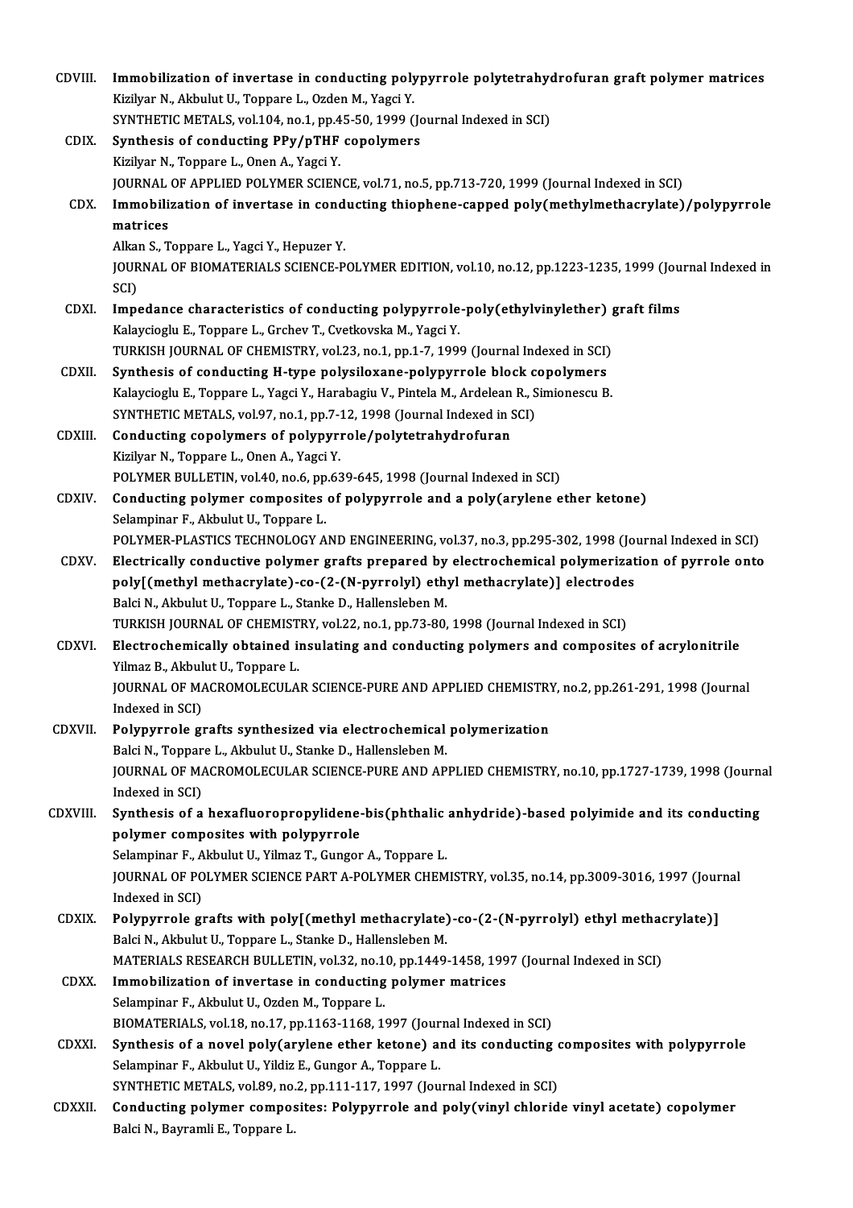CDVIII. **Immobilization of invertase in conducting polypyrrole polytetrahydrofuran graft polymer matrices**
Kizilyar N., Akbulut U., Toppare L., Ozden M., Yagci Y.
SYNTHETIC METALS, vol.104, no.1, pp.45-50, 1999 (Journal Indexed in SCI)

CDIX. **Synthesis of conducting PPy/pTHF copolymers**
Kizilyar N., Toppare L., Onen A., Yagci Y.
JOURNAL OF APPLIED POLYMER SCIENCE, vol.71, no.5, pp.713-720, 1999 (Journal Indexed in SCI)

CDX. **Immobilization of invertase in conducting thiophene-capped poly(methylmethacrylate)/polypyrrole matrices**
Alkan S., Toppare L., Yagci Y., Hepuzer Y.
JOURNAL OF BIOMATERIALS SCIENCE-POLYMER EDITION, vol.10, no.12, pp.1223-1235, 1999 (Journal Indexed in SCI)

CDXI. **Impedance characteristics of conducting polypyrrole-poly(ethylvinylether) graft films**
Kalaycioglu E., Toppare L., Grchev T., Cvetkovska M., Yagci Y.
TURKISH JOURNAL OF CHEMISTRY, vol.23, no.1, pp.1-7, 1999 (Journal Indexed in SCI)

CDXII. **Synthesis of conducting H-type polysiloxane-polypyrrole block copolymers**
Kalaycioglu E., Toppare L., Yagci Y., Harabagiu V., Pintela M., Ardelean R., Simionescu B.
SYNTHETIC METALS, vol.97, no.1, pp.7-12, 1998 (Journal Indexed in SCI)

CDXIII. **Conducting copolymers of polypyrrole/polytetrahydrofuran**
Kizilyar N., Toppare L., Onen A., Yagci Y.
POLYMER BULLETIN, vol.40, no.6, pp.639-645, 1998 (Journal Indexed in SCI)

CDXIV. **Conducting polymer composites of polypyrrole and a poly(arylene ether ketone)**
Selampinar F., Akbulut U., Toppare L.
POLYMER-PLASTICS TECHNOLOGY AND ENGINEERING, vol.37, no.3, pp.295-302, 1998 (Journal Indexed in SCI)

CDXV. **Electrically conductive polymer grafts prepared by electrochemical polymerization of pyrrole onto poly[(methyl methacrylate)-co-(2-(N-pyrrolyl) ethyl methacrylate)] electrodes**
Balci N., Akbulut U., Toppare L., Stanke D., Hallensleben M.
TURKISH JOURNAL OF CHEMISTRY, vol.22, no.1, pp.73-80, 1998 (Journal Indexed in SCI)

CDXVI. **Electrochemically obtained insulating and conducting polymers and composites of acrylonitrile**
Yilmaz B., Akbulut U., Toppare L.
JOURNAL OF MACROMOLECULAR SCIENCE-PURE AND APPLIED CHEMISTRY, no.2, pp.261-291, 1998 (Journal Indexed in SCI)

CDXVII. **Polypyrrole grafts synthesized via electrochemical polymerization**
Balci N., Toppare L., Akbulut U., Stanke D., Hallensleben M.
JOURNAL OF MACROMOLECULAR SCIENCE-PURE AND APPLIED CHEMISTRY, no.10, pp.1727-1739, 1998 (Journal Indexed in SCI)

CDXVIII. **Synthesis of a hexafluoropropylidene-bis(phthalic anhydride)-based polyimide and its conducting polymer composites with polypyrrole**
Selampinar F., Akbulut U., Yilmaz T., Gungor A., Toppare L.
JOURNAL OF POLYMER SCIENCE PART A-POLYMER CHEMISTRY, vol.35, no.14, pp.3009-3016, 1997 (Journal Indexed in SCI)

CDXIX. **Polypyrrole grafts with poly[(methyl methacrylate)-co-(2-(N-pyrrolyl) ethyl methacrylate)]**
Balci N., Akbulut U., Toppare L., Stanke D., Hallensleben M.
MATERIALS RESEARCH BULLETIN, vol.32, no.10, pp.1449-1458, 1997 (Journal Indexed in SCI)

CDXX. **Immobilization of invertase in conducting polymer matrices**
Selampinar F., Akbulut U., Ozden M., Toppare L.
BIOMATERIALS, vol.18, no.17, pp.1163-1168, 1997 (Journal Indexed in SCI)

CDXXI. **Synthesis of a novel poly(arylene ether ketone) and its conducting composites with polypyrrole**
Selampinar F., Akbulut U., Yildiz E., Gungor A., Toppare L.
SYNTHETIC METALS, vol.89, no.2, pp.111-117, 1997 (Journal Indexed in SCI)

CDXXII. **Conducting polymer composites: Polypyrrole and poly(vinyl chloride vinyl acetate) copolymer**
Balci N., Bayramli E., Toppare L.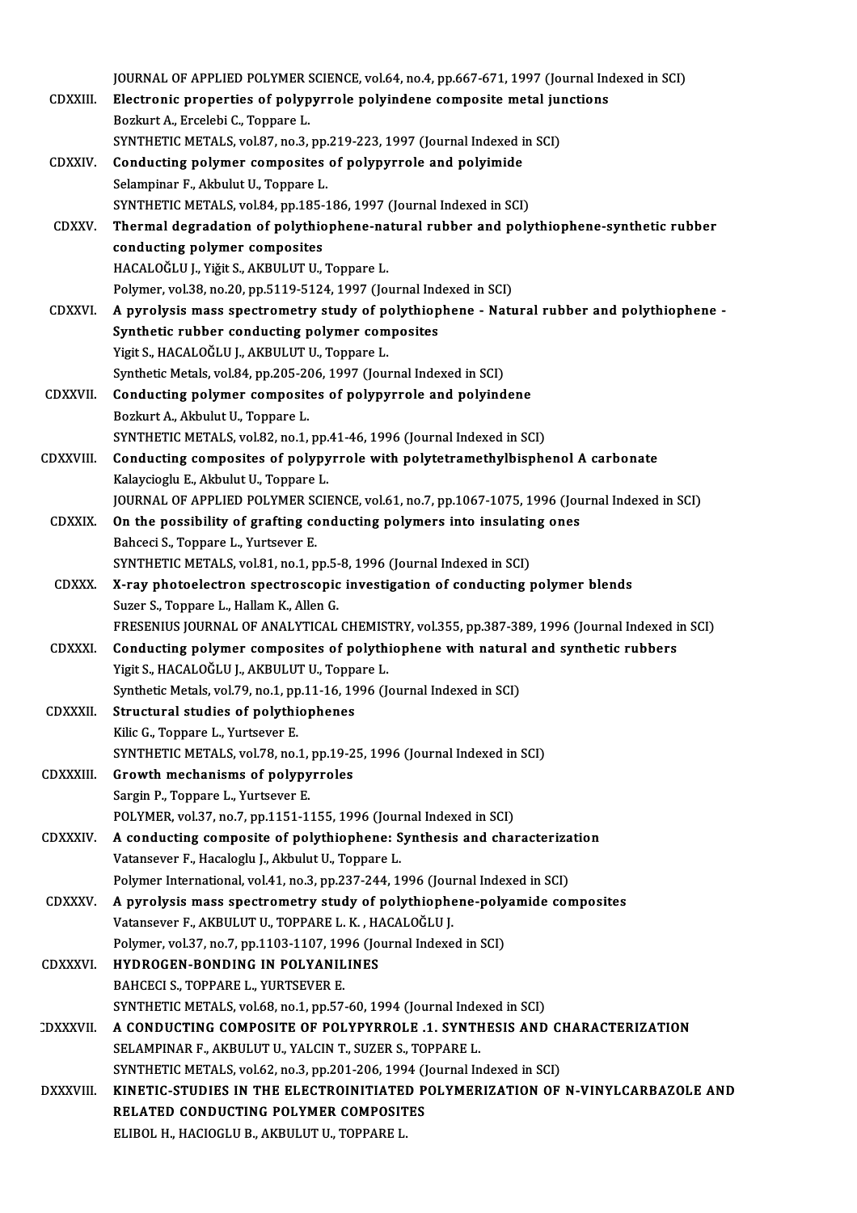JOURNAL OF APPLIED POLYMER SCIENCE, vol.64, no.4, pp.667-671, 1997 (Journal Indexed in SCI)

CDXXIII. **Electronic properties of polypyrrole polyindene composite metal junctions**
Bozkurt A., Ercelebi C., Toppare L.
SYNTHETIC METALS, vol.87, no.3, pp.219-223, 1997 (Journal Indexed in SCI)

CDXXIV. **Conducting polymer composites of polypyrrole and polyimide**
Selampinar F., Akbulut U., Toppare L.
SYNTHETIC METALS, vol.84, pp.185-186, 1997 (Journal Indexed in SCI)

CDXXV. **Thermal degradation of polythiophene-natural rubber and polythiophene-synthetic rubber conducting polymer composites**
HACALOĞLU J., Yiğit S., AKBULUT U., Toppare L.
Polymer, vol.38, no.20, pp.5119-5124, 1997 (Journal Indexed in SCI)

CDXXVI. **A pyrolysis mass spectrometry study of polythiophene - Natural rubber and polythiophene - Synthetic rubber conducting polymer composites**
Yigit S., HACALOĞLU J., AKBULUT U., Toppare L.
Synthetic Metals, vol.84, pp.205-206, 1997 (Journal Indexed in SCI)

CDXXVII. **Conducting polymer composites of polypyrrole and polyindene**
Bozkurt A., Akbulut U., Toppare L.
SYNTHETIC METALS, vol.82, no.1, pp.41-46, 1996 (Journal Indexed in SCI)

CDXXVIII. **Conducting composites of polypyrrole with polytetramethylbisphenol A carbonate**
Kalaycioglu E., Akbulut U., Toppare L.
JOURNAL OF APPLIED POLYMER SCIENCE, vol.61, no.7, pp.1067-1075, 1996 (Journal Indexed in SCI)

CDXXIX. **On the possibility of grafting conducting polymers into insulating ones**
Bahceci S., Toppare L., Yurtsever E.
SYNTHETIC METALS, vol.81, no.1, pp.5-8, 1996 (Journal Indexed in SCI)

CDXXX. **X-ray photoelectron spectroscopic investigation of conducting polymer blends**
Suzer S., Toppare L., Hallam K., Allen G.
FRESENIUS JOURNAL OF ANALYTICAL CHEMISTRY, vol.355, pp.387-389, 1996 (Journal Indexed in SCI)

CDXXXI. **Conducting polymer composites of polythiophene with natural and synthetic rubbers**
Yigit S., HACALOĞLU J., AKBULUT U., Toppare L.
Synthetic Metals, vol.79, no.1, pp.11-16, 1996 (Journal Indexed in SCI)

CDXXXII. **Structural studies of polythiophenes**
Kilic G., Toppare L., Yurtsever E.
SYNTHETIC METALS, vol.78, no.1, pp.19-25, 1996 (Journal Indexed in SCI)

CDXXXIII. **Growth mechanisms of polypyrroles**
Sargin P., Toppare L., Yurtsever E.
POLYMER, vol.37, no.7, pp.1151-1155, 1996 (Journal Indexed in SCI)

CDXXXIV. **A conducting composite of polythiophene: Synthesis and characterization**
Vatansever F., Hacaloglu J., Akbulut U., Toppare L.
Polymer International, vol.41, no.3, pp.237-244, 1996 (Journal Indexed in SCI)

CDXXXV. **A pyrolysis mass spectrometry study of polythiophene-polyamide composites**
Vatansever F., AKBULUT U., TOPPARE L. K., HACALOĞLU J.
Polymer, vol.37, no.7, pp.1103-1107, 1996 (Journal Indexed in SCI)

CDXXXVI. **HYDROGEN-BONDING IN POLYANILINES**
BAHCECI S., TOPPARE L., YURTSEVER E.
SYNTHETIC METALS, vol.68, no.1, pp.57-60, 1994 (Journal Indexed in SCI)

CDXXXVII. **A CONDUCTING COMPOSITE OF POLYPYRROLE .1. SYNTHESIS AND CHARACTERIZATION**
SELAMPINAR F., AKBULUT U., YALCIN T., SUZER S., TOPPARE L.
SYNTHETIC METALS, vol.62, no.3, pp.201-206, 1994 (Journal Indexed in SCI)

CDXXXVIII. **KINETIC-STUDIES IN THE ELECTROINITIATED POLYMERIZATION OF N-VINYLCARBAZOLE AND RELATED CONDUCTING POLYMER COMPOSITES**
ELIBOL H., HACIOGLU B., AKBULUT U., TOPPARE L.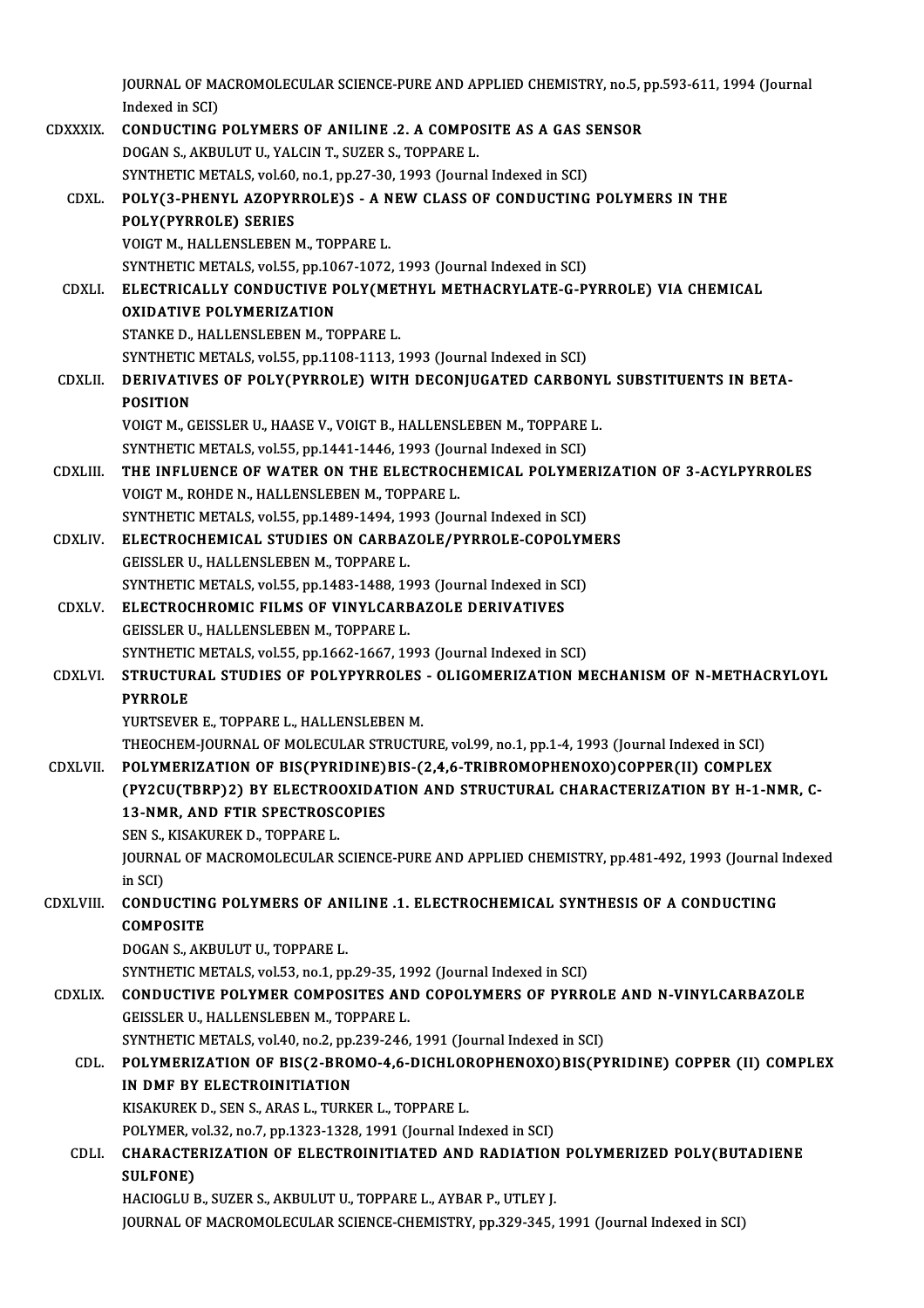JOURNAL OF MACROMOLECULAR SCIENCE-PURE AND APPLIED CHEMISTRY, no.5, pp.593-611, 1994 (Journal Indexed in SCI)

CDXXXIX. **CONDUCTING POLYMERS OF ANILINE .2. A COMPOSITE AS A GAS SENSOR**
DOGAN S., AKBULUT U., YALCIN T., SUZER S., TOPPARE L.
SYNTHETIC METALS, vol.60, no.1, pp.27-30, 1993 (Journal Indexed in SCI)

CDXL. **POLY(3-PHENYL AZOPYRROLE)S - A NEW CLASS OF CONDUCTING POLYMERS IN THE POLY(PYRROLE) SERIES**
VOIGT M., HALLENSLEBEN M., TOPPARE L.
SYNTHETIC METALS, vol.55, pp.1067-1072, 1993 (Journal Indexed in SCI)

CDXLI. **ELECTRICALLY CONDUCTIVE POLY(METHYL METHACRYLATE-G-PYRROLE) VIA CHEMICAL OXIDATIVE POLYMERIZATION**
STANKE D., HALLENSLEBEN M., TOPPARE L.
SYNTHETIC METALS, vol.55, pp.1108-1113, 1993 (Journal Indexed in SCI)

CDXLII. **DERIVATIVES OF POLY(PYRROLE) WITH DECONJUGATED CARBONYL SUBSTITUENTS IN BETA-POSITION**
VOIGT M., GEISSLER U., HAASE V., VOIGT B., HALLENSLEBEN M., TOPPARE L.
SYNTHETIC METALS, vol.55, pp.1441-1446, 1993 (Journal Indexed in SCI)

CDXLIII. **THE INFLUENCE OF WATER ON THE ELECTROCHEMICAL POLYMERIZATION OF 3-ACYLPYRROLES**
VOIGT M., ROHDE N., HALLENSLEBEN M., TOPPARE L.
SYNTHETIC METALS, vol.55, pp.1489-1494, 1993 (Journal Indexed in SCI)

CDXLIV. **ELECTROCHEMICAL STUDIES ON CARBAZOLE/PYRROLE-COPOLYMERS**
GEISSLER U., HALLENSLEBEN M., TOPPARE L.
SYNTHETIC METALS, vol.55, pp.1483-1488, 1993 (Journal Indexed in SCI)

CDXLV. **ELECTROCHROMIC FILMS OF VINYLCARBAZOLE DERIVATIVES**
GEISSLER U., HALLENSLEBEN M., TOPPARE L.
SYNTHETIC METALS, vol.55, pp.1662-1667, 1993 (Journal Indexed in SCI)

CDXLVI. **STRUCTURAL STUDIES OF POLYPYRROLES - OLIGOMERIZATION MECHANISM OF N-METHACRYLOYL PYRROLE**
YURTSEVER E., TOPPARE L., HALLENSLEBEN M.
THEOCHEM-JOURNAL OF MOLECULAR STRUCTURE, vol.99, no.1, pp.1-4, 1993 (Journal Indexed in SCI)

CDXLVII. **POLYMERIZATION OF BIS(PYRIDINE)BIS-(2,4,6-TRIBROMOPHENOXO)COPPER(II) COMPLEX (PY2CU(TBRP)2) BY ELECTROOXIDATION AND STRUCTURAL CHARACTERIZATION BY H-1-NMR, C-13-NMR, AND FTIR SPECTROSCOPIES**
SEN S., KISAKUREK D., TOPPARE L.
JOURNAL OF MACROMOLECULAR SCIENCE-PURE AND APPLIED CHEMISTRY, pp.481-492, 1993 (Journal Indexed in SCI)

CDXLVIII. **CONDUCTING POLYMERS OF ANILINE .1. ELECTROCHEMICAL SYNTHESIS OF A CONDUCTING COMPOSITE**
DOGAN S., AKBULUT U., TOPPARE L.
SYNTHETIC METALS, vol.53, no.1, pp.29-35, 1992 (Journal Indexed in SCI)

CDXLIX. **CONDUCTIVE POLYMER COMPOSITES AND COPOLYMERS OF PYRROLE AND N-VINYLCARBAZOLE**
GEISSLER U., HALLENSLEBEN M., TOPPARE L.
SYNTHETIC METALS, vol.40, no.2, pp.239-246, 1991 (Journal Indexed in SCI)

CDL. **POLYMERIZATION OF BIS(2-BROMO-4,6-DICHLOROPHENOXO)BIS(PYRIDINE) COPPER (II) COMPLEX IN DMF BY ELECTROINITIATION**
KISAKUREK D., SEN S., ARAS L., TURKER L., TOPPARE L.
POLYMER, vol.32, no.7, pp.1323-1328, 1991 (Journal Indexed in SCI)

CDLI. **CHARACTERIZATION OF ELECTROINITIATED AND RADIATION POLYMERIZED POLY(BUTADIENE SULFONE)**
HACIOGLU B., SUZER S., AKBULUT U., TOPPARE L., AYBAR P., UTLEY J.
JOURNAL OF MACROMOLECULAR SCIENCE-CHEMISTRY, pp.329-345, 1991 (Journal Indexed in SCI)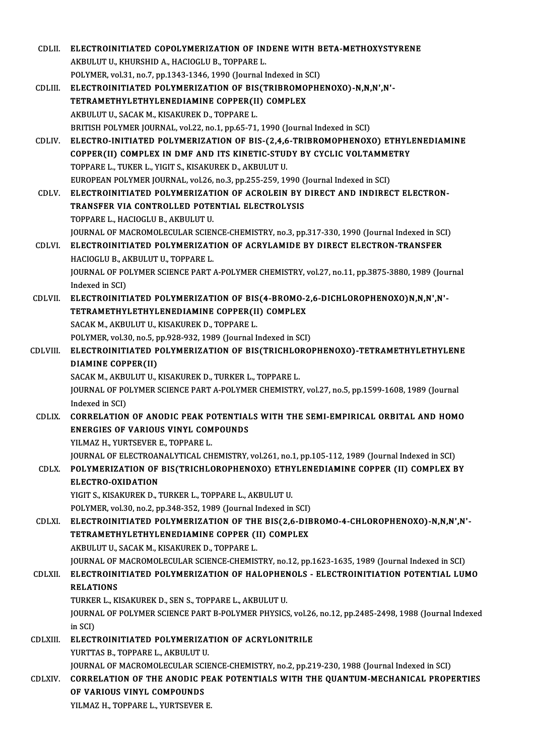CDLII. **ELECTROINITIATED COPOLYMERIZATION OF INDENE WITH BETA-METHOXYSTYRENE**
AKBULUT U., KHURSHID A., HACIOGLU B., TOPPARE L.
POLYMER, vol.31, no.7, pp.1343-1346, 1990 (Journal Indexed in SCI)

CDLIII. **ELECTROINITIATED POLYMERIZATION OF BIS(TRIBROMOPHENOXO)-N,N,N',N'-TETRAMETHYLETHYLENEDIAMINE COPPER(II) COMPLEX**
AKBULUT U., SACAK M., KISAKUREK D., TOPPARE L.
BRITISH POLYMER JOURNAL, vol.22, no.1, pp.65-71, 1990 (Journal Indexed in SCI)

CDLIV. **ELECTRO-INITIATED POLYMERIZATION OF BIS-(2,4,6-TRIBROMOPHENOXO) ETHYLENEDIAMINE COPPER(II) COMPLEX IN DMF AND ITS KINETIC-STUDY BY CYCLIC VOLTAMMETRY**
TOPPARE L., TUKER L., YIGIT S., KISAKUREK D., AKBULUT U.
EUROPEAN POLYMER JOURNAL, vol.26, no.3, pp.255-259, 1990 (Journal Indexed in SCI)

CDLV. **ELECTROINITIATED POLYMERIZATION OF ACROLEIN BY DIRECT AND INDIRECT ELECTRON-TRANSFER VIA CONTROLLED POTENTIAL ELECTROLYSIS**
TOPPARE L., HACIOGLU B., AKBULUT U.
JOURNAL OF MACROMOLECULAR SCIENCE-CHEMISTRY, no.3, pp.317-330, 1990 (Journal Indexed in SCI)

CDLVI. **ELECTROINITIATED POLYMERIZATION OF ACRYLAMIDE BY DIRECT ELECTRON-TRANSFER**
HACIOGLU B., AKBULUT U., TOPPARE L.
JOURNAL OF POLYMER SCIENCE PART A-POLYMER CHEMISTRY, vol.27, no.11, pp.3875-3880, 1989 (Journal Indexed in SCI)

CDLVII. **ELECTROINITIATED POLYMERIZATION OF BIS(4-BROMO-2,6-DICHLOROPHENOXO)N,N,N',N'-TETRAMETHYLETHYLENEDIAMINE COPPER(II) COMPLEX**
SACAK M., AKBULUT U., KISAKUREK D., TOPPARE L.
POLYMER, vol.30, no.5, pp.928-932, 1989 (Journal Indexed in SCI)

CDLVIII. **ELECTROINITIATED POLYMERIZATION OF BIS(TRICHLOROPHENOXO)-TETRAMETHYLETHYLENE DIAMINE COPPER(II)**
SACAK M., AKBULUT U., KISAKUREK D., TURKER L., TOPPARE L.
JOURNAL OF POLYMER SCIENCE PART A-POLYMER CHEMISTRY, vol.27, no.5, pp.1599-1608, 1989 (Journal Indexed in SCI)

CDLIX. **CORRELATION OF ANODIC PEAK POTENTIALS WITH THE SEMI-EMPIRICAL ORBITAL AND HOMO ENERGIES OF VARIOUS VINYL COMPOUNDS**
YILMAZ H., YURTSEVER E., TOPPARE L.
JOURNAL OF ELECTROANALYTICAL CHEMISTRY, vol.261, no.1, pp.105-112, 1989 (Journal Indexed in SCI)

CDLX. **POLYMERIZATION OF BIS(TRICHLOROPHENOXO) ETHYLENEDIAMINE COPPER (II) COMPLEX BY ELECTRO-OXIDATION**
YIGIT S., KISAKUREK D., TURKER L., TOPPARE L., AKBULUT U.
POLYMER, vol.30, no.2, pp.348-352, 1989 (Journal Indexed in SCI)

CDLXI. **ELECTROINITIATED POLYMERIZATION OF THE BIS(2,6-DIBROMO-4-CHLOROPHENOXO)-N,N,N',N'-TETRAMETHYLETHYLENEDIAMINE COPPER (II) COMPLEX**
AKBULUT U., SACAK M., KISAKUREK D., TOPPARE L.
JOURNAL OF MACROMOLECULAR SCIENCE-CHEMISTRY, no.12, pp.1623-1635, 1989 (Journal Indexed in SCI)

CDLXII. **ELECTROINITIATED POLYMERIZATION OF HALOPHENOLS - ELECTROINITIATION POTENTIAL LUMO RELATIONS**
TURKER L., KISAKUREK D., SEN S., TOPPARE L., AKBULUT U.
JOURNAL OF POLYMER SCIENCE PART B-POLYMER PHYSICS, vol.26, no.12, pp.2485-2498, 1988 (Journal Indexed in SCI)

CDLXIII. **ELECTROINITIATED POLYMERIZATION OF ACRYLONITRILE**
YURTTAS B., TOPPARE L., AKBULUT U.
JOURNAL OF MACROMOLECULAR SCIENCE-CHEMISTRY, no.2, pp.219-230, 1988 (Journal Indexed in SCI)

CDLXIV. **CORRELATION OF THE ANODIC PEAK POTENTIALS WITH THE QUANTUM-MECHANICAL PROPERTIES OF VARIOUS VINYL COMPOUNDS**
YILMAZ H., TOPPARE L., YURTSEVER E.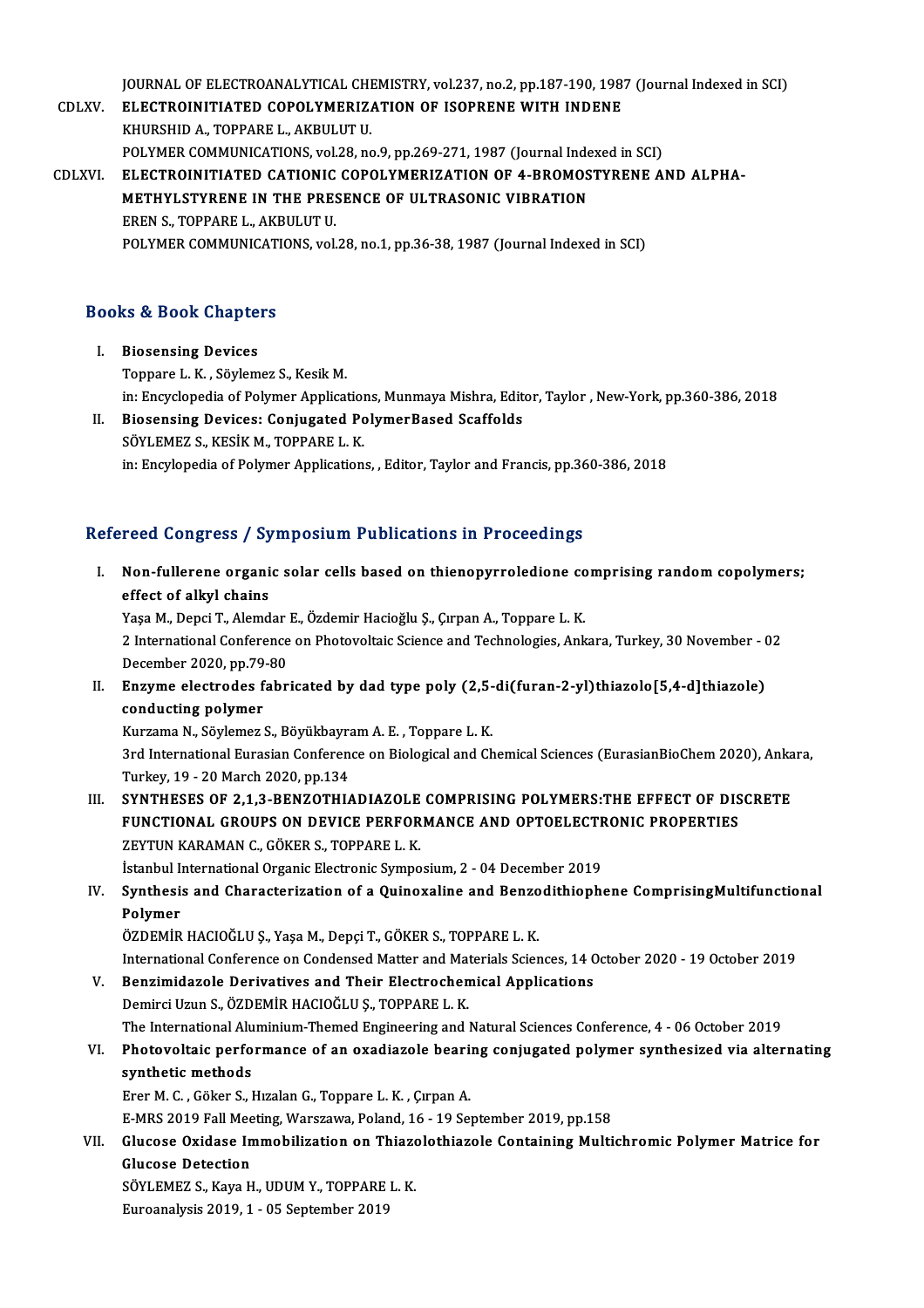JOURNAL OF ELECTROANALYTICAL CHEMISTRY, vol.237, no.2, pp.187-190, 1987 (Journal Indexed in SCI)

CDLXV. **ELECTROINITIATED COPOLYMERIZATION OF ISOPRENE WITH INDENE**
KHURSHID A., TOPPARE L., AKBULUT U.
POLYMER COMMUNICATIONS, vol.28, no.9, pp.269-271, 1987 (Journal Indexed in SCI)

CDLXVI. **ELECTROINITIATED CATIONIC COPOLYMERIZATION OF 4-BROMOSTYRENE AND ALPHA-METHYLSTYRENE IN THE PRESENCE OF ULTRASONIC VIBRATION**
EREN S., TOPPARE L., AKBULUT U.
POLYMER COMMUNICATIONS, vol.28, no.1, pp.36-38, 1987 (Journal Indexed in SCI)

## Books & Book Chapters

I. **Biosensing Devices**
Toppare L. K. , Söylemez S., Kesik M.
in: Encyclopedia of Polymer Applications, Munmaya Mishra, Editor, Taylor , New-York, pp.360-386, 2018

II. **Biosensing Devices: Conjugated PolymerBased Scaffolds**
SÖYLEMEZ S., KESİK M., TOPPARE L. K.
in: Encylopedia of Polymer Applications, , Editor, Taylor and Francis, pp.360-386, 2018

## Refereed Congress / Symposium Publications in Proceedings

I. **Non-fullerene organic solar cells based on thienopyrroledione comprising random copolymers; effect of alkyl chains**
Yaşa M., Depci T., Alemdar E., Özdemir Hacioğlu Ş., Çırpan A., Toppare L. K.
2 International Conference on Photovoltaic Science and Technologies, Ankara, Turkey, 30 November - 02 December 2020, pp.79-80

II. **Enzyme electrodes fabricated by dad type poly (2,5-di(furan-2-yl)thiazolo[5,4-d]thiazole) conducting polymer**
Kurzama N., Söylemez S., Böyükbayram A. E. , Toppare L. K.
3rd International Eurasian Conference on Biological and Chemical Sciences (EurasianBioChem 2020), Ankara, Turkey, 19 - 20 March 2020, pp.134

III. **SYNTHESES OF 2,1,3-BENZOTHIADIAZOLE COMPRISING POLYMERS:THE EFFECT OF DISCRETE FUNCTIONAL GROUPS ON DEVICE PERFORMANCE AND OPTOELECTRONIC PROPERTIES**
ZEYTUN KARAMAN C., GÖKER S., TOPPARE L. K.
İstanbul International Organic Electronic Symposium, 2 - 04 December 2019

IV. **Synthesis and Characterization of a Quinoxaline and Benzodithiophene ComprisingMultifunctional Polymer**
ÖZDEMİR HACIOĞLU Ş., Yaşa M., Depçi T., GÖKER S., TOPPARE L. K.
International Conference on Condensed Matter and Materials Sciences, 14 October 2020 - 19 October 2019

V. **Benzimidazole Derivatives and Their Electrochemical Applications**
Demirci Uzun S., ÖZDEMİR HACIOĞLU Ş., TOPPARE L. K.
The International Aluminium-Themed Engineering and Natural Sciences Conference, 4 - 06 October 2019

VI. **Photovoltaic performance of an oxadiazole bearing conjugated polymer synthesized via alternating synthetic methods**
Erer M. C. , Göker S., Hızalan G., Toppare L. K. , Çırpan A.
E-MRS 2019 Fall Meeting, Warszawa, Poland, 16 - 19 September 2019, pp.158

VII. **Glucose Oxidase Immobilization on Thiazolothiazole Containing Multichromic Polymer Matrice for Glucose Detection**
SÖYLEMEZ S., Kaya H., UDUM Y., TOPPARE L. K.
Euroanalysis 2019, 1 - 05 September 2019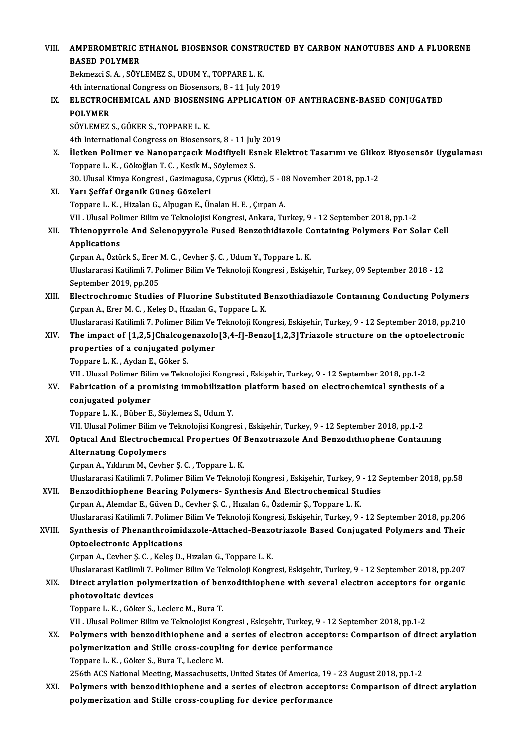VIII. **AMPEROMETRIC ETHANOL BIOSENSOR CONSTRUCTED BY CARBON NANOTUBES AND A FLUORENE BASED POLYMER**
Bekmezci S. A. , SÖYLEMEZ S., UDUM Y., TOPPARE L. K.
4th international Congress on Biosensors, 8 - 11 July 2019

IX. **ELECTROCHEMICAL AND BIOSENSING APPLICATION OF ANTHRACENE-BASED CONJUGATED POLYMER**
SÖYLEMEZ S., GÖKER S., TOPPARE L. K.
4th International Congress on Biosensors, 8 - 11 July 2019

X. **İletken Polimer ve Nanoparçacık Modifiyeli Esnek Elektrot Tasarımı ve Glikoz Biyosensör Uygulaması**
Toppare L. K. , Gökoğlan T. C. , Kesik M., Söylemez S.
30. Ulusal Kimya Kongresi , Gazimagusa, Cyprus (Kktc), 5 - 08 November 2018, pp.1-2

XI. **Yarı Şeffaf Organik Güneş Gözeleri**
Toppare L. K. , Hizalan G., Alpugan E., Ünalan H. E. , Çırpan A.
VII . Ulusal Polimer Bilim ve Teknolojisi Kongresi, Ankara, Turkey, 9 - 12 September 2018, pp.1-2

XII. **Thienopyrrole And Selenopyyrole Fused Benzothidiazole Containing Polymers For Solar Cell Applications**
Çırpan A., Öztürk S., Erer M. C. , Cevher Ş. C. , Udum Y., Toppare L. K.
Uluslararasi Katilimli 7. Polimer Bilim Ve Teknoloji Kongresi , Eskişehir, Turkey, 09 September 2018 - 12 September 2019, pp.205

XIII. **Electrochromıc Studies of Fluorine Substituted Benzothiadiazole Contaınıng Conductıng Polymers**
Çırpan A., Erer M. C. , Keleş D., Hızalan G., Toppare L. K.
Uluslararasi Katilimli 7. Polimer Bilim Ve Teknoloji Kongresi, Eskişehir, Turkey, 9 - 12 September 2018, pp.210

XIV. **The impact of [1,2,5]Chalcogenazolo[3,4-f]-Benzo[1,2,3]Triazole structure on the optoelectronic properties of a conjugated polymer**
Toppare L. K. , Aydan E., Göker S.
VII . Ulusal Polimer Bilim ve Teknolojisi Kongresi , Eskişehir, Turkey, 9 - 12 September 2018, pp.1-2

XV. **Fabrication of a promising immobilization platform based on electrochemical synthesis of a conjugated polymer**
Toppare L. K. , Büber E., Söylemez S., Udum Y.
VII. Ulusal Polimer Bilim ve Teknolojisi Kongresi , Eskişehir, Turkey, 9 - 12 September 2018, pp.1-2

XVI. **Optıcal And Electrochemıcal Propertıes Of Benzotrıazole And Benzodıthıophene Contaınıng Alternatıng Copolymers**
Çırpan A., Yıldırım M., Cevher Ş. C. , Toppare L. K.
Uluslararasi Katilimli 7. Polimer Bilim Ve Teknoloji Kongresi , Eskişehir, Turkey, 9 - 12 September 2018, pp.58

XVII. **Benzodithiophene Bearing Polymers- Synthesis And Electrochemical Studies**
Çırpan A., Alemdar E., Güven D., Cevher Ş. C. , Hızalan G., Özdemir Ş., Toppare L. K.
Uluslararasi Katilimli 7. Polimer Bilim Ve Teknoloji Kongresi, Eskişehir, Turkey, 9 - 12 September 2018, pp.206

XVIII. **Synthesis of Phenanthroimidazole-Attached-Benzotriazole Based Conjugated Polymers and Their Optoelectronic Applications**
Çırpan A., Cevher Ş. C. , Keleş D., Hızalan G., Toppare L. K.
Uluslararasi Katilimli 7. Polimer Bilim Ve Teknoloji Kongresi, Eskişehir, Turkey, 9 - 12 September 2018, pp.207

XIX. **Direct arylation polymerization of benzodithiophene with several electron acceptors for organic photovoltaic devices**
Toppare L. K. , Göker S., Leclerc M., Bura T.
VII . Ulusal Polimer Bilim ve Teknolojisi Kongresi , Eskişehir, Turkey, 9 - 12 September 2018, pp.1-2

XX. **Polymers with benzodithiophene and a series of electron acceptors: Comparison of direct arylation polymerization and Stille cross-coupling for device performance**
Toppare L. K. , Göker S., Bura T., Leclerc M.
256th ACS National Meeting, Massachusetts, United States Of America, 19 - 23 August 2018, pp.1-2

XXI. **Polymers with benzodithiophene and a series of electron acceptors: Comparison of direct arylation polymerization and Stille cross-coupling for device performance**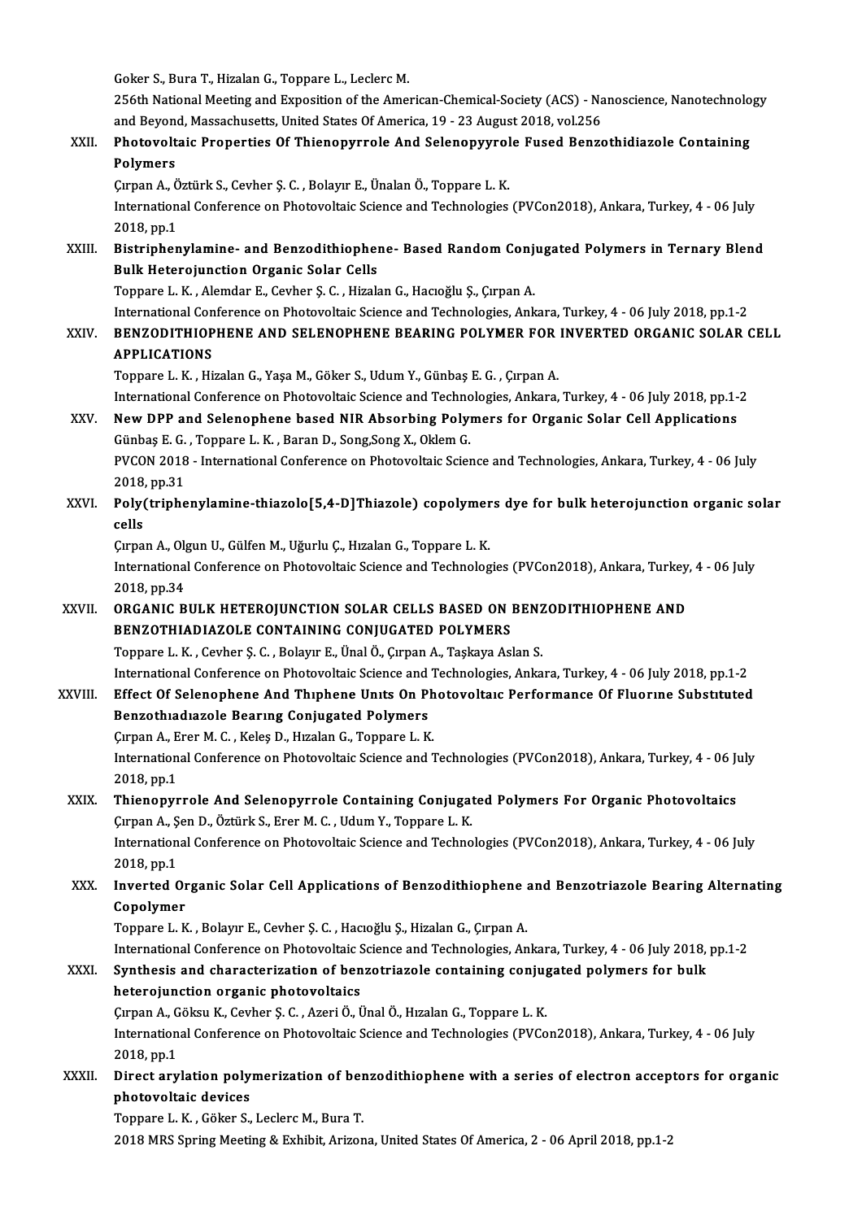Goker S., Bura T., Hizalan G., Toppare L., Leclerc M.
256th National Meeting and Exposition of the American-Chemical-Society (ACS) - Nanoscience, Nanotechnology and Beyond, Massachusetts, United States Of America, 19 - 23 August 2018, vol.256

XXII. **Photovoltaic Properties Of Thienopyrrole And Selenopyyrole Fused Benzothidiazole Containing Polymers**
Çırpan A., Öztürk S., Cevher Ş. C. , Bolayır E., Ünalan Ö., Toppare L. K.
International Conference on Photovoltaic Science and Technologies (PVCon2018), Ankara, Turkey, 4 - 06 July 2018, pp.1

XXIII. **Bistriphenylamine- and Benzodithiophene- Based Random Conjugated Polymers in Ternary Blend Bulk Heterojunction Organic Solar Cells**
Toppare L. K. , Alemdar E., Cevher Ş. C. , Hizalan G., Hacıoğlu Ş., Çırpan A.
International Conference on Photovoltaic Science and Technologies, Ankara, Turkey, 4 - 06 July 2018, pp.1-2

XXIV. **BENZODITHIOPHENE AND SELENOPHENE BEARING POLYMER FOR INVERTED ORGANIC SOLAR CELL APPLICATIONS**
Toppare L. K. , Hizalan G., Yaşa M., Göker S., Udum Y., Günbaş E. G. , Çırpan A.
International Conference on Photovoltaic Science and Technologies, Ankara, Turkey, 4 - 06 July 2018, pp.1-2

XXV. **New DPP and Selenophene based NIR Absorbing Polymers for Organic Solar Cell Applications**
Günbaş E. G. , Toppare L. K. , Baran D., Song,Song X., Oklem G.
PVCON 2018 - International Conference on Photovoltaic Science and Technologies, Ankara, Turkey, 4 - 06 July 2018, pp.31

XXVI. **Poly(triphenylamine-thiazolo[5,4-D]Thiazole) copolymers dye for bulk heterojunction organic solar cells**
Çırpan A., Olgun U., Gülfen M., Uğurlu Ç., Hızalan G., Toppare L. K.
International Conference on Photovoltaic Science and Technologies (PVCon2018), Ankara, Turkey, 4 - 06 July 2018, pp.34

XXVII. **ORGANIC BULK HETEROJUNCTION SOLAR CELLS BASED ON BENZODITHIOPHENE AND BENZOTHIADIAZOLE CONTAINING CONJUGATED POLYMERS**
Toppare L. K. , Cevher Ş. C. , Bolayır E., Ünal Ö., Çırpan A., Taşkaya Aslan S.
International Conference on Photovoltaic Science and Technologies, Ankara, Turkey, 4 - 06 July 2018, pp.1-2

XXVIII. **Effect Of Selenophene And Thıphene Unıts On Photovoltaıc Performance Of Fluorıne Substıtuted Benzothıadıazole Bearıng Conjugated Polymers**
Çırpan A., Erer M. C. , Keleş D., Hızalan G., Toppare L. K.
International Conference on Photovoltaic Science and Technologies (PVCon2018), Ankara, Turkey, 4 - 06 July 2018, pp.1

XXIX. **Thienopyrrole And Selenopyrrole Containing Conjugated Polymers For Organic Photovoltaics**
Çırpan A., Şen D., Öztürk S., Erer M. C. , Udum Y., Toppare L. K.
International Conference on Photovoltaic Science and Technologies (PVCon2018), Ankara, Turkey, 4 - 06 July 2018, pp.1

XXX. **Inverted Organic Solar Cell Applications of Benzodithiophene and Benzotriazole Bearing Alternating Copolymer**
Toppare L. K. , Bolayır E., Cevher Ş. C. , Hacıoğlu Ş., Hizalan G., Çırpan A.
International Conference on Photovoltaic Science and Technologies, Ankara, Turkey, 4 - 06 July 2018, pp.1-2

XXXI. **Synthesis and characterization of benzotriazole containing conjugated polymers for bulk heterojunction organic photovoltaics**
Çırpan A., Göksu K., Cevher Ş. C. , Azeri Ö., Ünal Ö., Hızalan G., Toppare L. K.
International Conference on Photovoltaic Science and Technologies (PVCon2018), Ankara, Turkey, 4 - 06 July 2018, pp.1

XXXII. **Direct arylation polymerization of benzodithiophene with a series of electron acceptors for organic photovoltaic devices**
Toppare L. K. , Göker S., Leclerc M., Bura T.
2018 MRS Spring Meeting & Exhibit, Arizona, United States Of America, 2 - 06 April 2018, pp.1-2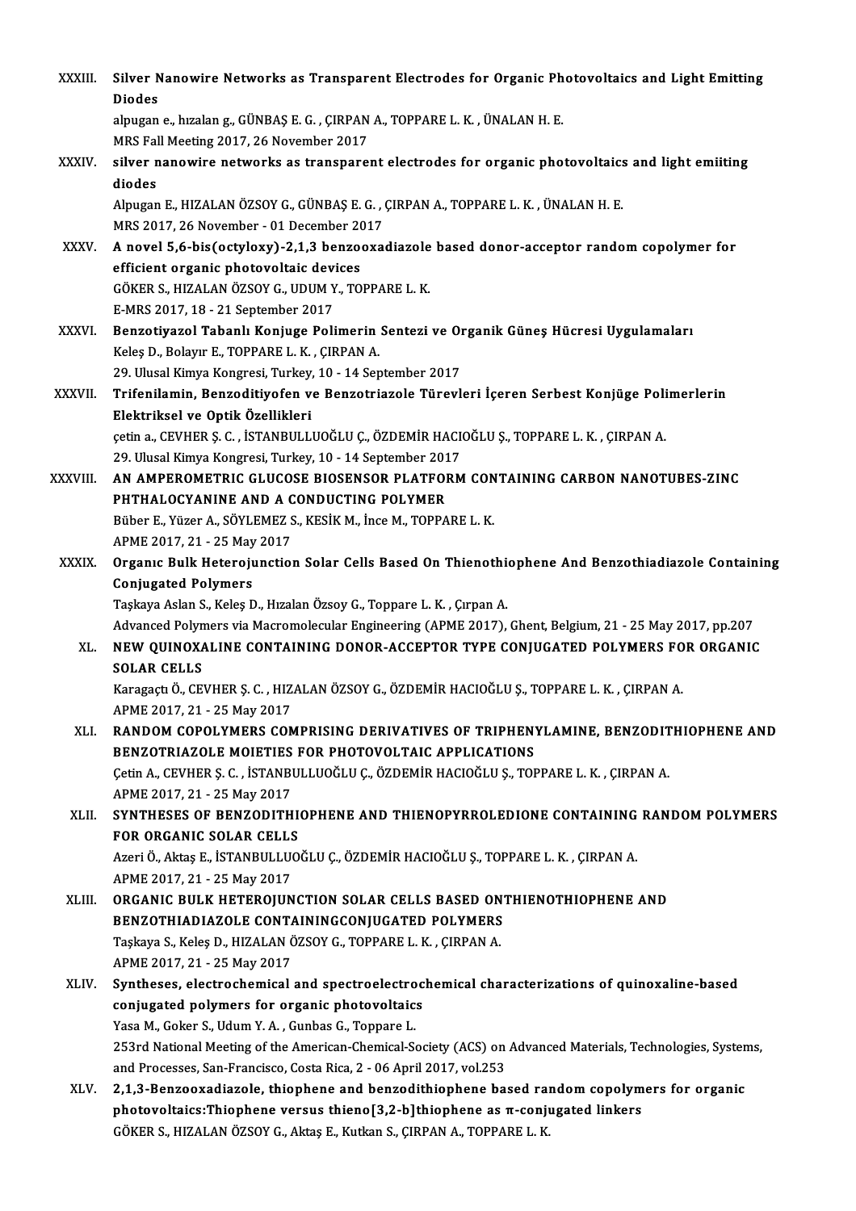XXXIII. **Silver Nanowire Networks as Transparent Electrodes for Organic Photovoltaics and Light Emitting Diodes**
alpugan e., hızalan g., GÜNBAŞ E. G. , ÇIRPAN A., TOPPARE L. K. , ÜNALAN H. E.
MRS Fall Meeting 2017, 26 November 2017

XXXIV. **silver nanowire networks as transparent electrodes for organic photovoltaics and light emiiting diodes**
Alpugan E., HIZALAN ÖZSOY G., GÜNBAŞ E. G. , ÇIRPAN A., TOPPARE L. K. , ÜNALAN H. E.
MRS 2017, 26 November - 01 December 2017

XXXV. **A novel 5,6-bis(octyloxy)-2,1,3 benzooxadiazole based donor-acceptor random copolymer for efficient organic photovoltaic devices**
GÖKER S., HIZALAN ÖZSOY G., UDUM Y., TOPPARE L. K.
E-MRS 2017, 18 - 21 September 2017

XXXVI. **Benzotiyazol Tabanlı Konjuge Polimerin Sentezi ve Organik Güneş Hücresi Uygulamaları**
Keleş D., Bolayır E., TOPPARE L. K. , ÇIRPAN A.
29. Ulusal Kimya Kongresi, Turkey, 10 - 14 September 2017

XXXVII. **Trifenilamin, Benzoditiyofen ve Benzotriazole Türevleri İçeren Serbest Konjüge Polimerlerin Elektriksel ve Optik Özellikleri**
çetin a., CEVHER Ş. C. , İSTANBULLUOĞLU Ç., ÖZDEMİR HACIOĞLU Ş., TOPPARE L. K. , ÇIRPAN A.
29. Ulusal Kimya Kongresi, Turkey, 10 - 14 September 2017

XXXVIII. **AN AMPEROMETRIC GLUCOSE BIOSENSOR PLATFORM CONTAINING CARBON NANOTUBES-ZINC PHTHALOCYANINE AND A CONDUCTING POLYMER**
Büber E., Yüzer A., SÖYLEMEZ S., KESİK M., İnce M., TOPPARE L. K.
APME 2017, 21 - 25 May 2017

XXXIX. **Organıc Bulk Heterojunction Solar Cells Based On Thienothiophene And Benzothiadiazole Containing Conjugated Polymers**
Taşkaya Aslan S., Keleş D., Hızalan Özsoy G., Toppare L. K. , Çırpan A.
Advanced Polymers via Macromolecular Engineering (APME 2017), Ghent, Belgium, 21 - 25 May 2017, pp.207

XL. **NEW QUINOXALINE CONTAINING DONOR-ACCEPTOR TYPE CONJUGATED POLYMERS FOR ORGANIC SOLAR CELLS**
Karagaçtı Ö., CEVHER Ş. C. , HIZALAN ÖZSOY G., ÖZDEMİR HACIOĞLU Ş., TOPPARE L. K. , ÇIRPAN A.
APME 2017, 21 - 25 May 2017

XLI. **RANDOM COPOLYMERS COMPRISING DERIVATIVES OF TRIPHENYLAMINE, BENZODITHIOPHENE AND BENZOTRIAZOLE MOIETIES FOR PHOTOVOLTAIC APPLICATIONS**
Çetin A., CEVHER Ş. C. , İSTANBULLUOĞLU Ç., ÖZDEMİR HACIOĞLU Ş., TOPPARE L. K. , ÇIRPAN A.
APME 2017, 21 - 25 May 2017

XLII. **SYNTHESES OF BENZODITHIOPHENE AND THIENOPYRROLEDIONE CONTAINING RANDOM POLYMERS FOR ORGANIC SOLAR CELLS**
Azeri Ö., Aktaş E., İSTANBULLUOĞLU Ç., ÖZDEMİR HACIOĞLU Ş., TOPPARE L. K. , ÇIRPAN A.
APME 2017, 21 - 25 May 2017

XLIII. **ORGANIC BULK HETEROJUNCTION SOLAR CELLS BASED ONTHIENOTHIOPHENE AND BENZOTHIADIAZOLE CONTAININGCONJUGATED POLYMERS**
Taşkaya S., Keleş D., HIZALAN ÖZSOY G., TOPPARE L. K. , ÇIRPAN A.
APME 2017, 21 - 25 May 2017

XLIV. **Syntheses, electrochemical and spectroelectrochemical characterizations of quinoxaline-based conjugated polymers for organic photovoltaics**
Yasa M., Goker S., Udum Y. A. , Gunbas G., Toppare L.
253rd National Meeting of the American-Chemical-Society (ACS) on Advanced Materials, Technologies, Systems, and Processes, San-Francisco, Costa Rica, 2 - 06 April 2017, vol.253

XLV. **2,1,3-Benzooxadiazole, thiophene and benzodithiophene based random copolymers for organic photovoltaics:Thiophene versus thieno[3,2-b]thiophene as π-conjugated linkers**
GÖKER S., HIZALAN ÖZSOY G., Aktaş E., Kutkan S., ÇIRPAN A., TOPPARE L. K.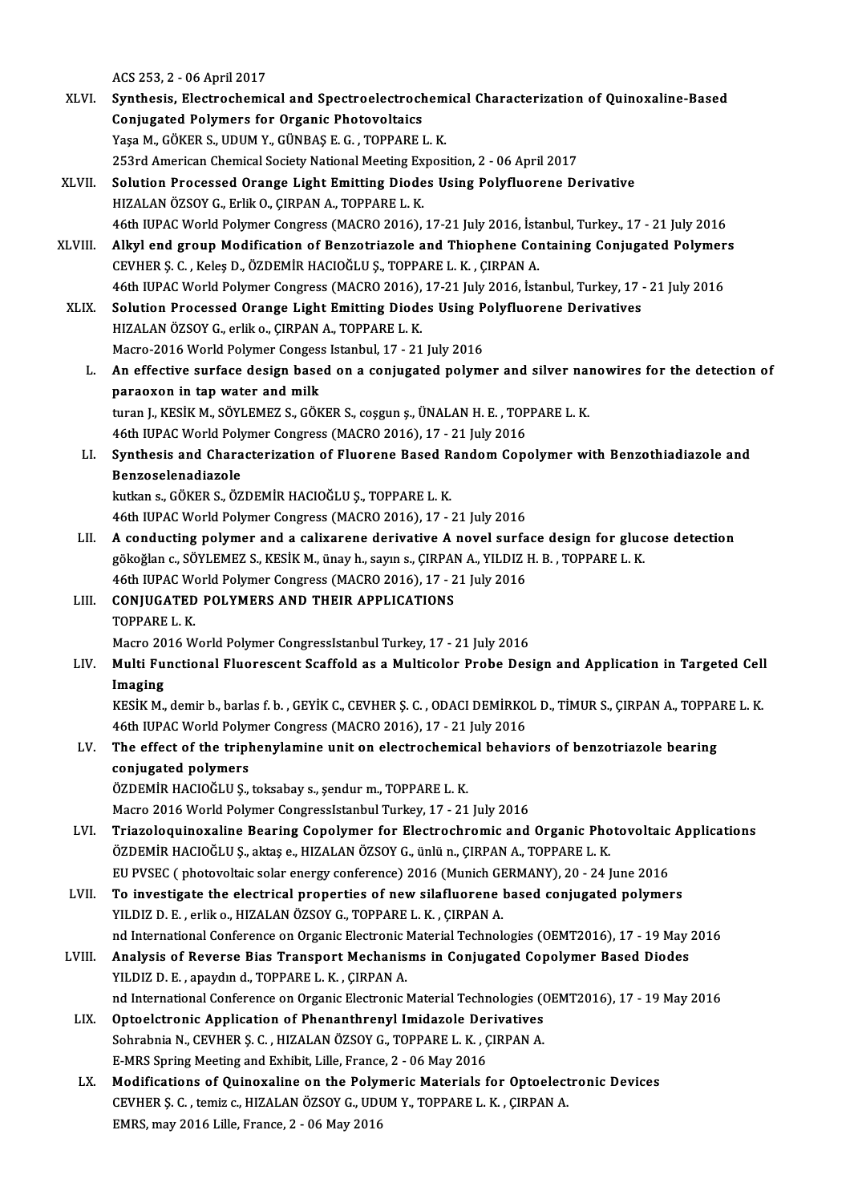ACS 253, 2 - 06 April 2017

XLVI. **Synthesis, Electrochemical and Spectroelectrochemical Characterization of Quinoxaline-Based Conjugated Polymers for Organic Photovoltaics**
Yaşa M., GÖKER S., UDUM Y., GÜNBAŞ E. G. , TOPPARE L. K.
253rd American Chemical Society National Meeting Exposition, 2 - 06 April 2017

XLVII. **Solution Processed Orange Light Emitting Diodes Using Polyfluorene Derivative**
HIZALAN ÖZSOY G., Erlik O., ÇIRPAN A., TOPPARE L. K.
46th IUPAC World Polymer Congress (MACRO 2016), 17-21 July 2016, İstanbul, Turkey., 17 - 21 July 2016

XLVIII. **Alkyl end group Modification of Benzotriazole and Thiophene Containing Conjugated Polymers**
CEVHER Ş. C. , Keleş D., ÖZDEMİR HACIOĞLU Ş., TOPPARE L. K. , ÇIRPAN A.
46th IUPAC World Polymer Congress (MACRO 2016), 17-21 July 2016, İstanbul, Turkey, 17 - 21 July 2016

XLIX. **Solution Processed Orange Light Emitting Diodes Using Polyfluorene Derivatives**
HIZALAN ÖZSOY G., erlik o., ÇIRPAN A., TOPPARE L. K.
Macro-2016 World Polymer Congess Istanbul, 17 - 21 July 2016

L. **An effective surface design based on a conjugated polymer and silver nanowires for the detection of paraoxon in tap water and milk**
turan J., KESİK M., SÖYLEMEZ S., GÖKER S., coşgun ş., ÜNALAN H. E. , TOPPARE L. K.
46th IUPAC World Polymer Congress (MACRO 2016), 17 - 21 July 2016

LI. **Synthesis and Characterization of Fluorene Based Random Copolymer with Benzothiadiazole and Benzoselenadiazole**
kutkan s., GÖKER S., ÖZDEMİR HACIOĞLU Ş., TOPPARE L. K.
46th IUPAC World Polymer Congress (MACRO 2016), 17 - 21 July 2016

LII. **A conducting polymer and a calixarene derivative A novel surface design for glucose detection**
gökoğlan c., SÖYLEMEZ S., KESİK M., ünay h., sayın s., ÇIRPAN A., YILDIZ H. B. , TOPPARE L. K.
46th IUPAC World Polymer Congress (MACRO 2016), 17 - 21 July 2016

LIII. **CONJUGATED POLYMERS AND THEIR APPLICATIONS**
TOPPARE L. K.
Macro 2016 World Polymer CongressIstanbul Turkey, 17 - 21 July 2016

LIV. **Multi Functional Fluorescent Scaffold as a Multicolor Probe Design and Application in Targeted Cell Imaging**
KESİK M., demir b., barlas f. b. , GEYİK C., CEVHER Ş. C. , ODACI DEMİRKOL D., TİMUR S., ÇIRPAN A., TOPPARE L. K.
46th IUPAC World Polymer Congress (MACRO 2016), 17 - 21 July 2016

LV. **The effect of the triphenylamine unit on electrochemical behaviors of benzotriazole bearing conjugated polymers**
ÖZDEMİR HACIOĞLU Ş., toksabay s., şendur m., TOPPARE L. K.
Macro 2016 World Polymer CongressIstanbul Turkey, 17 - 21 July 2016

LVI. **Triazoloquinoxaline Bearing Copolymer for Electrochromic and Organic Photovoltaic Applications**
ÖZDEMİR HACIOĞLU Ş., aktaş e., HIZALAN ÖZSOY G., ünlü n., ÇIRPAN A., TOPPARE L. K.
EU PVSEC ( photovoltaic solar energy conference) 2016 (Munich GERMANY), 20 - 24 June 2016

LVII. **To investigate the electrical properties of new silafluorene based conjugated polymers**
YILDIZ D. E. , erlik o., HIZALAN ÖZSOY G., TOPPARE L. K. , ÇIRPAN A.
nd International Conference on Organic Electronic Material Technologies (OEMT2016), 17 - 19 May 2016

LVIII. **Analysis of Reverse Bias Transport Mechanisms in Conjugated Copolymer Based Diodes**
YILDIZ D. E. , apaydın d., TOPPARE L. K. , ÇIRPAN A.
nd International Conference on Organic Electronic Material Technologies (OEMT2016), 17 - 19 May 2016

LIX. **Optoelctronic Application of Phenanthrenyl Imidazole Derivatives**
Sohrabnia N., CEVHER Ş. C. , HIZALAN ÖZSOY G., TOPPARE L. K. , ÇIRPAN A.
E-MRS Spring Meeting and Exhibit, Lille, France, 2 - 06 May 2016

LX. **Modifications of Quinoxaline on the Polymeric Materials for Optoelectronic Devices**
CEVHER Ş. C. , temiz c., HIZALAN ÖZSOY G., UDUM Y., TOPPARE L. K. , ÇIRPAN A.
EMRS, may 2016 Lille, France, 2 - 06 May 2016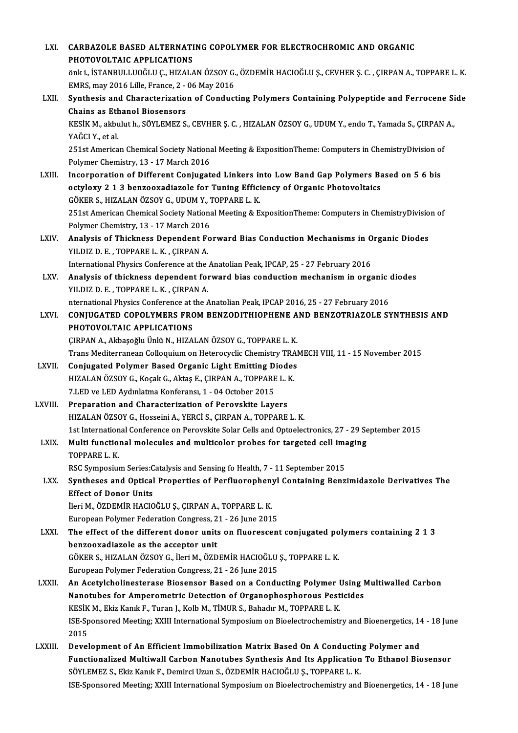LXI. **CARBAZOLE BASED ALTERNATING COPOLYMER FOR ELECTROCHROMIC AND ORGANIC PHOTOVOLTAIC APPLICATIONS**
önk i., İSTANBULLUOĞLU Ç., HIZALAN ÖZSOY G., ÖZDEMİR HACIOĞLU Ş., CEVHER Ş. C. , ÇIRPAN A., TOPPARE L. K.
EMRS, may 2016 Lille, France, 2 - 06 May 2016

LXII. **Synthesis and Characterization of Conducting Polymers Containing Polypeptide and Ferrocene Side Chains as Ethanol Biosensors**
KESİK M., akbulut h., SÖYLEMEZ S., CEVHER Ş. C. , HIZALAN ÖZSOY G., UDUM Y., endo T., Yamada S., ÇIRPAN A., YAĞCI Y., et al.
251st American Chemical Society National Meeting & ExpositionTheme: Computers in ChemistryDivision of Polymer Chemistry, 13 - 17 March 2016

LXIII. **Incorporation of Different Conjugated Linkers into Low Band Gap Polymers Based on 5 6 bis octyloxy 2 1 3 benzooxadiazole for Tuning Efficiency of Organic Photovoltaics**
GÖKER S., HIZALAN ÖZSOY G., UDUM Y., TOPPARE L. K.
251st American Chemical Society National Meeting & ExpositionTheme: Computers in ChemistryDivision of Polymer Chemistry, 13 - 17 March 2016

LXIV. **Analysis of Thickness Dependent Forward Bias Conduction Mechanisms in Organic Diodes**
YILDIZ D. E. , TOPPARE L. K. , ÇIRPAN A.
International Physics Conference at the Anatolian Peak, IPCAP, 25 - 27 February 2016

LXV. **Analysis of thickness dependent forward bias conduction mechanism in organic diodes**
YILDIZ D. E. , TOPPARE L. K. , ÇIRPAN A.
nternational Physics Conference at the Anatolian Peak, IPCAP 2016, 25 - 27 February 2016

LXVI. **CONJUGATED COPOLYMERS FROM BENZODITHIOPHENE AND BENZOTRIAZOLE SYNTHESIS AND PHOTOVOLTAIC APPLICATIONS**
ÇIRPAN A., Akbaşoğlu Ünlü N., HIZALAN ÖZSOY G., TOPPARE L. K.
Trans Mediterranean Colloquium on Heterocyclic Chemistry TRAMECH VIII, 11 - 15 November 2015

LXVII. **Conjugated Polymer Based Organic Light Emitting Diodes**
HIZALAN ÖZSOY G., Koçak G., Aktaş E., ÇIRPAN A., TOPPARE L. K.
7.LED ve LED Aydınlatma Konferansı, 1 - 04 October 2015

LXVIII. **Preparation and Characterization of Perovskite Layers**
HIZALAN ÖZSOY G., Hosseini A., YERCİ S., ÇIRPAN A., TOPPARE L. K.
1st International Conference on Perovskite Solar Cells and Optoelectronics, 27 - 29 September 2015

LXIX. **Multi functional molecules and multicolor probes for targeted cell imaging**
TOPPARE L. K.
RSC Symposium Series:Catalysis and Sensing fo Health, 7 - 11 September 2015

LXX. **Syntheses and Optical Properties of Perfluorophenyl Containing Benzimidazole Derivatives The Effect of Donor Units**
İleri M., ÖZDEMİR HACIOĞLU Ş., ÇIRPAN A., TOPPARE L. K.
European Polymer Federation Congress, 21 - 26 June 2015

LXXI. **The effect of the different donor units on fluorescent conjugated polymers containing 2 1 3 benzooxadiazole as the acceptor unit**
GÖKER S., HIZALAN ÖZSOY G., İleri M., ÖZDEMİR HACIOĞLU Ş., TOPPARE L. K.
European Polymer Federation Congress, 21 - 26 June 2015

LXXII. **An Acetylcholinesterase Biosensor Based on a Conducting Polymer Using Multiwalled Carbon Nanotubes for Amperometric Detection of Organophosphorous Pesticides**
KESİK M., Ekiz Kanık F., Turan J., Kolb M., TİMUR S., Bahadır M., TOPPARE L. K.
ISE-Sponsored Meeting; XXIII International Symposium on Bioelectrochemistry and Bioenergetics, 14 - 18 June 2015

LXXIII. **Development of An Efficient Immobilization Matrix Based On A Conducting Polymer and Functionalized Multiwall Carbon Nanotubes Synthesis And Its Application To Ethanol Biosensor**
SÖYLEMEZ S., Ekiz Kanık F., Demirci Uzun S., ÖZDEMİR HACIOĞLU Ş., TOPPARE L. K.
ISE-Sponsored Meeting; XXIII International Symposium on Bioelectrochemistry and Bioenergetics, 14 - 18 June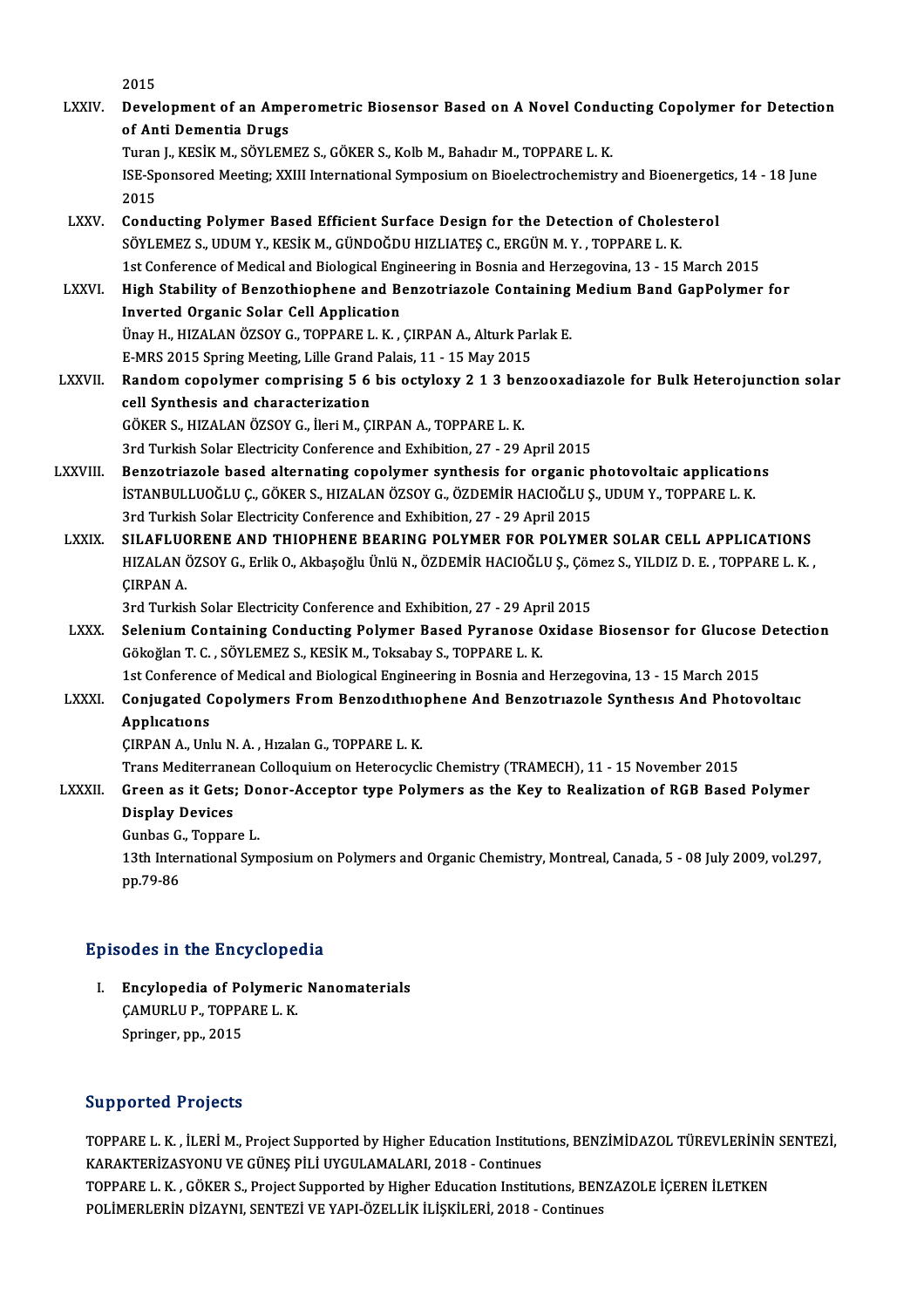2015

LXXIV. **Development of an Amperometric Biosensor Based on A Novel Conducting Copolymer for Detection of Anti Dementia Drugs**
Turan J., KESİK M., SÖYLEMEZ S., GÖKER S., Kolb M., Bahadır M., TOPPARE L. K.
ISE-Sponsored Meeting; XXIII International Symposium on Bioelectrochemistry and Bioenergetics, 14 - 18 June 2015

LXXV. **Conducting Polymer Based Efficient Surface Design for the Detection of Cholesterol**
SÖYLEMEZ S., UDUM Y., KESİK M., GÜNDOĞDU HIZLIATEŞ C., ERGÜN M. Y. , TOPPARE L. K.
1st Conference of Medical and Biological Engineering in Bosnia and Herzegovina, 13 - 15 March 2015

LXXVI. **High Stability of Benzothiophene and Benzotriazole Containing Medium Band GapPolymer for Inverted Organic Solar Cell Application**
Ünay H., HIZALAN ÖZSOY G., TOPPARE L. K. , ÇIRPAN A., Alturk Parlak E.
E-MRS 2015 Spring Meeting, Lille Grand Palais, 11 - 15 May 2015

LXXVII. **Random copolymer comprising 5 6 bis octyloxy 2 1 3 benzooxadiazole for Bulk Heterojunction solar cell Synthesis and characterization**
GÖKER S., HIZALAN ÖZSOY G., İleri M., ÇIRPAN A., TOPPARE L. K.
3rd Turkish Solar Electricity Conference and Exhibition, 27 - 29 April 2015

LXXVIII. **Benzotriazole based alternating copolymer synthesis for organic photovoltaic applications**
İSTANBULLUOĞLU Ç., GÖKER S., HIZALAN ÖZSOY G., ÖZDEMİR HACIOĞLU Ş., UDUM Y., TOPPARE L. K.
3rd Turkish Solar Electricity Conference and Exhibition, 27 - 29 April 2015

LXXIX. **SILAFLUORENE AND THIOPHENE BEARING POLYMER FOR POLYMER SOLAR CELL APPLICATIONS**
HIZALAN ÖZSOY G., Erlik O., Akbaşoğlu Ünlü N., ÖZDEMİR HACIOĞLU Ş., Çömez S., YILDIZ D. E. , TOPPARE L. K. , ÇIRPAN A.
3rd Turkish Solar Electricity Conference and Exhibition, 27 - 29 April 2015

LXXX. **Selenium Containing Conducting Polymer Based Pyranose Oxidase Biosensor for Glucose Detection**
Gökoğlan T. C. , SÖYLEMEZ S., KESİK M., Toksabay S., TOPPARE L. K.
1st Conference of Medical and Biological Engineering in Bosnia and Herzegovina, 13 - 15 March 2015

LXXXI. **Conjugated Copolymers From Benzodıthıophene And Benzotrıazole Synthesıs And Photovoltaıc Applıcatıons**
ÇIRPAN A., Unlu N. A. , Hızalan G., TOPPARE L. K.
Trans Mediterranean Colloquium on Heterocyclic Chemistry (TRAMECH), 11 - 15 November 2015

LXXXII. **Green as it Gets; Donor-Acceptor type Polymers as the Key to Realization of RGB Based Polymer Display Devices**
Gunbas G., Toppare L.
13th International Symposium on Polymers and Organic Chemistry, Montreal, Canada, 5 - 08 July 2009, vol.297, pp.79-86

## Episodes in the Encyclopedia

I. **Encylopedia of Polymeric Nanomaterials**
ÇAMURLU P., TOPPARE L. K.
Springer, pp., 2015

## Supported Projects

TOPPARE L. K. , İLERİ M., Project Supported by Higher Education Institutions, BENZİMİDAZOL TÜREVLERİNİN SENTEZİ, KARAKTERİZASYONU VE GÜNEŞ PİLİ UYGULAMALARI, 2018 - Continues

TOPPARE L. K. , GÖKER S., Project Supported by Higher Education Institutions, BENZAZOLE İÇEREN İLETKEN POLİMERLERİN DİZAYNI, SENTEZİ VE YAPI-ÖZELLİK İLİŞKİLERİ, 2018 - Continues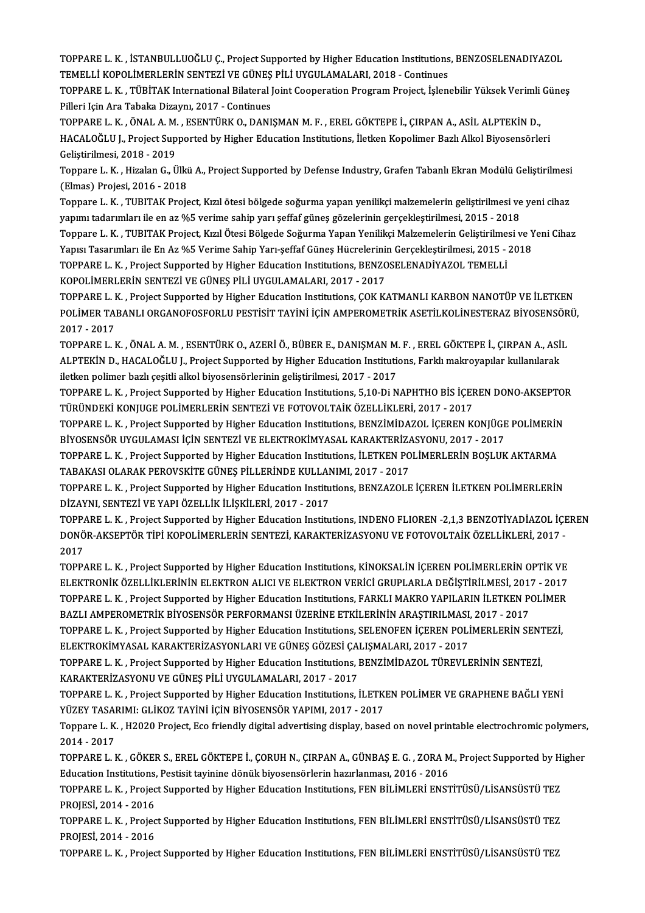TOPPARE L. K. , İSTANBULLUOĞLU Ç., Project Supported by Higher Education Institutions, BENZOSELENADIYAZOL TEMELLİ KOPOLİMERLERİN SENTEZİ VE GÜNEŞ PİLİ UYGULAMALARI, 2018 - Continues

TOPPARE L. K. , TÜBİTAK International Bilateral Joint Cooperation Program Project, İşlenebilir Yüksek Verimli Güneş Pilleri Için Ara Tabaka Dizaynı, 2017 - Continues

TOPPARE L. K. , ÖNAL A. M. , ESENTÜRK O., DANIŞMAN M. F. , EREL GÖKTEPE İ., ÇIRPAN A., ASİL ALPTEKİN D., HACALOĞLU J., Project Supported by Higher Education Institutions, İletken Kopolimer Bazlı Alkol Biyosensörleri Geliştirilmesi, 2018 - 2019

Toppare L. K. , Hizalan G., Ülkü A., Project Supported by Defense Industry, Grafen Tabanlı Ekran Modülü Geliştirilmesi (Elmas) Projesi, 2016 - 2018

Toppare L. K. , TUBITAK Project, Kızıl ötesi bölgede soğurma yapan yenilikçi malzemelerin geliştirilmesi ve yeni cihaz yapımı tadarımları ile en az %5 verime sahip yarı şeffaf güneş gözelerinin gerçekleştirilmesi, 2015 - 2018

Toppare L. K. , TUBITAK Project, Kızıl Ötesi Bölgede Soğurma Yapan Yenilikçi Malzemelerin Geliştirilmesi ve Yeni Cihaz Yapısı Tasarımları ile En Az %5 Verime Sahip Yarı-şeffaf Güneş Hücrelerinin Gerçekleştirilmesi, 2015 - 2018

TOPPARE L. K. , Project Supported by Higher Education Institutions, BENZOSELENADİYAZOL TEMELLİ KOPOLİMERLERİN SENTEZİ VE GÜNEŞ PİLİ UYGULAMALARI, 2017 - 2017

TOPPARE L. K. , Project Supported by Higher Education Institutions, ÇOK KATMANLI KARBON NANOTÜP VE İLETKEN POLİMER TABANLI ORGANOFOSFORLU PESTİSİT TAYİNİ İÇİN AMPEROMETRİK ASETİLKOLİNESTERAZ BİYOSENSÖRÜ, 2017 - 2017

TOPPARE L. K. , ÖNAL A. M. , ESENTÜRK O., AZERİ Ö., BÜBER E., DANIŞMAN M. F. , EREL GÖKTEPE İ., ÇIRPAN A., ASİL ALPTEKİN D., HACALOĞLU J., Project Supported by Higher Education Institutions, Farklı makroyapılar kullanılarak iletken polimer bazlı çeşitli alkol biyosensörlerinin geliştirilmesi, 2017 - 2017

TOPPARE L. K. , Project Supported by Higher Education Institutions, 5,10-Di NAPHTHO BİS İÇEREN DONO-AKSEPTOR TÜRÜNDEKİ KONJUGE POLİMERLERİN SENTEZİ VE FOTOVOLTAİK ÖZELLİKLERİ, 2017 - 2017

TOPPARE L. K. , Project Supported by Higher Education Institutions, BENZİMİDAZOL İÇEREN KONJÜGE POLİMERİN BİYOSENSÖR UYGULAMASI İÇİN SENTEZİ VE ELEKTROKİMYASAL KARAKTERİZASYONU, 2017 - 2017

TOPPARE L. K. , Project Supported by Higher Education Institutions, İLETKEN POLİMERLERİN BOŞLUK AKTARMA TABAKASI OLARAK PEROVSKİTE GÜNEŞ PİLLERİNDE KULLANIMI, 2017 - 2017

TOPPARE L. K. , Project Supported by Higher Education Institutions, BENZAZOLE İÇEREN İLETKEN POLİMERLERİN DİZAYNI, SENTEZİ VE YAPI ÖZELLİK İLİŞKİLERİ, 2017 - 2017

TOPPARE L. K. , Project Supported by Higher Education Institutions, INDENO FLIOREN -2,1,3 BENZOTİYADİAZOL İÇEREN DONÖR-AKSEPTÖR TİPİ KOPOLİMERLERİN SENTEZİ, KARAKTERİZASYONU VE FOTOVOLTAİK ÖZELLİKLERİ, 2017 - 2017

TOPPARE L. K. , Project Supported by Higher Education Institutions, KİNOKSALİN İÇEREN POLİMERLERİN OPTİK VE ELEKTRONİK ÖZELLİKLERİNİN ELEKTRON ALICI VE ELEKTRON VERİCİ GRUPLARLA DEĞİŞTİRİLMESİ, 2017 - 2017

TOPPARE L. K. , Project Supported by Higher Education Institutions, FARKLI MAKRO YAPILARIN İLETKEN POLİMER BAZLI AMPEROMETRİK BİYOSENSÖR PERFORMANSI ÜZERİNE ETKİLERİNİN ARAŞTIRILMASI, 2017 - 2017

TOPPARE L. K. , Project Supported by Higher Education Institutions, SELENOFEN İÇEREN POLİMERLERİN SENTEZİ, ELEKTROKİMYASAL KARAKTERİZASYONLARI VE GÜNEŞ GÖZESİ ÇALIŞMALARI, 2017 - 2017

TOPPARE L. K. , Project Supported by Higher Education Institutions, BENZİMİDAZOL TÜREVLERİNİN SENTEZİ, KARAKTERİZASYONU VE GÜNEŞ PİLİ UYGULAMALARI, 2017 - 2017

TOPPARE L. K. , Project Supported by Higher Education Institutions, İLETKEN POLİMER VE GRAPHENE BAĞLI YENİ YÜZEY TASARIMI: GLİKOZ TAYİNİ İÇİN BİYOSENSÖR YAPIMI, 2017 - 2017

Toppare L. K. , H2020 Project, Eco friendly digital advertising display, based on novel printable electrochromic polymers, 2014 - 2017

TOPPARE L. K. , GÖKER S., EREL GÖKTEPE İ., ÇORUH N., ÇIRPAN A., GÜNBAŞ E. G. , ZORA M., Project Supported by Higher Education Institutions, Pestisit tayinine dönük biyosensörlerin hazırlanması, 2016 - 2016

TOPPARE L. K. , Project Supported by Higher Education Institutions, FEN BİLİMLERİ ENSTİTÜSÜ/LİSANSÜSTÜ TEZ PROJESİ, 2014 - 2016

TOPPARE L. K. , Project Supported by Higher Education Institutions, FEN BİLİMLERİ ENSTİTÜSÜ/LİSANSÜSTÜ TEZ PROJESİ, 2014 - 2016

TOPPARE L. K. , Project Supported by Higher Education Institutions, FEN BİLİMLERİ ENSTİTÜSÜ/LİSANSÜSTÜ TEZ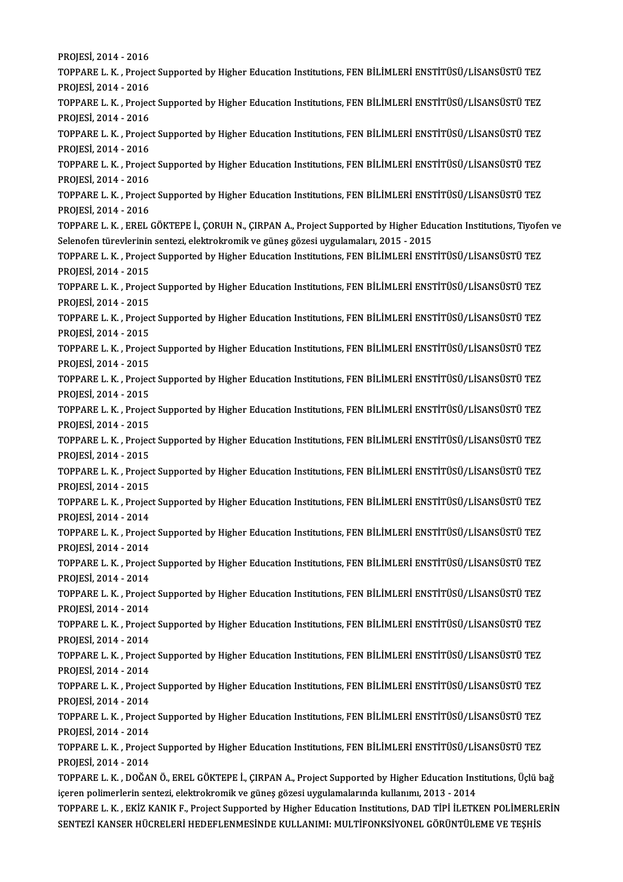PROJESİ, 2014 - 2016

TOPPARE L. K. , Project Supported by Higher Education Institutions, FEN BİLİMLERİ ENSTİTÜSÜ/LİSANSÜSTÜ TEZ PROJESİ, 2014 - 2016

TOPPARE L. K. , Project Supported by Higher Education Institutions, FEN BİLİMLERİ ENSTİTÜSÜ/LİSANSÜSTÜ TEZ PROJESİ, 2014 - 2016

TOPPARE L. K. , Project Supported by Higher Education Institutions, FEN BİLİMLERİ ENSTİTÜSÜ/LİSANSÜSTÜ TEZ PROJESİ, 2014 - 2016

TOPPARE L. K. , Project Supported by Higher Education Institutions, FEN BİLİMLERİ ENSTİTÜSÜ/LİSANSÜSTÜ TEZ PROJESİ, 2014 - 2016

TOPPARE L. K. , Project Supported by Higher Education Institutions, FEN BİLİMLERİ ENSTİTÜSÜ/LİSANSÜSTÜ TEZ PROJESİ, 2014 - 2016

TOPPARE L. K. , EREL GÖKTEPE İ., ÇORUH N., ÇIRPAN A., Project Supported by Higher Education Institutions, Tiyofen ve Selenofen türevlerinin sentezi, elektrokromik ve güneş gözesi uygulamaları, 2015 - 2015

TOPPARE L. K. , Project Supported by Higher Education Institutions, FEN BİLİMLERİ ENSTİTÜSÜ/LİSANSÜSTÜ TEZ PROJESİ, 2014 - 2015

TOPPARE L. K. , Project Supported by Higher Education Institutions, FEN BİLİMLERİ ENSTİTÜSÜ/LİSANSÜSTÜ TEZ PROJESİ, 2014 - 2015

TOPPARE L. K. , Project Supported by Higher Education Institutions, FEN BİLİMLERİ ENSTİTÜSÜ/LİSANSÜSTÜ TEZ PROJESİ, 2014 - 2015

TOPPARE L. K. , Project Supported by Higher Education Institutions, FEN BİLİMLERİ ENSTİTÜSÜ/LİSANSÜSTÜ TEZ PROJESİ, 2014 - 2015

TOPPARE L. K. , Project Supported by Higher Education Institutions, FEN BİLİMLERİ ENSTİTÜSÜ/LİSANSÜSTÜ TEZ PROJESİ, 2014 - 2015

TOPPARE L. K. , Project Supported by Higher Education Institutions, FEN BİLİMLERİ ENSTİTÜSÜ/LİSANSÜSTÜ TEZ PROJESİ, 2014 - 2015

TOPPARE L. K. , Project Supported by Higher Education Institutions, FEN BİLİMLERİ ENSTİTÜSÜ/LİSANSÜSTÜ TEZ PROJESİ, 2014 - 2015

TOPPARE L. K. , Project Supported by Higher Education Institutions, FEN BİLİMLERİ ENSTİTÜSÜ/LİSANSÜSTÜ TEZ PROJESİ, 2014 - 2015

TOPPARE L. K. , Project Supported by Higher Education Institutions, FEN BİLİMLERİ ENSTİTÜSÜ/LİSANSÜSTÜ TEZ PROJESİ, 2014 - 2014

TOPPARE L. K. , Project Supported by Higher Education Institutions, FEN BİLİMLERİ ENSTİTÜSÜ/LİSANSÜSTÜ TEZ PROJESİ, 2014 - 2014

TOPPARE L. K. , Project Supported by Higher Education Institutions, FEN BİLİMLERİ ENSTİTÜSÜ/LİSANSÜSTÜ TEZ PROJESİ, 2014 - 2014

TOPPARE L. K. , Project Supported by Higher Education Institutions, FEN BİLİMLERİ ENSTİTÜSÜ/LİSANSÜSTÜ TEZ PROJESİ, 2014 - 2014

TOPPARE L. K. , Project Supported by Higher Education Institutions, FEN BİLİMLERİ ENSTİTÜSÜ/LİSANSÜSTÜ TEZ PROJESİ, 2014 - 2014

TOPPARE L. K. , Project Supported by Higher Education Institutions, FEN BİLİMLERİ ENSTİTÜSÜ/LİSANSÜSTÜ TEZ PROJESİ, 2014 - 2014

TOPPARE L. K. , Project Supported by Higher Education Institutions, FEN BİLİMLERİ ENSTİTÜSÜ/LİSANSÜSTÜ TEZ PROJESİ, 2014 - 2014

TOPPARE L. K. , Project Supported by Higher Education Institutions, FEN BİLİMLERİ ENSTİTÜSÜ/LİSANSÜSTÜ TEZ PROJESİ, 2014 - 2014

TOPPARE L. K. , Project Supported by Higher Education Institutions, FEN BİLİMLERİ ENSTİTÜSÜ/LİSANSÜSTÜ TEZ PROJESİ, 2014 - 2014

TOPPARE L. K. , DOĞAN Ö., EREL GÖKTEPE İ., ÇIRPAN A., Project Supported by Higher Education Institutions, Üçlü bağ içeren polimerlerin sentezi, elektrokromik ve güneş gözesi uygulamalarında kullanımı, 2013 - 2014

TOPPARE L. K. , EKİZ KANIK F., Project Supported by Higher Education Institutions, DAD TİPİ İLETKEN POLİMERLERİN SENTEZİ KANSER HÜCRELERİ HEDEFLENMESİNDE KULLANIMI: MULTİFONKSİYONEL GÖRÜNTÜLEME VE TEŞHİS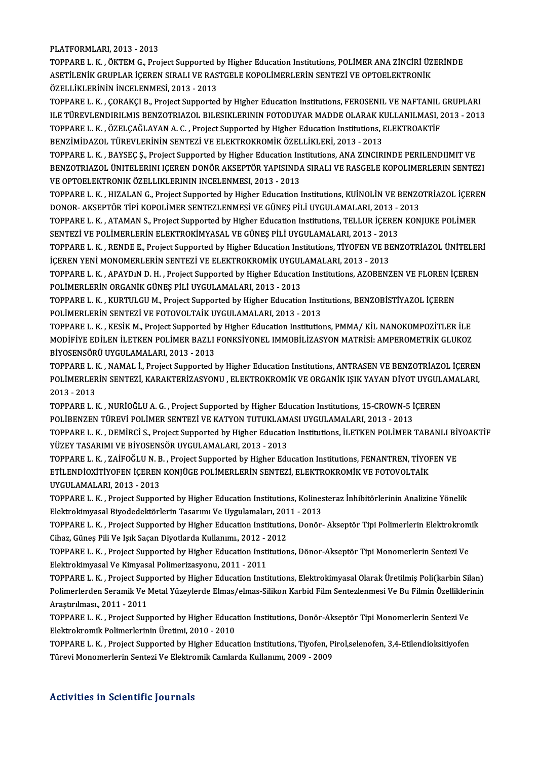PLATFORMLARI, 2013 - 2013

TOPPARE L. K. , ÖKTEM G., Project Supported by Higher Education Institutions, POLİMER ANA ZİNCİRİ ÜZERİNDE ASETİLENİK GRUPLAR İÇEREN SIRALI VE RASTGELE KOPOLİMERLERİN SENTEZİ VE OPTOELEKTRONİK ÖZELLİKLERİNİN İNCELENMESİ, 2013 - 2013

TOPPARE L. K. , ÇORAKÇI B., Project Supported by Higher Education Institutions, FEROSENIL VE NAFTANIL GRUPLARI ILE TÜREVLENDIRILMIS BENZOTRIAZOL BILESIKLERININ FOTODUYAR MADDE OLARAK KULLANILMASI, 2013 - 2013

TOPPARE L. K. , ÖZELÇAĞLAYAN A. C. , Project Supported by Higher Education Institutions, ELEKTROAKTİF BENZİMİDAZOL TÜREVLERİNİN SENTEZİ VE ELEKTROKROMİK ÖZELLİKLERİ, 2013 - 2013

TOPPARE L. K. , BAYSEÇ Ş., Project Supported by Higher Education Institutions, ANA ZINCIRINDE PERILENDIIMIT VE BENZOTRIAZOL ÜNITELERINI IÇEREN DONÖR AKSEPTÖR YAPISINDA SIRALI VE RASGELE KOPOLIMERLERIN SENTEZI VE OPTOELEKTRONIK ÖZELLIKLERININ INCELENMESI, 2013 - 2013

TOPPARE L. K. , HIZALAN G., Project Supported by Higher Education Institutions, KUİNOLİN VE BENZOTRİAZOL İÇEREN DONOR- AKSEPTÖR TİPİ KOPOLİMER SENTEZLENMESİ VE GÜNEŞ PİLİ UYGULAMALARI, 2013 - 2013

TOPPARE L. K. , ATAMAN S., Project Supported by Higher Education Institutions, TELLUR İÇEREN KONJUKE POLİMER SENTEZİ VE POLİMERLERİN ELEKTROKİMYASAL VE GÜNEŞ PİLİ UYGULAMALARI, 2013 - 2013

TOPPARE L. K. , RENDE E., Project Supported by Higher Education Institutions, TİYOFEN VE BENZOTRİAZOL ÜNİTELERİ İÇEREN YENİ MONOMERLERİN SENTEZİ VE ELEKTROKROMİK UYGULAMALARI, 2013 - 2013

TOPPARE L. K. , APAYDıN D. H. , Project Supported by Higher Education Institutions, AZOBENZEN VE FLOREN İÇEREN POLİMERLERİN ORGANİK GÜNEŞ PİLİ UYGULAMALARI, 2013 - 2013

TOPPARE L. K. , KURTULGU M., Project Supported by Higher Education Institutions, BENZOBİSTİYAZOL İÇEREN POLİMERLERİN SENTEZİ VE FOTOVOLTAİK UYGULAMALARI, 2013 - 2013

TOPPARE L. K. , KESİK M., Project Supported by Higher Education Institutions, PMMA/ KİL NANOKOMPOZİTLER İLE MODİFİYE EDİLEN İLETKEN POLİMER BAZLI FONKSİYONEL IMMOBİLİZASYON MATRİSİ: AMPEROMETRİK GLUKOZ BİYOSENSÖRÜ UYGULAMALARI, 2013 - 2013

TOPPARE L. K. , NAMAL İ., Project Supported by Higher Education Institutions, ANTRASEN VE BENZOTRİAZOL İÇEREN POLİMERLERİN SENTEZİ, KARAKTERİZASYONU , ELEKTROKROMİK VE ORGANİK IŞIK YAYAN DİYOT UYGULAMALARI, 2013 - 2013

TOPPARE L. K. , NURİOĞLU A. G. , Project Supported by Higher Education Institutions, 15-CROWN-5 İÇEREN POLİBENZEN TÜREVİ POLİMER SENTEZİ VE KATYON TUTUKLAMASI UYGULAMALARI, 2013 - 2013

TOPPARE L. K. , DEMİRCİ S., Project Supported by Higher Education Institutions, İLETKEN POLİMER TABANLI BİYOAKTİF YÜZEY TASARIMI VE BİYOSENSÖR UYGULAMALARI, 2013 - 2013

TOPPARE L. K. , ZAİFOĞLU N. B. , Project Supported by Higher Education Institutions, FENANTREN, TİYOFEN VE ETİLENDİOXİTİYOFEN İÇEREN KONJÜGE POLİMERLERİN SENTEZİ, ELEKTROKROMİK VE FOTOVOLTAİK UYGULAMALARI, 2013 - 2013

TOPPARE L. K. , Project Supported by Higher Education Institutions, Kolinesteraz İnhibitörlerinin Analizine Yönelik Elektrokimyasal Biyodedektörlerin Tasarımı Ve Uygulamaları, 2011 - 2013

TOPPARE L. K. , Project Supported by Higher Education Institutions, Donör- Akseptör Tipi Polimerlerin Elektrokromik Cihaz, Güneş Pili Ve Işık Saçan Diyotlarda Kullanımı., 2012 - 2012

TOPPARE L. K. , Project Supported by Higher Education Institutions, Dönor-Akseptör Tipi Monomerlerin Sentezi Ve Elektrokimyasal Ve Kimyasal Polimerizasyonu, 2011 - 2011

TOPPARE L. K. , Project Supported by Higher Education Institutions, Elektrokimyasal Olarak Üretilmiş Poli(karbin Silan) Polimerlerden Seramik Ve Metal Yüzeylerde Elmas/elmas-Silikon Karbid Film Sentezlenmesi Ve Bu Filmin Özelliklerinin Araştırılması., 2011 - 2011

TOPPARE L. K. , Project Supported by Higher Education Institutions, Donör-Akseptör Tipi Monomerlerin Sentezi Ve Elektrokromik Polimerlerinin Üretimi, 2010 - 2010

TOPPARE L. K. , Project Supported by Higher Education Institutions, Tiyofen, Pirol,selenofen, 3,4-Etilendioksitiyofen Türevi Monomerlerin Sentezi Ve Elektromik Camlarda Kullanımı, 2009 - 2009

## Activities in Scientific Journals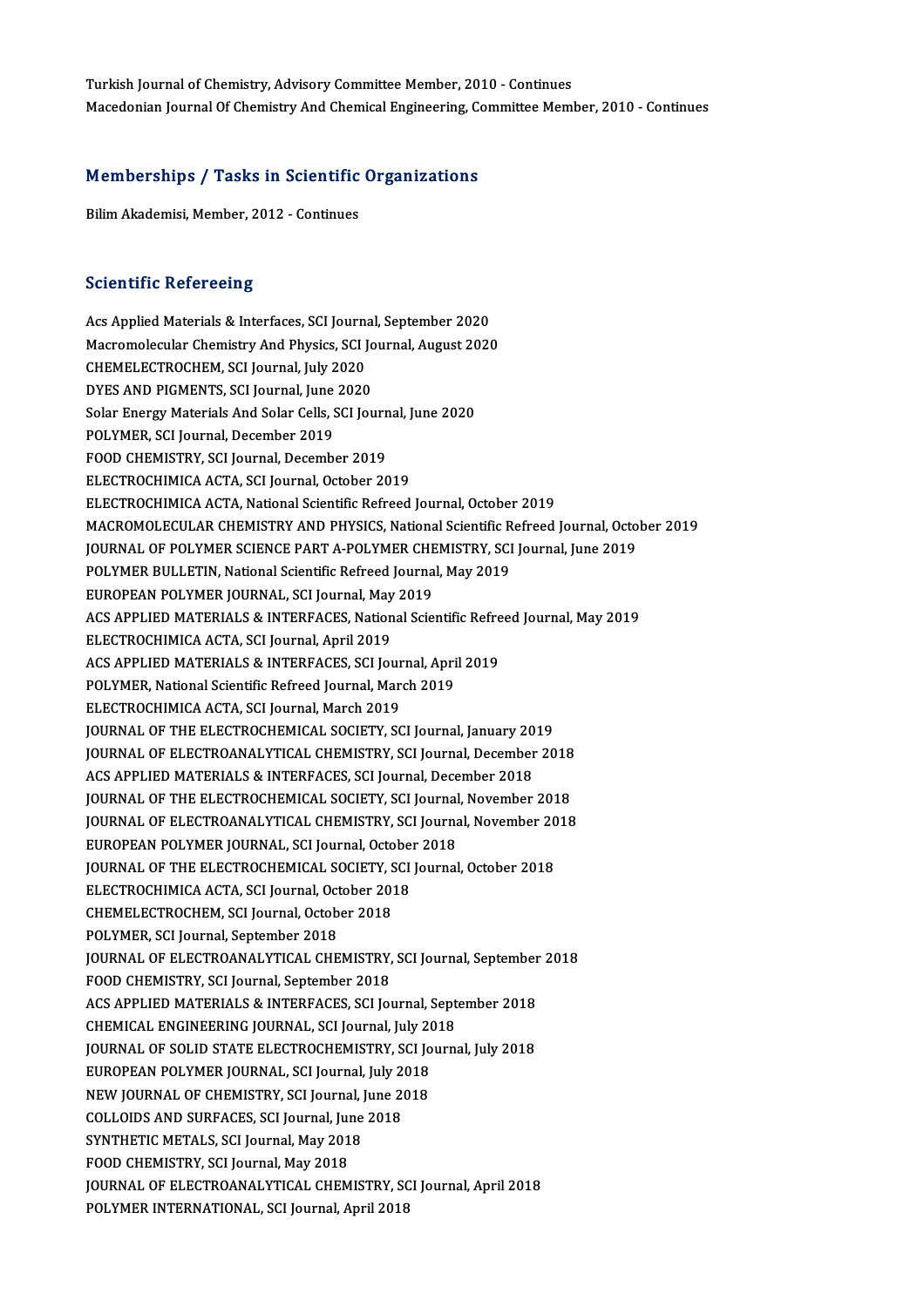Turkish Journal of Chemistry, Advisory Committee Member, 2010 - Continues
Macedonian Journal Of Chemistry And Chemical Engineering, Committee Member, 2010 - Continues

## Memberships / Tasks in Scientific Organizations

Bilim Akademisi, Member, 2012 - Continues

## Scientific Refereeing

Acs Applied Materials & Interfaces, SCI Journal, September 2020
Macromolecular Chemistry And Physics, SCI Journal, August 2020
CHEMELECTROCHEM, SCI Journal, July 2020
DYES AND PIGMENTS, SCI Journal, June 2020
Solar Energy Materials And Solar Cells, SCI Journal, June 2020
POLYMER, SCI Journal, December 2019
FOOD CHEMISTRY, SCI Journal, December 2019
ELECTROCHIMICA ACTA, SCI Journal, October 2019
ELECTROCHIMICA ACTA, National Scientific Refreed Journal, October 2019
MACROMOLECULAR CHEMISTRY AND PHYSICS, National Scientific Refreed Journal, October 2019
JOURNAL OF POLYMER SCIENCE PART A-POLYMER CHEMISTRY, SCI Journal, June 2019
POLYMER BULLETIN, National Scientific Refreed Journal, May 2019
EUROPEAN POLYMER JOURNAL, SCI Journal, May 2019
ACS APPLIED MATERIALS & INTERFACES, National Scientific Refreed Journal, May 2019
ELECTROCHIMICA ACTA, SCI Journal, April 2019
ACS APPLIED MATERIALS & INTERFACES, SCI Journal, April 2019
POLYMER, National Scientific Refreed Journal, March 2019
ELECTROCHIMICA ACTA, SCI Journal, March 2019
JOURNAL OF THE ELECTROCHEMICAL SOCIETY, SCI Journal, January 2019
JOURNAL OF ELECTROANALYTICAL CHEMISTRY, SCI Journal, December 2018
ACS APPLIED MATERIALS & INTERFACES, SCI Journal, December 2018
JOURNAL OF THE ELECTROCHEMICAL SOCIETY, SCI Journal, November 2018
JOURNAL OF ELECTROANALYTICAL CHEMISTRY, SCI Journal, November 2018
EUROPEAN POLYMER JOURNAL, SCI Journal, October 2018
JOURNAL OF THE ELECTROCHEMICAL SOCIETY, SCI Journal, October 2018
ELECTROCHIMICA ACTA, SCI Journal, October 2018
CHEMELECTROCHEM, SCI Journal, October 2018
POLYMER, SCI Journal, September 2018
JOURNAL OF ELECTROANALYTICAL CHEMISTRY, SCI Journal, September 2018
FOOD CHEMISTRY, SCI Journal, September 2018
ACS APPLIED MATERIALS & INTERFACES, SCI Journal, September 2018
CHEMICAL ENGINEERING JOURNAL, SCI Journal, July 2018
JOURNAL OF SOLID STATE ELECTROCHEMISTRY, SCI Journal, July 2018
EUROPEAN POLYMER JOURNAL, SCI Journal, July 2018
NEW JOURNAL OF CHEMISTRY, SCI Journal, June 2018
COLLOIDS AND SURFACES, SCI Journal, June 2018
SYNTHETIC METALS, SCI Journal, May 2018
FOOD CHEMISTRY, SCI Journal, May 2018
JOURNAL OF ELECTROANALYTICAL CHEMISTRY, SCI Journal, April 2018
POLYMER INTERNATIONAL, SCI Journal, April 2018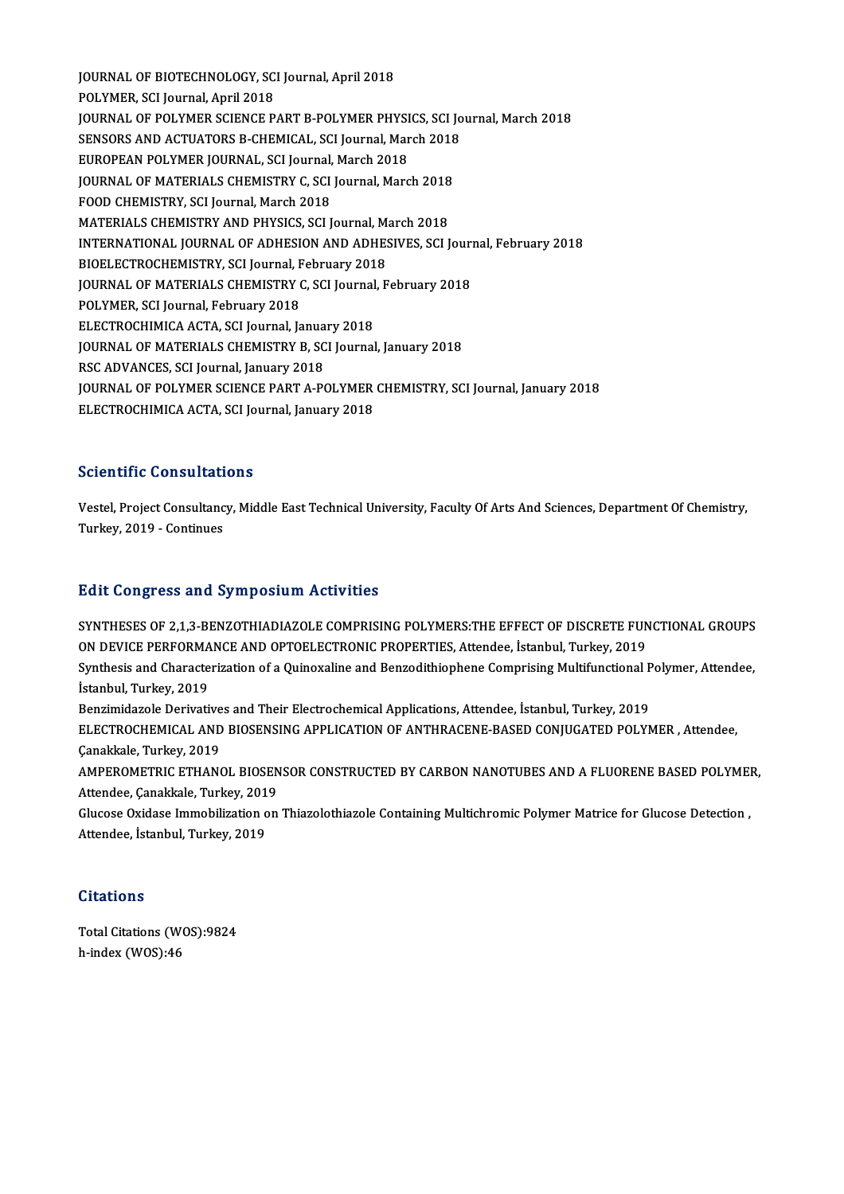JOURNAL OF BIOTECHNOLOGY, SCI Journal, April 2018
POLYMER, SCI Journal, April 2018
JOURNAL OF POLYMER SCIENCE PART B-POLYMER PHYSICS, SCI Journal, March 2018
SENSORS AND ACTUATORS B-CHEMICAL, SCI Journal, March 2018
EUROPEAN POLYMER JOURNAL, SCI Journal, March 2018
JOURNAL OF MATERIALS CHEMISTRY C, SCI Journal, March 2018
FOOD CHEMISTRY, SCI Journal, March 2018
MATERIALS CHEMISTRY AND PHYSICS, SCI Journal, March 2018
INTERNATIONAL JOURNAL OF ADHESION AND ADHESIVES, SCI Journal, February 2018
BIOELECTROCHEMISTRY, SCI Journal, February 2018
JOURNAL OF MATERIALS CHEMISTRY C, SCI Journal, February 2018
POLYMER, SCI Journal, February 2018
ELECTROCHIMICA ACTA, SCI Journal, January 2018
JOURNAL OF MATERIALS CHEMISTRY B, SCI Journal, January 2018
RSC ADVANCES, SCI Journal, January 2018
JOURNAL OF POLYMER SCIENCE PART A-POLYMER CHEMISTRY, SCI Journal, January 2018
ELECTROCHIMICA ACTA, SCI Journal, January 2018

## Scientific Consultations

Vestel, Project Consultancy, Middle East Technical University, Faculty Of Arts And Sciences, Department Of Chemistry, Turkey, 2019 - Continues

## Edit Congress and Symposium Activities

SYNTHESES OF 2,1,3-BENZOTHIADIAZOLE COMPRISING POLYMERS:THE EFFECT OF DISCRETE FUNCTIONAL GROUPS ON DEVICE PERFORMANCE AND OPTOELECTRONIC PROPERTIES, Attendee, İstanbul, Turkey, 2019
Synthesis and Characterization of a Quinoxaline and Benzodithiophene Comprising Multifunctional Polymer, Attendee, İstanbul, Turkey, 2019
Benzimidazole Derivatives and Their Electrochemical Applications, Attendee, İstanbul, Turkey, 2019
ELECTROCHEMICAL AND BIOSENSING APPLICATION OF ANTHRACENE-BASED CONJUGATED POLYMER , Attendee, Çanakkale, Turkey, 2019
AMPEROMETRIC ETHANOL BIOSENSOR CONSTRUCTED BY CARBON NANOTUBES AND A FLUORENE BASED POLYMER, Attendee, Çanakkale, Turkey, 2019
Glucose Oxidase Immobilization on Thiazolothiazole Containing Multichromic Polymer Matrice for Glucose Detection , Attendee, İstanbul, Turkey, 2019

## Citations

Total Citations (WOS):9824
h-index (WOS):46